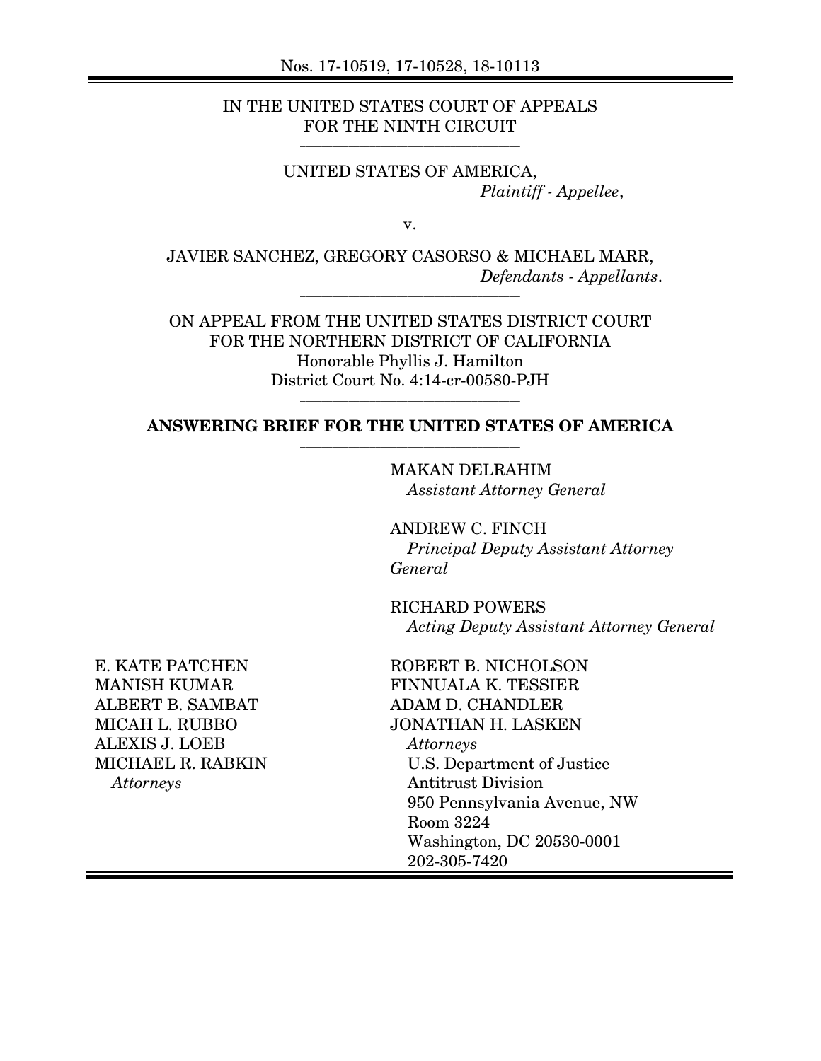Nos. 17-10519, 17-10528, 18-10113

IN THE UNITED STATES COURT OF APPEALS
FOR THE NINTH CIRCUIT

UNITED STATES OF AMERICA,
*Plaintiff - Appellee*,

v.

JAVIER SANCHEZ, GREGORY CASORSO & MICHAEL MARR,
*Defendants - Appellants*.

ON APPEAL FROM THE UNITED STATES DISTRICT COURT
FOR THE NORTHERN DISTRICT OF CALIFORNIA
Honorable Phyllis J. Hamilton
District Court No. 4:14-cr-00580-PJH

**ANSWERING BRIEF FOR THE UNITED STATES OF AMERICA**

MAKAN DELRAHIM
*Assistant Attorney General*

ANDREW C. FINCH
*Principal Deputy Assistant Attorney General*

RICHARD POWERS
*Acting Deputy Assistant Attorney General*

E. KATE PATCHEN
MANISH KUMAR
ALBERT B. SAMBAT
MICAH L. RUBBO
ALEXIS J. LOEB
MICHAEL R. RABKIN
*Attorneys*

ROBERT B. NICHOLSON
FINNUALA K. TESSIER
ADAM D. CHANDLER
JONATHAN H. LASKEN
*Attorneys*
U.S. Department of Justice
Antitrust Division
950 Pennsylvania Avenue, NW
Room 3224
Washington, DC 20530-0001
202-305-7420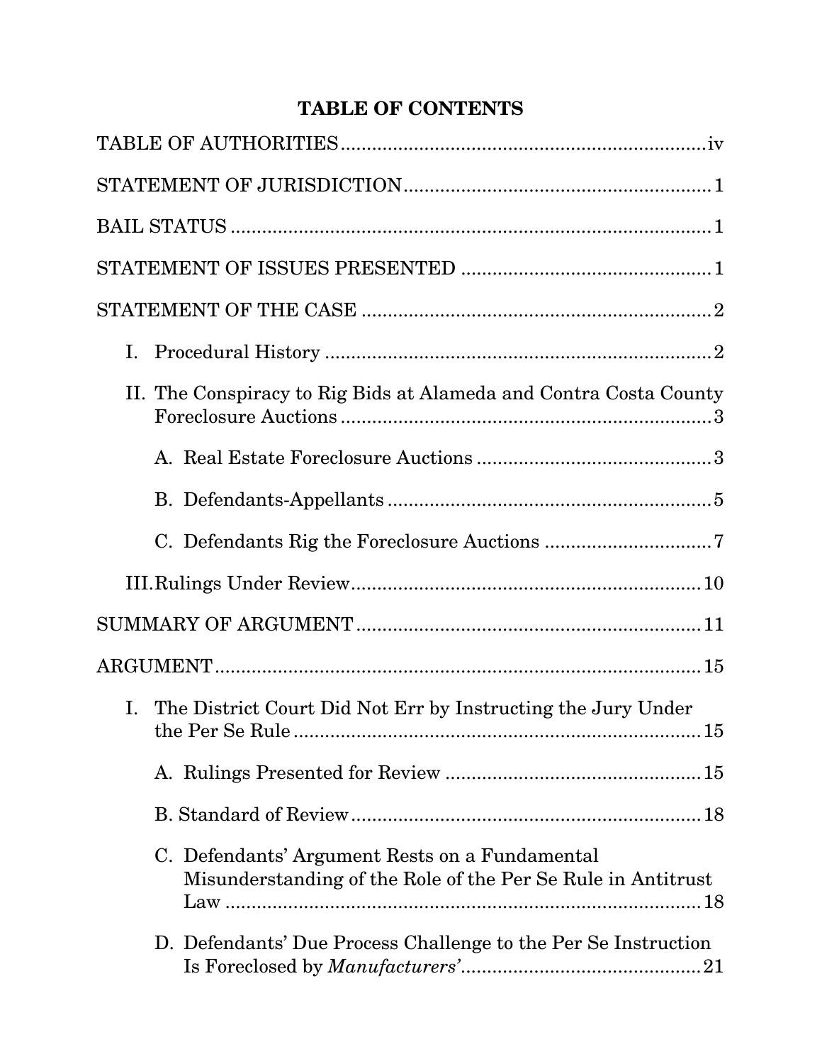# TABLE OF CONTENTS

TABLE OF AUTHORITIES .................................................................... iv

STATEMENT OF JURISDICTION ......................................................... 1

BAIL STATUS ......................................................................................... 1

STATEMENT OF ISSUES PRESENTED ............................................. 1

STATEMENT OF THE CASE ................................................................ 2

- I. Procedural History ........................................................................ 2
- II. The Conspiracy to Rig Bids at Alameda and Contra Costa County Foreclosure Auctions ...................................................................... 3
  - A. Real Estate Foreclosure Auctions ............................................ 3
  - B. Defendants-Appellants ............................................................. 5
  - C. Defendants Rig the Foreclosure Auctions ................................ 7
- III. Rulings Under Review ................................................................ 10

SUMMARY OF ARGUMENT ............................................................... 11

ARGUMENT .......................................................................................... 15

- I. The District Court Did Not Err by Instructing the Jury Under the Per Se Rule ............................................................................ 15
  - A. Rulings Presented for Review ................................................ 15
  - B. Standard of Review ................................................................. 18
  - C. Defendants' Argument Rests on a Fundamental Misunderstanding of the Role of the Per Se Rule in Antitrust Law ........................................................................................ 18
  - D. Defendants' Due Process Challenge to the Per Se Instruction Is Foreclosed by *Manufacturers'* ............................................ 21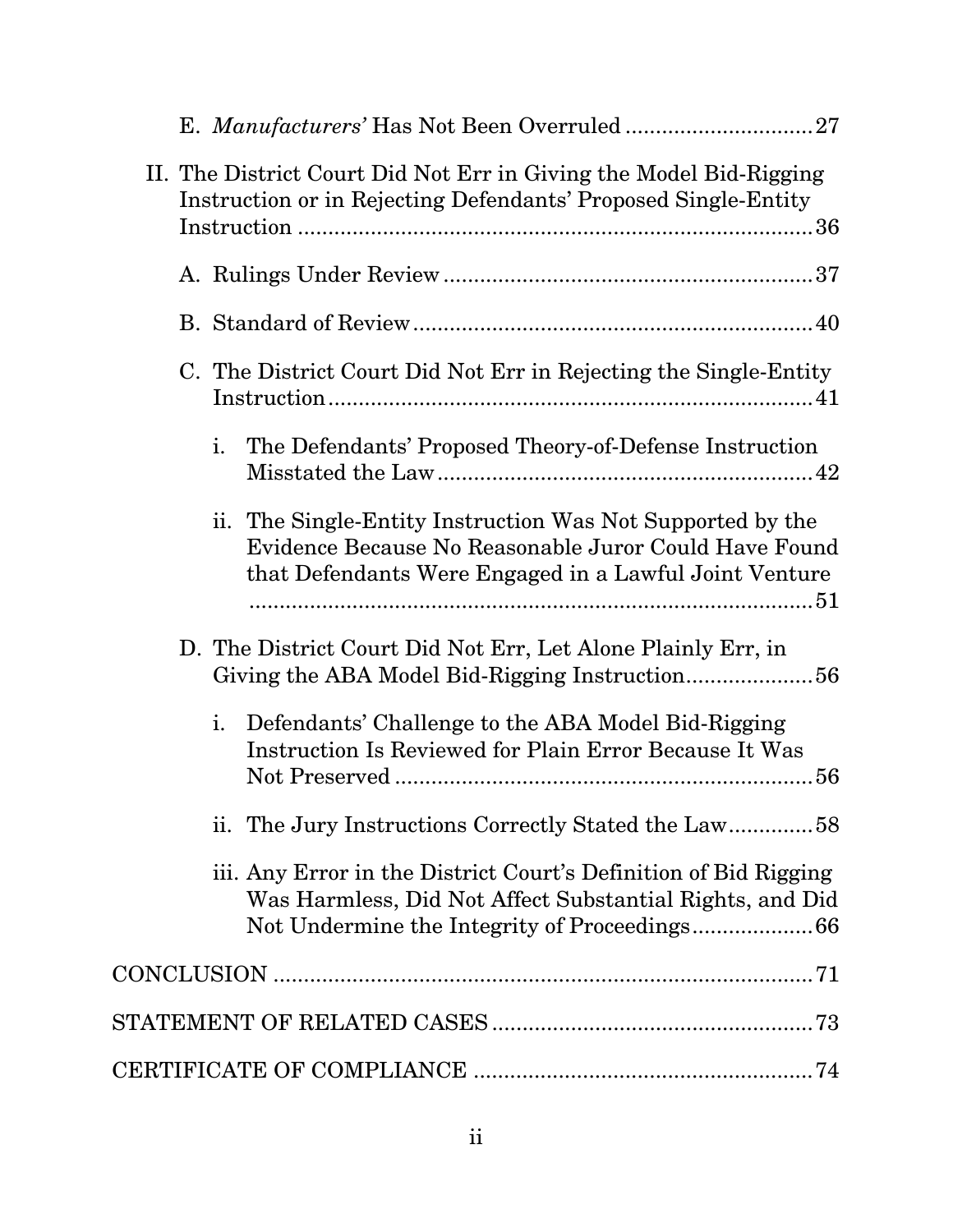E. *Manufacturers'* Has Not Been Overruled .............................. 27

II. The District Court Did Not Err in Giving the Model Bid-Rigging Instruction or in Rejecting Defendants' Proposed Single-Entity Instruction .................................................................................. 36

A. Rulings Under Review ............................................................ 37

B. Standard of Review ................................................................. 40

C. The District Court Did Not Err in Rejecting the Single-Entity Instruction ................................................................................ 41

i. The Defendants' Proposed Theory-of-Defense Instruction Misstated the Law ............................................................. 42

ii. The Single-Entity Instruction Was Not Supported by the Evidence Because No Reasonable Juror Could Have Found that Defendants Were Engaged in a Lawful Joint Venture ............................................................................................ 51

D. The District Court Did Not Err, Let Alone Plainly Err, in Giving the ABA Model Bid-Rigging Instruction ..................... 56

i. Defendants' Challenge to the ABA Model Bid-Rigging Instruction Is Reviewed for Plain Error Because It Was Not Preserved ..................................................................... 56

ii. The Jury Instructions Correctly Stated the Law ............. 58

iii. Any Error in the District Court's Definition of Bid Rigging Was Harmless, Did Not Affect Substantial Rights, and Did Not Undermine the Integrity of Proceedings .................... 66

CONCLUSION ......................................................................................... 71

STATEMENT OF RELATED CASES ..................................................... 73

CERTIFICATE OF COMPLIANCE ....................................................... 74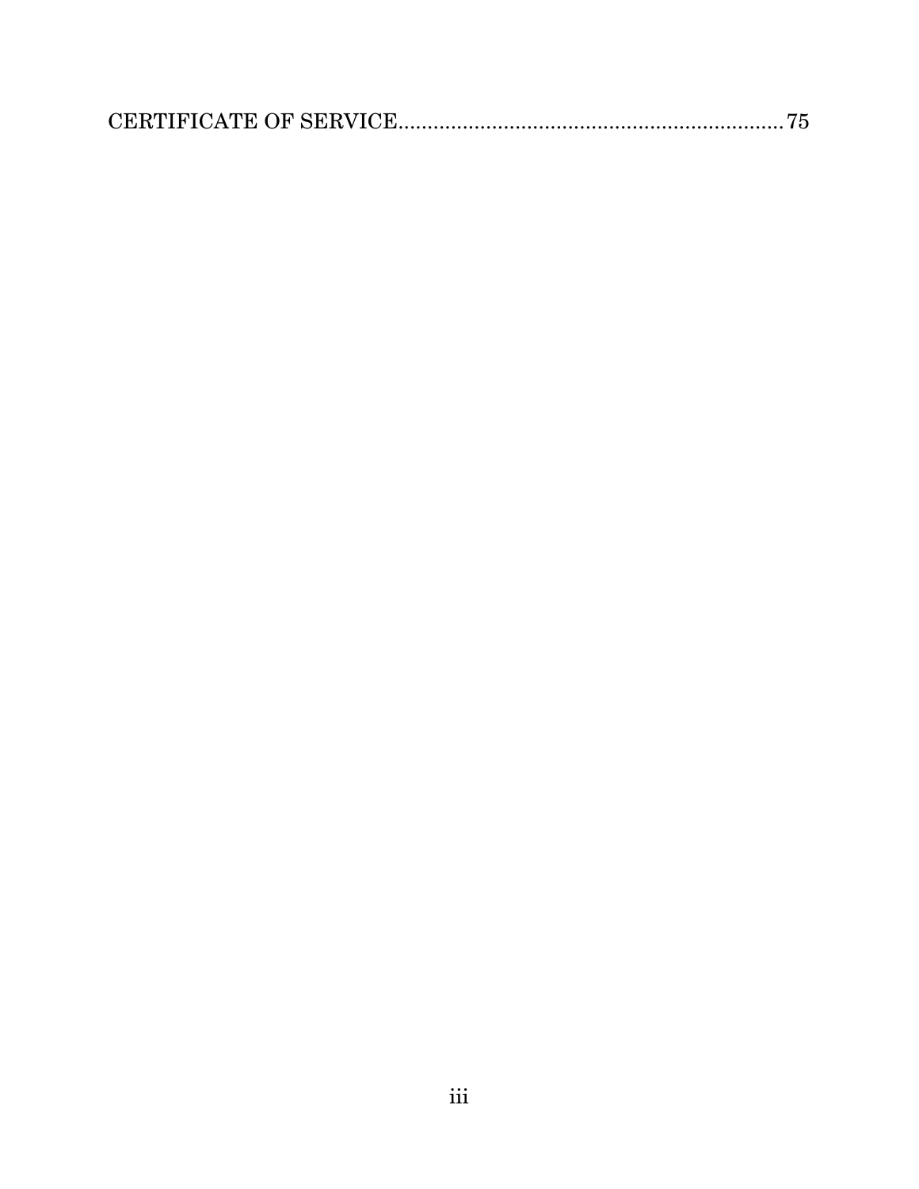CERTIFICATE OF SERVICE....................................................................75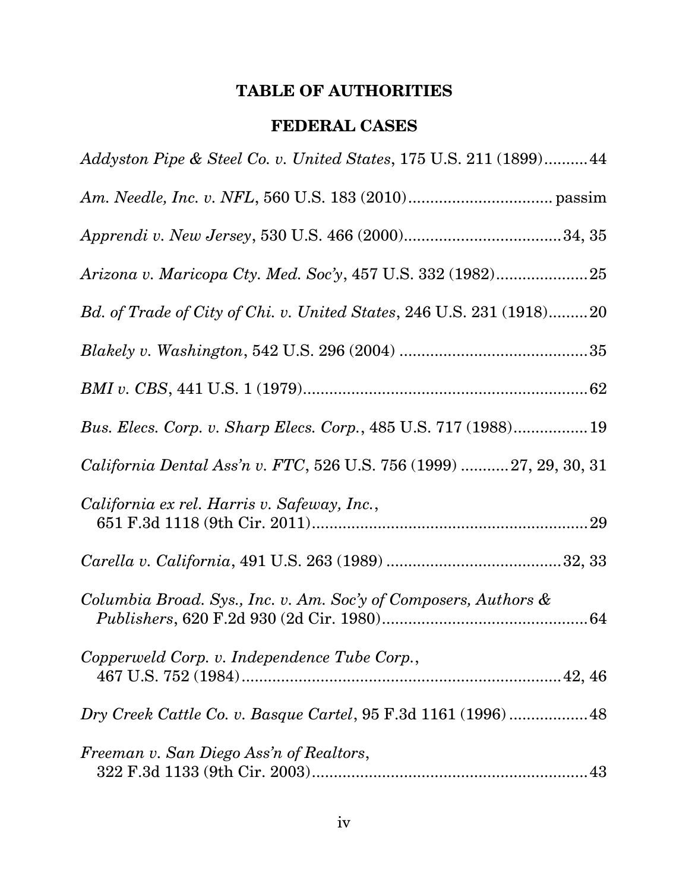# TABLE OF AUTHORITIES

## FEDERAL CASES

*Addyston Pipe & Steel Co. v. United States*, 175 U.S. 211 (1899)..........44

*Am. Needle, Inc. v. NFL*, 560 U.S. 183 (2010)................................ passim

*Apprendi v. New Jersey*, 530 U.S. 466 (2000)...................................34, 35

*Arizona v. Maricopa Cty. Med. Soc'y*, 457 U.S. 332 (1982)....................25

*Bd. of Trade of City of Chi. v. United States*, 246 U.S. 231 (1918).........20

*Blakely v. Washington*, 542 U.S. 296 (2004) ..........................................35

*BMI v. CBS*, 441 U.S. 1 (1979).................................................................62

*Bus. Elecs. Corp. v. Sharp Elecs. Corp.*, 485 U.S. 717 (1988)................19

*California Dental Ass'n v. FTC*, 526 U.S. 756 (1999) ..........27, 29, 30, 31

*California ex rel. Harris v. Safeway, Inc.*, 651 F.3d 1118 (9th Cir. 2011).............................................................29

*Carella v. California*, 491 U.S. 263 (1989) .......................................32, 33

*Columbia Broad. Sys., Inc. v. Am. Soc'y of Composers, Authors & Publishers*, 620 F.2d 930 (2d Cir. 1980)...............................................64

*Copperweld Corp. v. Independence Tube Corp.*, 467 U.S. 752 (1984).........................................................................42, 46

*Dry Creek Cattle Co. v. Basque Cartel*, 95 F.3d 1161 (1996).................48

*Freeman v. San Diego Ass'n of Realtors*, 322 F.3d 1133 (9th Cir. 2003).............................................................43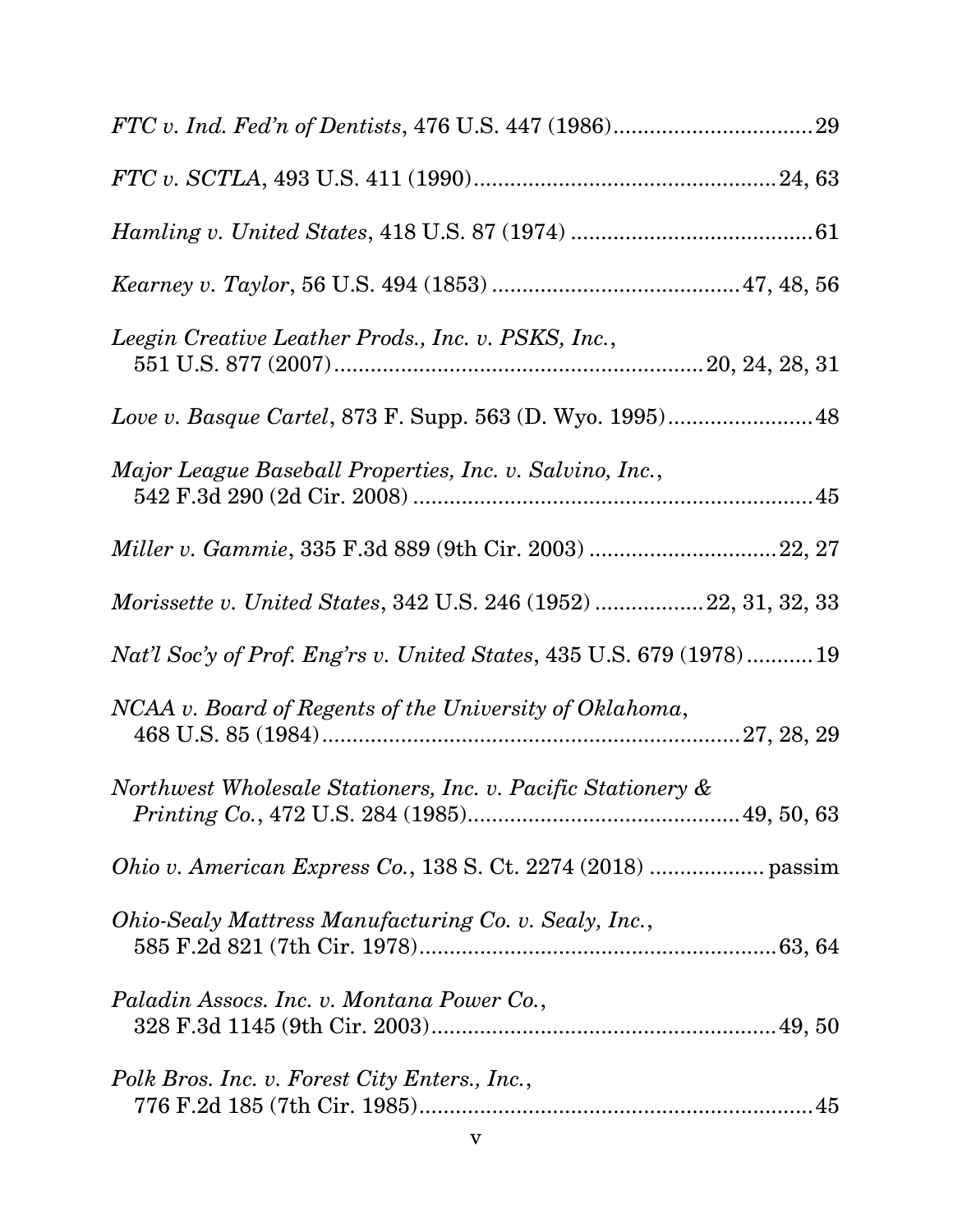*FTC v. Ind. Fed'n of Dentists*, 476 U.S. 447 (1986)....................................29

*FTC v. SCTLA*, 493 U.S. 411 (1990)....................................................24, 63

*Hamling v. United States*, 418 U.S. 87 (1974) ........................................61

*Kearney v. Taylor*, 56 U.S. 494 (1853) ........................................47, 48, 56

*Leegin Creative Leather Prods., Inc. v. PSKS, Inc.*,
551 U.S. 877 (2007)..............................................................20, 24, 28, 31

*Love v. Basque Cartel*, 873 F. Supp. 563 (D. Wyo. 1995)........................48

*Major League Baseball Properties, Inc. v. Salvino, Inc.*,
542 F.3d 290 (2d Cir. 2008) ....................................................................45

*Miller v. Gammie*, 335 F.3d 889 (9th Cir. 2003) ...............................22, 27

*Morissette v. United States*, 342 U.S. 246 (1952) ..................22, 31, 32, 33

*Nat'l Soc'y of Prof. Eng'rs v. United States*, 435 U.S. 679 (1978)...........19

*NCAA v. Board of Regents of the University of Oklahoma*,
468 U.S. 85 (1984)......................................................................27, 28, 29

*Northwest Wholesale Stationers, Inc. v. Pacific Stationery & Printing Co.*, 472 U.S. 284 (1985)............................................49, 50, 63

*Ohio v. American Express Co.*, 138 S. Ct. 2274 (2018) .................. passim

*Ohio-Sealy Mattress Manufacturing Co. v. Sealy, Inc.*,
585 F.2d 821 (7th Cir. 1978)..........................................................63, 64

*Paladin Assocs. Inc. v. Montana Power Co.*,
328 F.3d 1145 (9th Cir. 2003)........................................................49, 50

*Polk Bros. Inc. v. Forest City Enters., Inc.*,
776 F.2d 185 (7th Cir. 1985)..................................................................45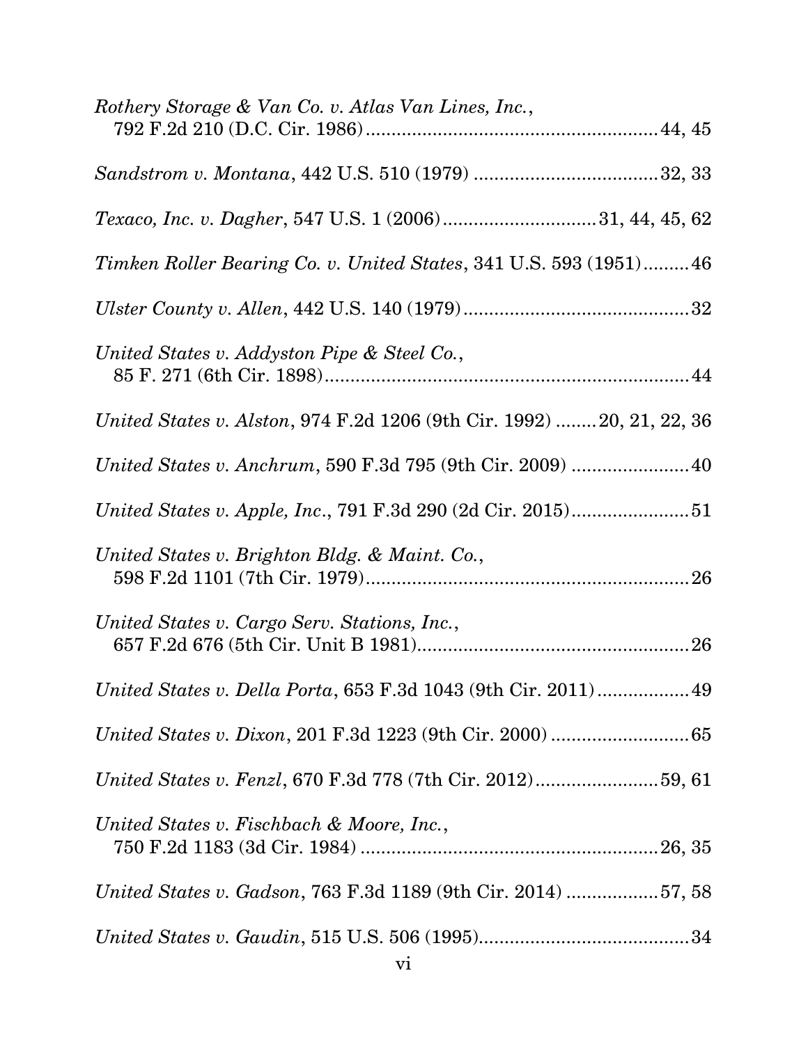*Rothery Storage & Van Co. v. Atlas Van Lines, Inc.*,
792 F.2d 210 (D.C. Cir. 1986) ........................................................ 44, 45

*Sandstrom v. Montana*, 442 U.S. 510 (1979) .................................... 32, 33

*Texaco, Inc. v. Dagher*, 547 U.S. 1 (2006) .............................. 31, 44, 45, 62

*Timken Roller Bearing Co. v. United States*, 341 U.S. 593 (1951) ......... 46

*Ulster County v. Allen*, 442 U.S. 140 (1979) ............................................ 32

*United States v. Addyston Pipe & Steel Co.*,
85 F. 271 (6th Cir. 1898) ........................................................................ 44

*United States v. Alston*, 974 F.2d 1206 (9th Cir. 1992) ........ 20, 21, 22, 36

*United States v. Anchrum*, 590 F.3d 795 (9th Cir. 2009) ....................... 40

*United States v. Apple, Inc.*, 791 F.3d 290 (2d Cir. 2015) ....................... 51

*United States v. Brighton Bldg. & Maint. Co.*,
598 F.2d 1101 (7th Cir. 1979) ................................................................ 26

*United States v. Cargo Serv. Stations, Inc.*,
657 F.2d 676 (5th Cir. Unit B 1981) ...................................................... 26

*United States v. Della Porta*, 653 F.3d 1043 (9th Cir. 2011) .................. 49

*United States v. Dixon*, 201 F.3d 1223 (9th Cir. 2000) ........................... 65

*United States v. Fenzl*, 670 F.3d 778 (7th Cir. 2012) ........................ 59, 61

*United States v. Fischbach & Moore, Inc.*,
750 F.2d 1183 (3d Cir. 1984) .......................................................... 26, 35

*United States v. Gadson*, 763 F.3d 1189 (9th Cir. 2014) ................. 57, 58

*United States v. Gaudin*, 515 U.S. 506 (1995) ......................................... 34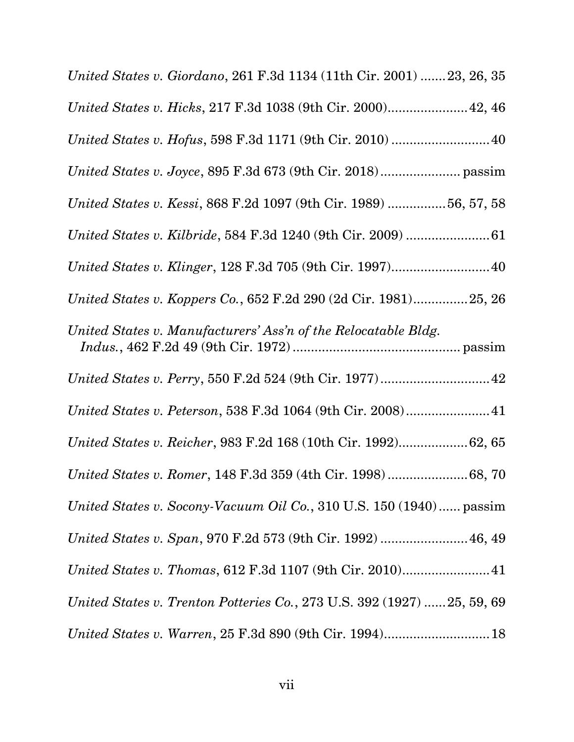*United States v. Giordano*, 261 F.3d 1134 (11th Cir. 2001) .......23, 26, 35

*United States v. Hicks*, 217 F.3d 1038 (9th Cir. 2000)......................42, 46

*United States v. Hofus*, 598 F.3d 1171 (9th Cir. 2010) ...........................40

*United States v. Joyce*, 895 F.3d 673 (9th Cir. 2018)...................... passim

*United States v. Kessi*, 868 F.2d 1097 (9th Cir. 1989) ................56, 57, 58

*United States v. Kilbride*, 584 F.3d 1240 (9th Cir. 2009) .......................61

*United States v. Klinger*, 128 F.3d 705 (9th Cir. 1997)...........................40

*United States v. Koppers Co.*, 652 F.2d 290 (2d Cir. 1981)...............25, 26

*United States v. Manufacturers' Ass'n of the Relocatable Bldg. Indus.*, 462 F.2d 49 (9th Cir. 1972) ............................................. passim

*United States v. Perry*, 550 F.2d 524 (9th Cir. 1977)..............................42

*United States v. Peterson*, 538 F.3d 1064 (9th Cir. 2008).......................41

*United States v. Reicher*, 983 F.2d 168 (10th Cir. 1992)...................62, 65

*United States v. Romer*, 148 F.3d 359 (4th Cir. 1998) ......................68, 70

*United States v. Socony-Vacuum Oil Co.*, 310 U.S. 150 (1940)...... passim

*United States v. Span*, 970 F.2d 573 (9th Cir. 1992) ........................46, 49

*United States v. Thomas*, 612 F.3d 1107 (9th Cir. 2010)........................41

*United States v. Trenton Potteries Co.*, 273 U.S. 392 (1927) ......25, 59, 69

*United States v. Warren*, 25 F.3d 890 (9th Cir. 1994).............................18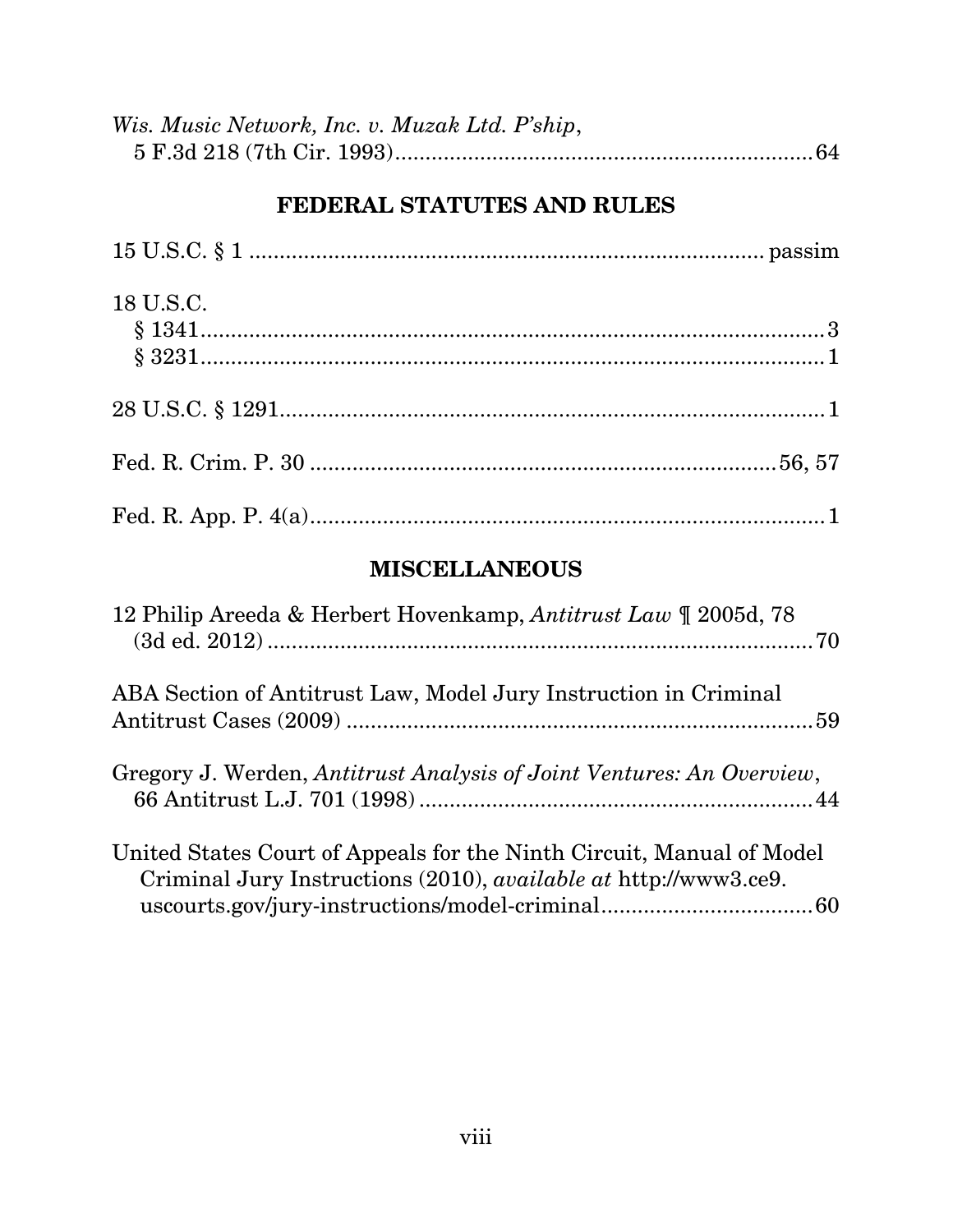*Wis. Music Network, Inc. v. Muzak Ltd. P'ship*,
5 F.3d 218 (7th Cir. 1993)........................................................................64

## FEDERAL STATUTES AND RULES

15 U.S.C. § 1 ........................................................................................ passim

18 U.S.C.
§ 1341...........................................................................................................3
§ 3231...........................................................................................................1

28 U.S.C. § 1291.............................................................................................1

Fed. R. Crim. P. 30 ....................................................................................56, 57

Fed. R. App. P. 4(a)..........................................................................................1

## MISCELLANEOUS

12 Philip Areeda & Herbert Hovenkamp, *Antitrust Law* ¶ 2005d, 78
(3d ed. 2012) ...............................................................................................70

ABA Section of Antitrust Law, Model Jury Instruction in Criminal
Antitrust Cases (2009) ...............................................................................59

Gregory J. Werden, *Antitrust Analysis of Joint Ventures: An Overview*,
66 Antitrust L.J. 701 (1998) ......................................................................44

United States Court of Appeals for the Ninth Circuit, Manual of Model
Criminal Jury Instructions (2010), *available at* http://www3.ce9.
uscourts.gov/jury-instructions/model-criminal.......................................60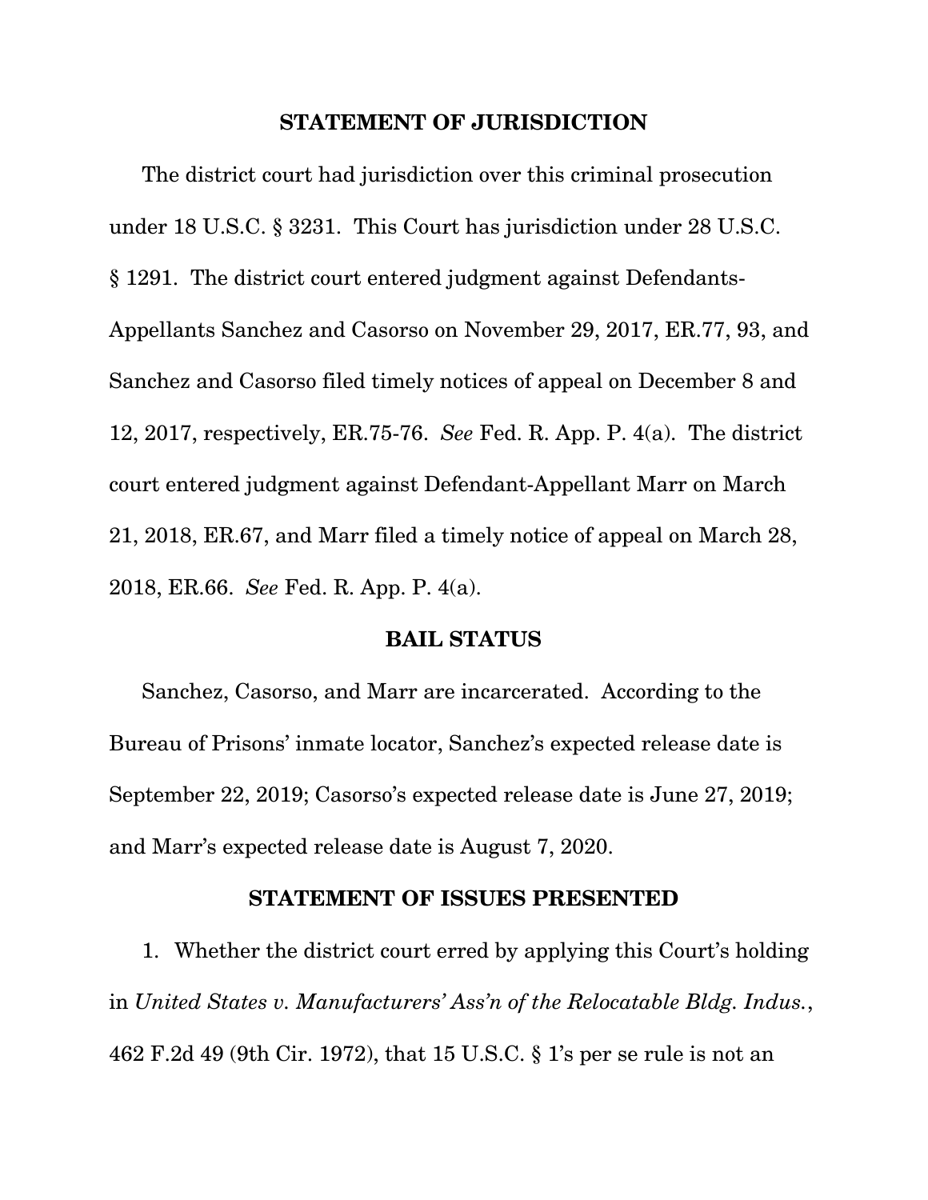## STATEMENT OF JURISDICTION

The district court had jurisdiction over this criminal prosecution under 18 U.S.C. § 3231. This Court has jurisdiction under 28 U.S.C. § 1291. The district court entered judgment against Defendants-Appellants Sanchez and Casorso on November 29, 2017, ER.77, 93, and Sanchez and Casorso filed timely notices of appeal on December 8 and 12, 2017, respectively, ER.75-76. *See* Fed. R. App. P. 4(a). The district court entered judgment against Defendant-Appellant Marr on March 21, 2018, ER.67, and Marr filed a timely notice of appeal on March 28, 2018, ER.66. *See* Fed. R. App. P. 4(a).

## BAIL STATUS

Sanchez, Casorso, and Marr are incarcerated. According to the Bureau of Prisons' inmate locator, Sanchez's expected release date is September 22, 2019; Casorso's expected release date is June 27, 2019; and Marr's expected release date is August 7, 2020.

## STATEMENT OF ISSUES PRESENTED

1. Whether the district court erred by applying this Court's holding in *United States v. Manufacturers' Ass'n of the Relocatable Bldg. Indus.*, 462 F.2d 49 (9th Cir. 1972), that 15 U.S.C. § 1's per se rule is not an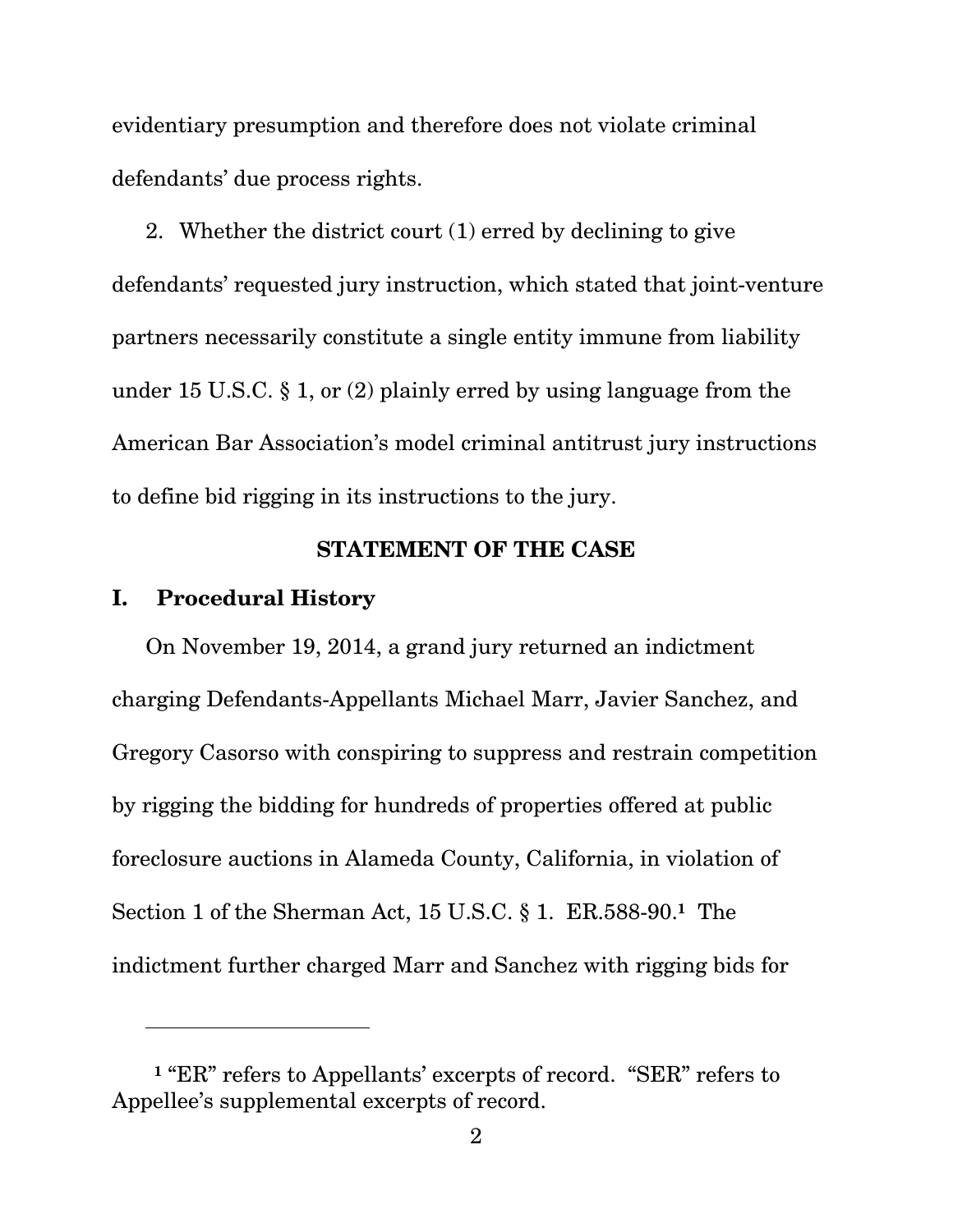evidentiary presumption and therefore does not violate criminal defendants' due process rights.

2. Whether the district court (1) erred by declining to give defendants' requested jury instruction, which stated that joint-venture partners necessarily constitute a single entity immune from liability under 15 U.S.C. § 1, or (2) plainly erred by using language from the American Bar Association's model criminal antitrust jury instructions to define bid rigging in its instructions to the jury.

## STATEMENT OF THE CASE

### I. Procedural History

On November 19, 2014, a grand jury returned an indictment charging Defendants-Appellants Michael Marr, Javier Sanchez, and Gregory Casorso with conspiring to suppress and restrain competition by rigging the bidding for hundreds of properties offered at public foreclosure auctions in Alameda County, California, in violation of Section 1 of the Sherman Act, 15 U.S.C. § 1. ER.588-90.[1] The indictment further charged Marr and Sanchez with rigging bids for

---

[1] "ER" refers to Appellants' excerpts of record. "SER" refers to Appellee's supplemental excerpts of record.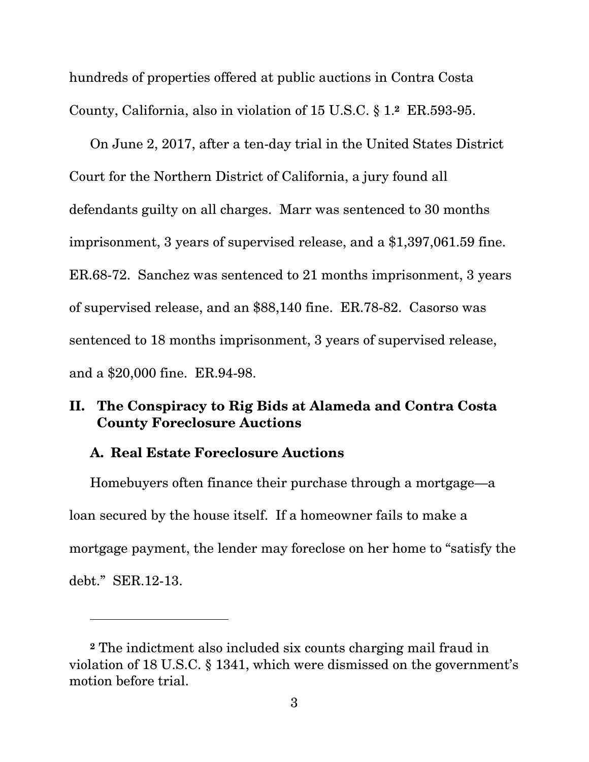hundreds of properties offered at public auctions in Contra Costa County, California, also in violation of 15 U.S.C. § 1.[2] ER.593-95.

On June 2, 2017, after a ten-day trial in the United States District Court for the Northern District of California, a jury found all defendants guilty on all charges. Marr was sentenced to 30 months imprisonment, 3 years of supervised release, and a $1,397,061.59 fine. ER.68-72. Sanchez was sentenced to 21 months imprisonment, 3 years of supervised release, and an $88,140 fine. ER.78-82. Casorso was sentenced to 18 months imprisonment, 3 years of supervised release, and a $20,000 fine. ER.94-98.

## II. The Conspiracy to Rig Bids at Alameda and Contra Costa County Foreclosure Auctions

### A. Real Estate Foreclosure Auctions

Homebuyers often finance their purchase through a mortgage—a loan secured by the house itself. If a homeowner fails to make a mortgage payment, the lender may foreclose on her home to "satisfy the debt." SER.12-13.

---

[2] The indictment also included six counts charging mail fraud in violation of 18 U.S.C. § 1341, which were dismissed on the government's motion before trial.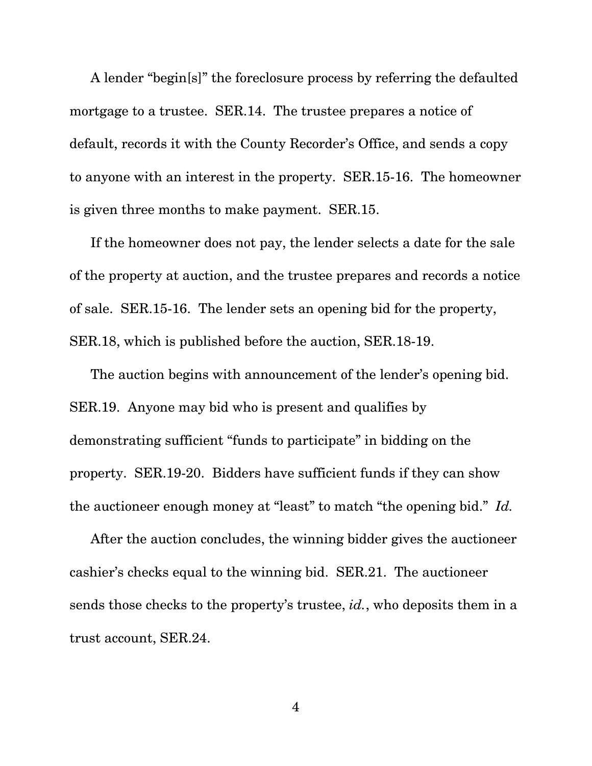A lender "begin[s]" the foreclosure process by referring the defaulted mortgage to a trustee. SER.14. The trustee prepares a notice of default, records it with the County Recorder's Office, and sends a copy to anyone with an interest in the property. SER.15-16. The homeowner is given three months to make payment. SER.15.

If the homeowner does not pay, the lender selects a date for the sale of the property at auction, and the trustee prepares and records a notice of sale. SER.15-16. The lender sets an opening bid for the property, SER.18, which is published before the auction, SER.18-19.

The auction begins with announcement of the lender's opening bid. SER.19. Anyone may bid who is present and qualifies by demonstrating sufficient "funds to participate" in bidding on the property. SER.19-20. Bidders have sufficient funds if they can show the auctioneer enough money at "least" to match "the opening bid." *Id.*

After the auction concludes, the winning bidder gives the auctioneer cashier's checks equal to the winning bid. SER.21. The auctioneer sends those checks to the property's trustee, *id.*, who deposits them in a trust account, SER.24.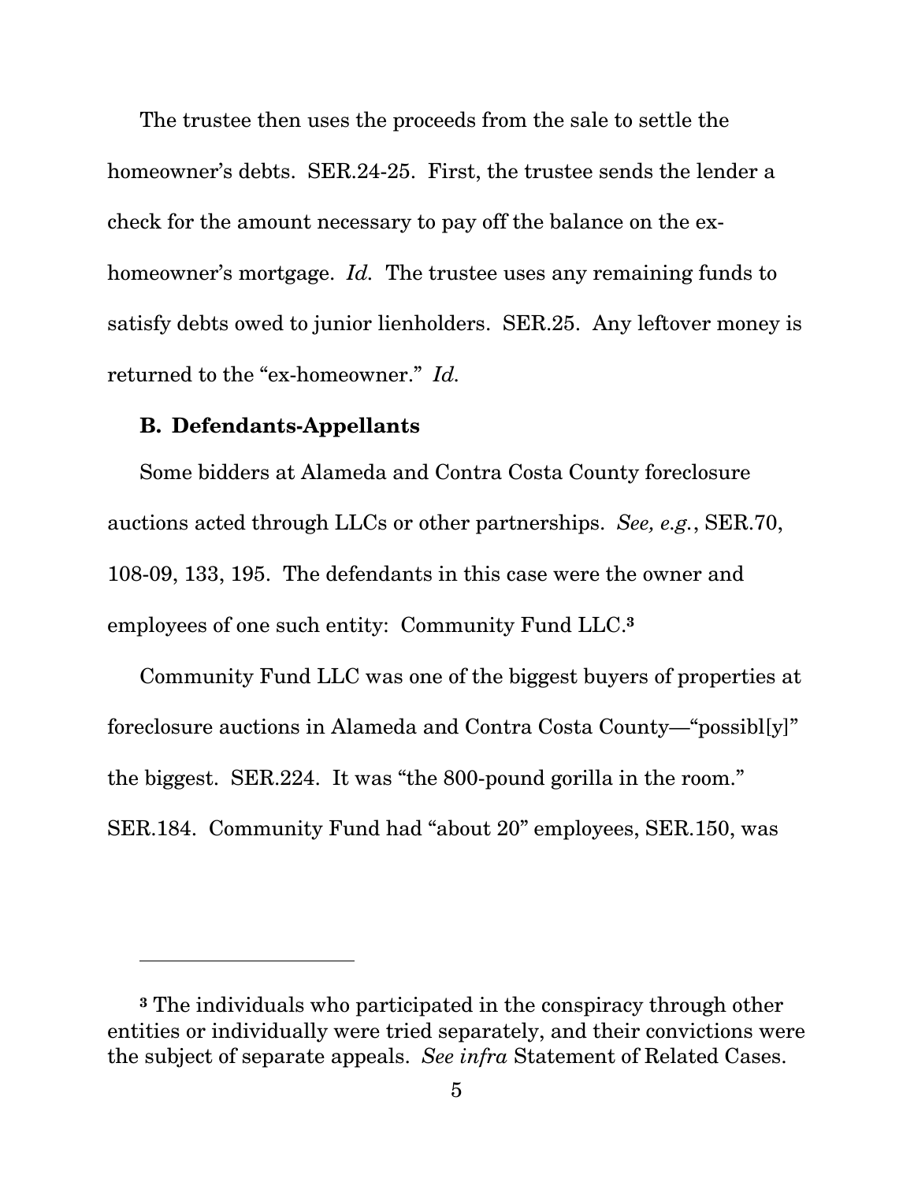The trustee then uses the proceeds from the sale to settle the homeowner's debts. SER.24-25. First, the trustee sends the lender a check for the amount necessary to pay off the balance on the ex-homeowner's mortgage. *Id.* The trustee uses any remaining funds to satisfy debts owed to junior lienholders. SER.25. Any leftover money is returned to the "ex-homeowner." *Id.*

### B. Defendants-Appellants

Some bidders at Alameda and Contra Costa County foreclosure auctions acted through LLCs or other partnerships. *See, e.g.*, SER.70, 108-09, 133, 195. The defendants in this case were the owner and employees of one such entity: Community Fund LLC.[3]

Community Fund LLC was one of the biggest buyers of properties at foreclosure auctions in Alameda and Contra Costa County—"possibl[y]" the biggest. SER.224. It was "the 800-pound gorilla in the room." SER.184. Community Fund had "about 20" employees, SER.150, was

---

[3] The individuals who participated in the conspiracy through other entities or individually were tried separately, and their convictions were the subject of separate appeals. *See infra* Statement of Related Cases.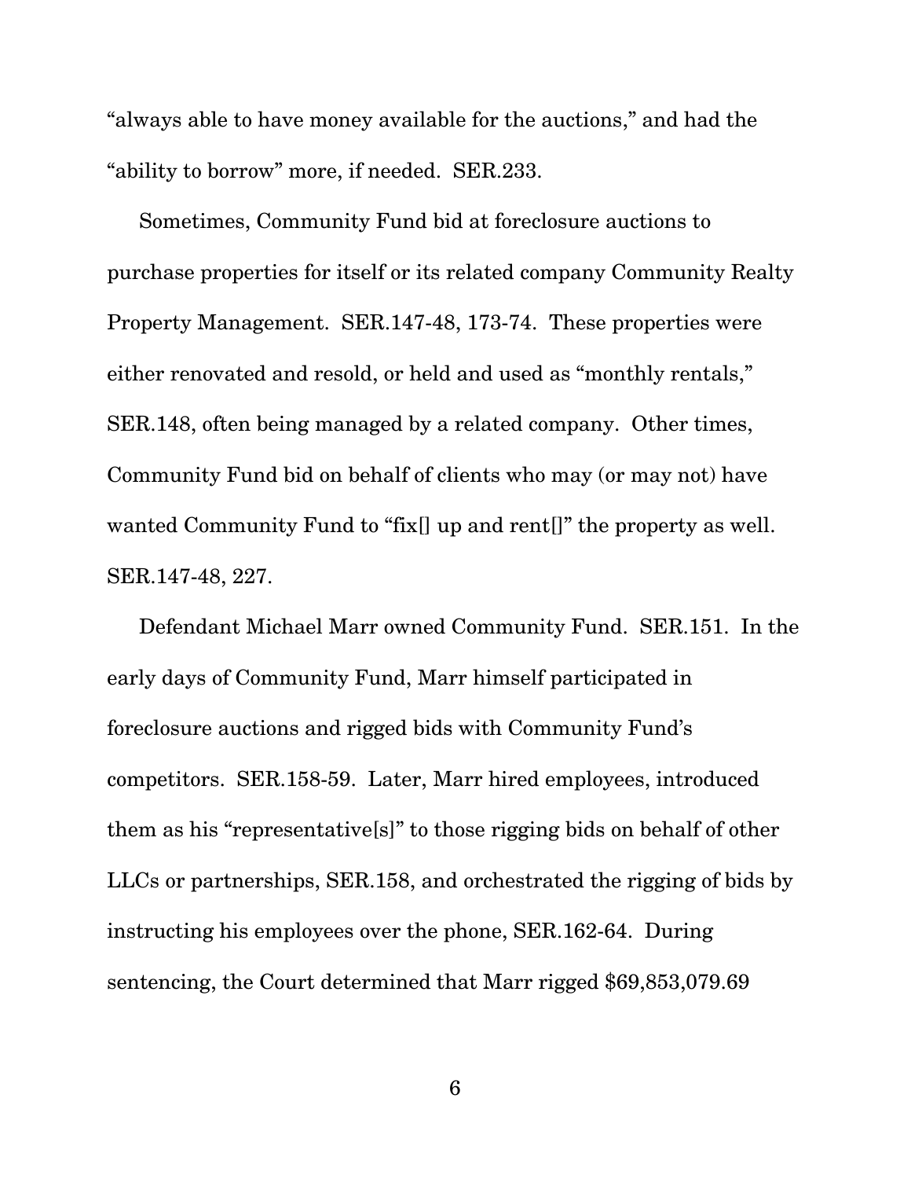"always able to have money available for the auctions," and had the "ability to borrow" more, if needed. SER.233.

Sometimes, Community Fund bid at foreclosure auctions to purchase properties for itself or its related company Community Realty Property Management. SER.147-48, 173-74. These properties were either renovated and resold, or held and used as "monthly rentals," SER.148, often being managed by a related company. Other times, Community Fund bid on behalf of clients who may (or may not) have wanted Community Fund to "fix[] up and rent[]" the property as well. SER.147-48, 227.

Defendant Michael Marr owned Community Fund. SER.151. In the early days of Community Fund, Marr himself participated in foreclosure auctions and rigged bids with Community Fund's competitors. SER.158-59. Later, Marr hired employees, introduced them as his "representative[s]" to those rigging bids on behalf of other LLCs or partnerships, SER.158, and orchestrated the rigging of bids by instructing his employees over the phone, SER.162-64. During sentencing, the Court determined that Marr rigged $69,853,079.69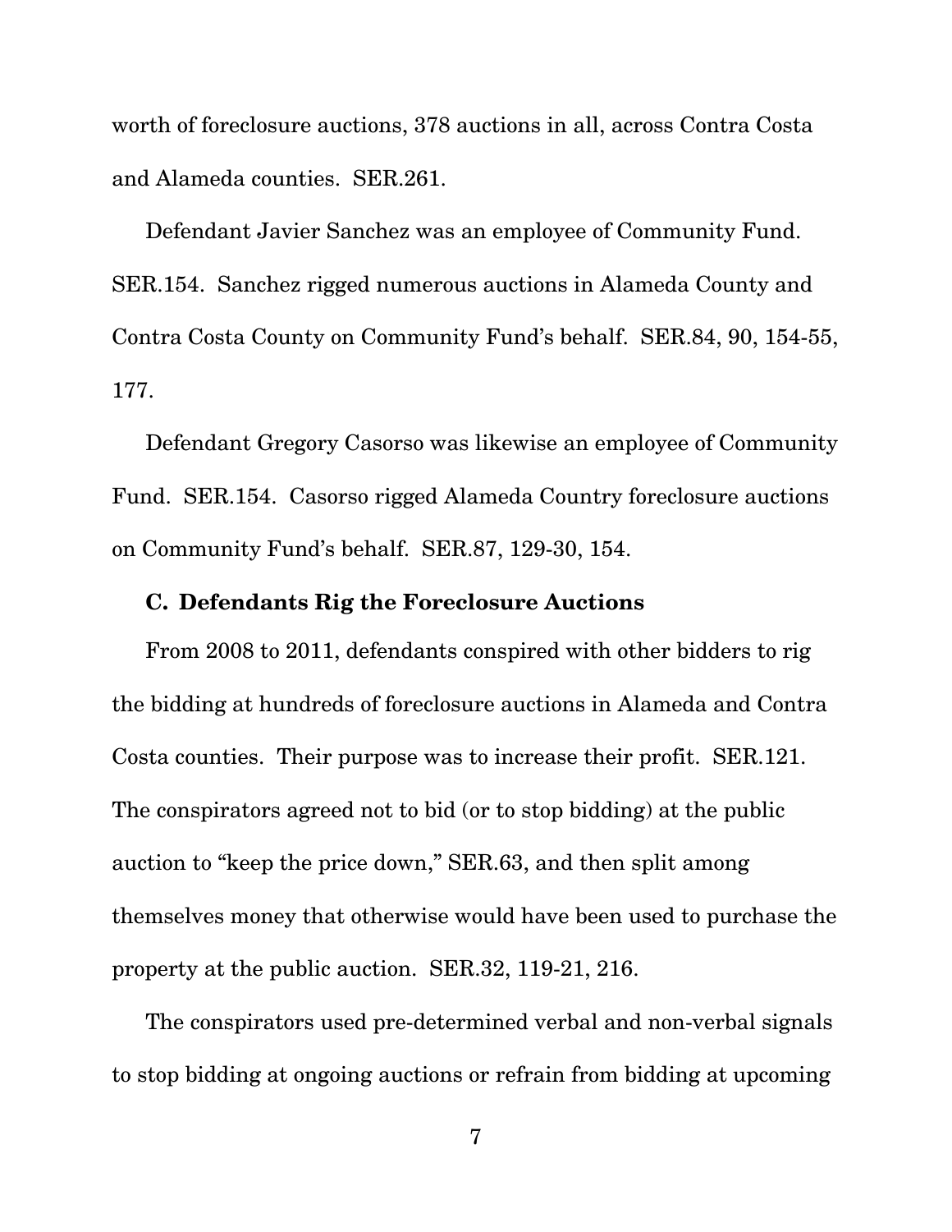worth of foreclosure auctions, 378 auctions in all, across Contra Costa and Alameda counties. SER.261.

Defendant Javier Sanchez was an employee of Community Fund. SER.154. Sanchez rigged numerous auctions in Alameda County and Contra Costa County on Community Fund's behalf. SER.84, 90, 154-55, 177.

Defendant Gregory Casorso was likewise an employee of Community Fund. SER.154. Casorso rigged Alameda Country foreclosure auctions on Community Fund's behalf. SER.87, 129-30, 154.

### C. Defendants Rig the Foreclosure Auctions

From 2008 to 2011, defendants conspired with other bidders to rig the bidding at hundreds of foreclosure auctions in Alameda and Contra Costa counties. Their purpose was to increase their profit. SER.121. The conspirators agreed not to bid (or to stop bidding) at the public auction to "keep the price down," SER.63, and then split among themselves money that otherwise would have been used to purchase the property at the public auction. SER.32, 119-21, 216.

The conspirators used pre-determined verbal and non-verbal signals to stop bidding at ongoing auctions or refrain from bidding at upcoming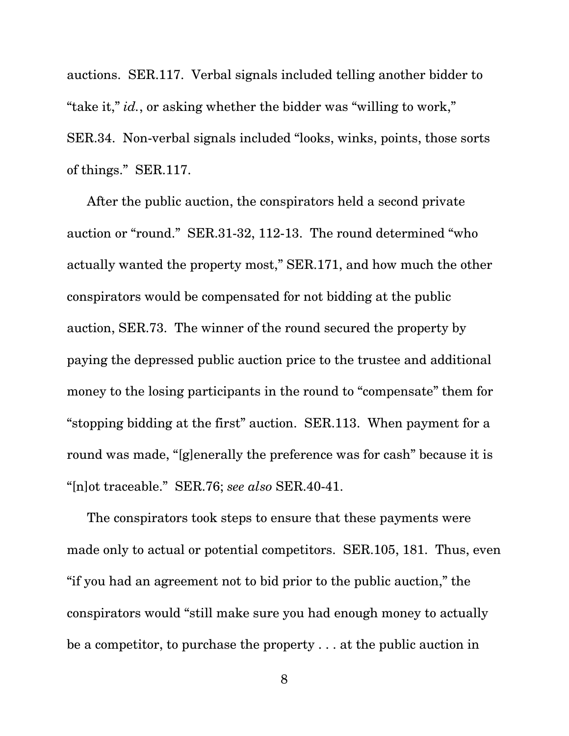auctions. SER.117. Verbal signals included telling another bidder to "take it," *id.*, or asking whether the bidder was "willing to work," SER.34. Non-verbal signals included "looks, winks, points, those sorts of things." SER.117.

After the public auction, the conspirators held a second private auction or "round." SER.31-32, 112-13. The round determined "who actually wanted the property most," SER.171, and how much the other conspirators would be compensated for not bidding at the public auction, SER.73. The winner of the round secured the property by paying the depressed public auction price to the trustee and additional money to the losing participants in the round to "compensate" them for "stopping bidding at the first" auction. SER.113. When payment for a round was made, "[g]enerally the preference was for cash" because it is "[n]ot traceable." SER.76; *see also* SER.40-41.

The conspirators took steps to ensure that these payments were made only to actual or potential competitors. SER.105, 181. Thus, even "if you had an agreement not to bid prior to the public auction," the conspirators would "still make sure you had enough money to actually be a competitor, to purchase the property . . . at the public auction in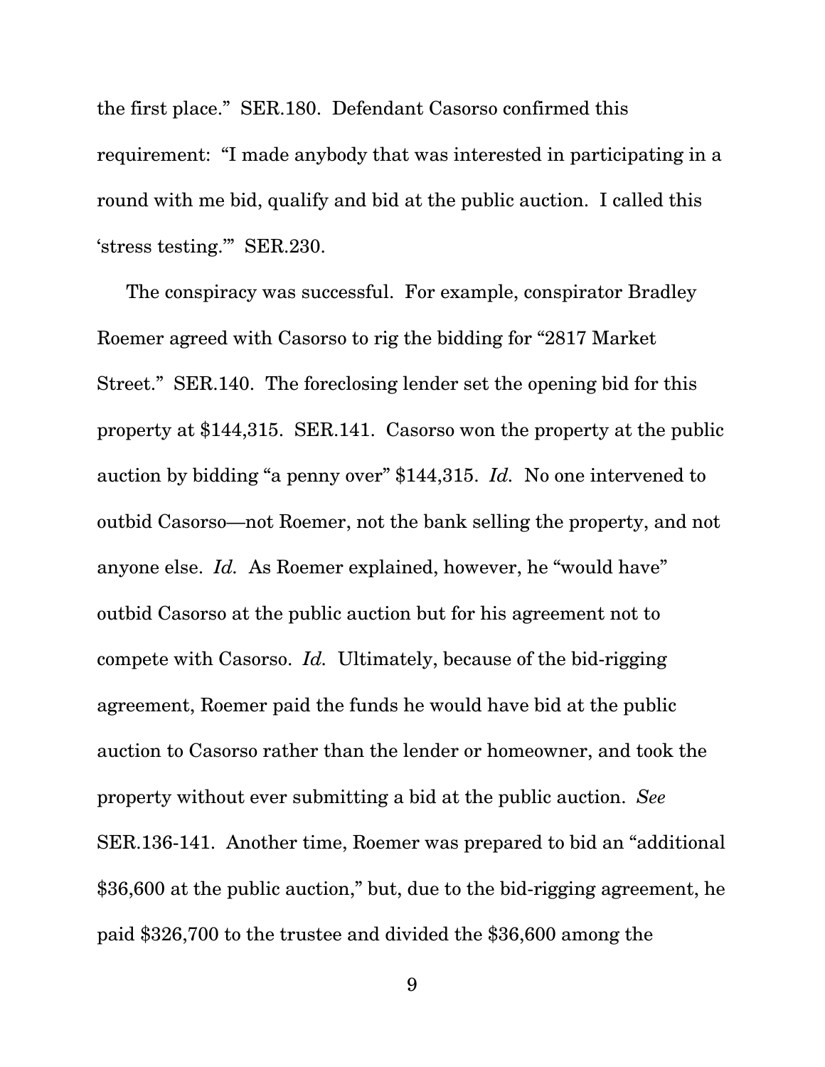the first place." SER.180. Defendant Casorso confirmed this requirement: "I made anybody that was interested in participating in a round with me bid, qualify and bid at the public auction. I called this 'stress testing.'" SER.230.

The conspiracy was successful. For example, conspirator Bradley Roemer agreed with Casorso to rig the bidding for "2817 Market Street." SER.140. The foreclosing lender set the opening bid for this property at $144,315. SER.141. Casorso won the property at the public auction by bidding "a penny over" $144,315. *Id.* No one intervened to outbid Casorso—not Roemer, not the bank selling the property, and not anyone else. *Id.* As Roemer explained, however, he "would have" outbid Casorso at the public auction but for his agreement not to compete with Casorso. *Id.* Ultimately, because of the bid-rigging agreement, Roemer paid the funds he would have bid at the public auction to Casorso rather than the lender or homeowner, and took the property without ever submitting a bid at the public auction. *See* SER.136-141. Another time, Roemer was prepared to bid an "additional $36,600 at the public auction," but, due to the bid-rigging agreement, he paid $326,700 to the trustee and divided the $36,600 among the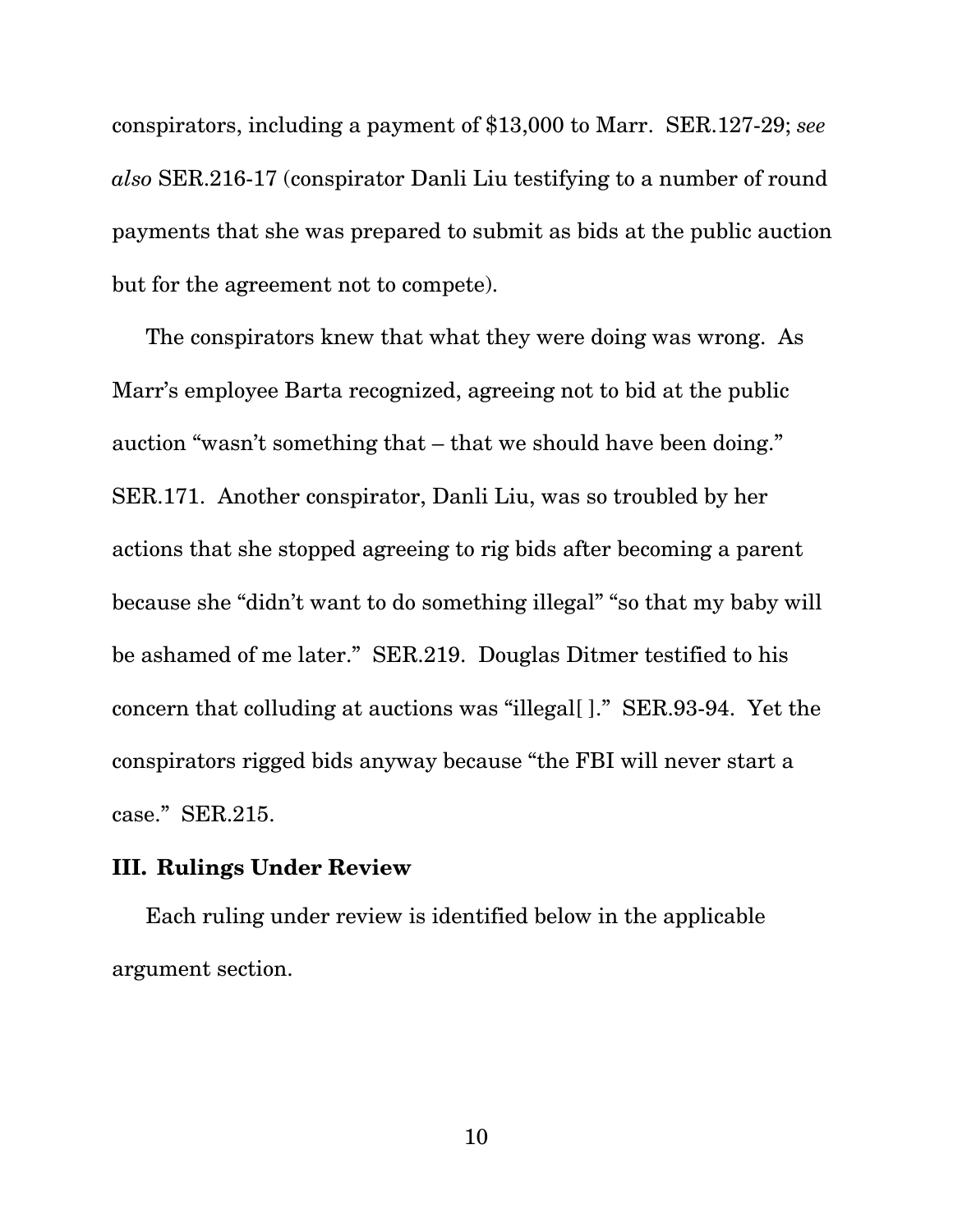conspirators, including a payment of $13,000 to Marr. SER.127-29; *see also* SER.216-17 (conspirator Danli Liu testifying to a number of round payments that she was prepared to submit as bids at the public auction but for the agreement not to compete).

The conspirators knew that what they were doing was wrong. As Marr's employee Barta recognized, agreeing not to bid at the public auction "wasn't something that – that we should have been doing." SER.171. Another conspirator, Danli Liu, was so troubled by her actions that she stopped agreeing to rig bids after becoming a parent because she "didn't want to do something illegal" "so that my baby will be ashamed of me later." SER.219. Douglas Ditmer testified to his concern that colluding at auctions was "illegal[ ]." SER.93-94. Yet the conspirators rigged bids anyway because "the FBI will never start a case." SER.215.

## III. Rulings Under Review

Each ruling under review is identified below in the applicable argument section.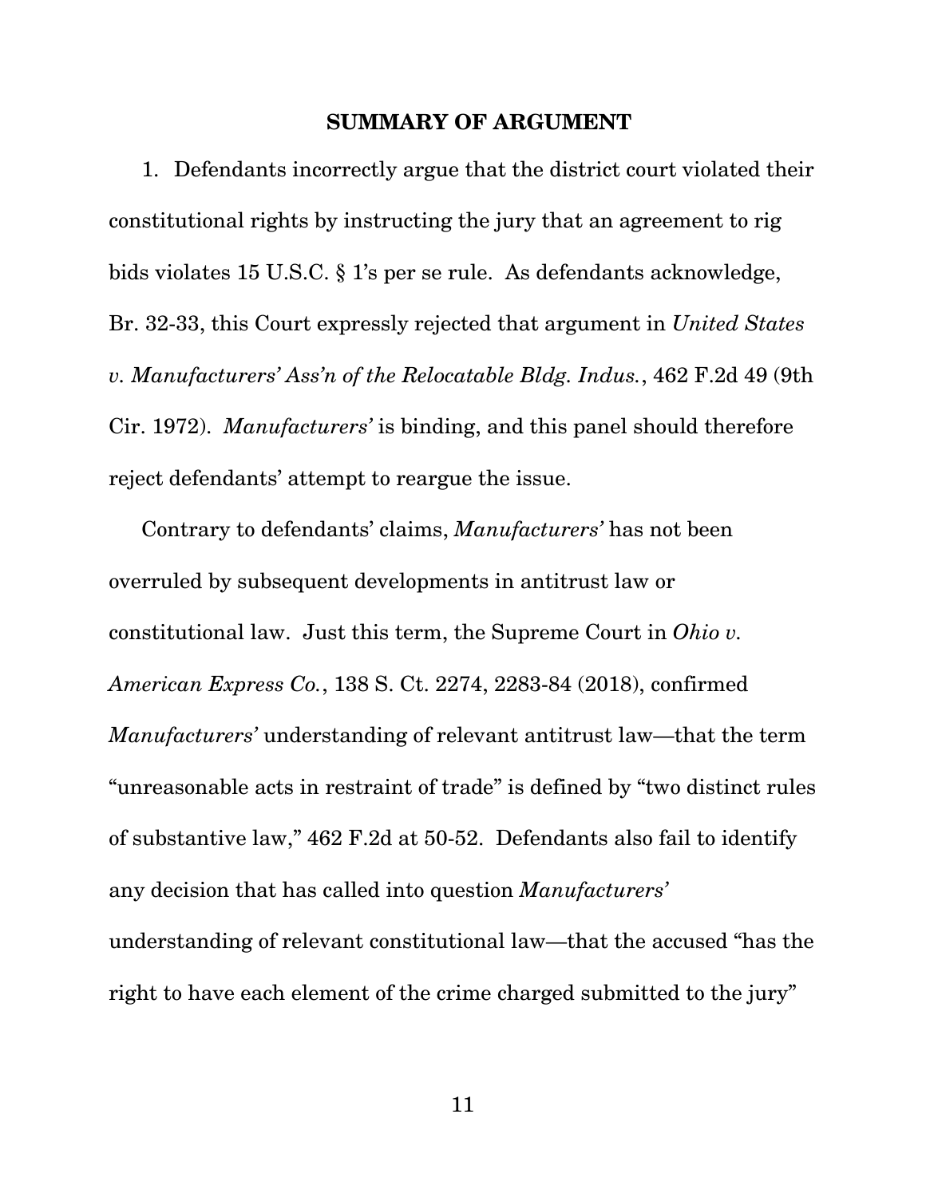## SUMMARY OF ARGUMENT

1. Defendants incorrectly argue that the district court violated their constitutional rights by instructing the jury that an agreement to rig bids violates 15 U.S.C. § 1's per se rule. As defendants acknowledge, Br. 32-33, this Court expressly rejected that argument in *United States v. Manufacturers' Ass'n of the Relocatable Bldg. Indus.*, 462 F.2d 49 (9th Cir. 1972). *Manufacturers'* is binding, and this panel should therefore reject defendants' attempt to reargue the issue.

Contrary to defendants' claims, *Manufacturers'* has not been overruled by subsequent developments in antitrust law or constitutional law. Just this term, the Supreme Court in *Ohio v. American Express Co.*, 138 S. Ct. 2274, 2283-84 (2018), confirmed *Manufacturers'* understanding of relevant antitrust law—that the term "unreasonable acts in restraint of trade" is defined by "two distinct rules of substantive law," 462 F.2d at 50-52. Defendants also fail to identify any decision that has called into question *Manufacturers'* understanding of relevant constitutional law—that the accused "has the right to have each element of the crime charged submitted to the jury"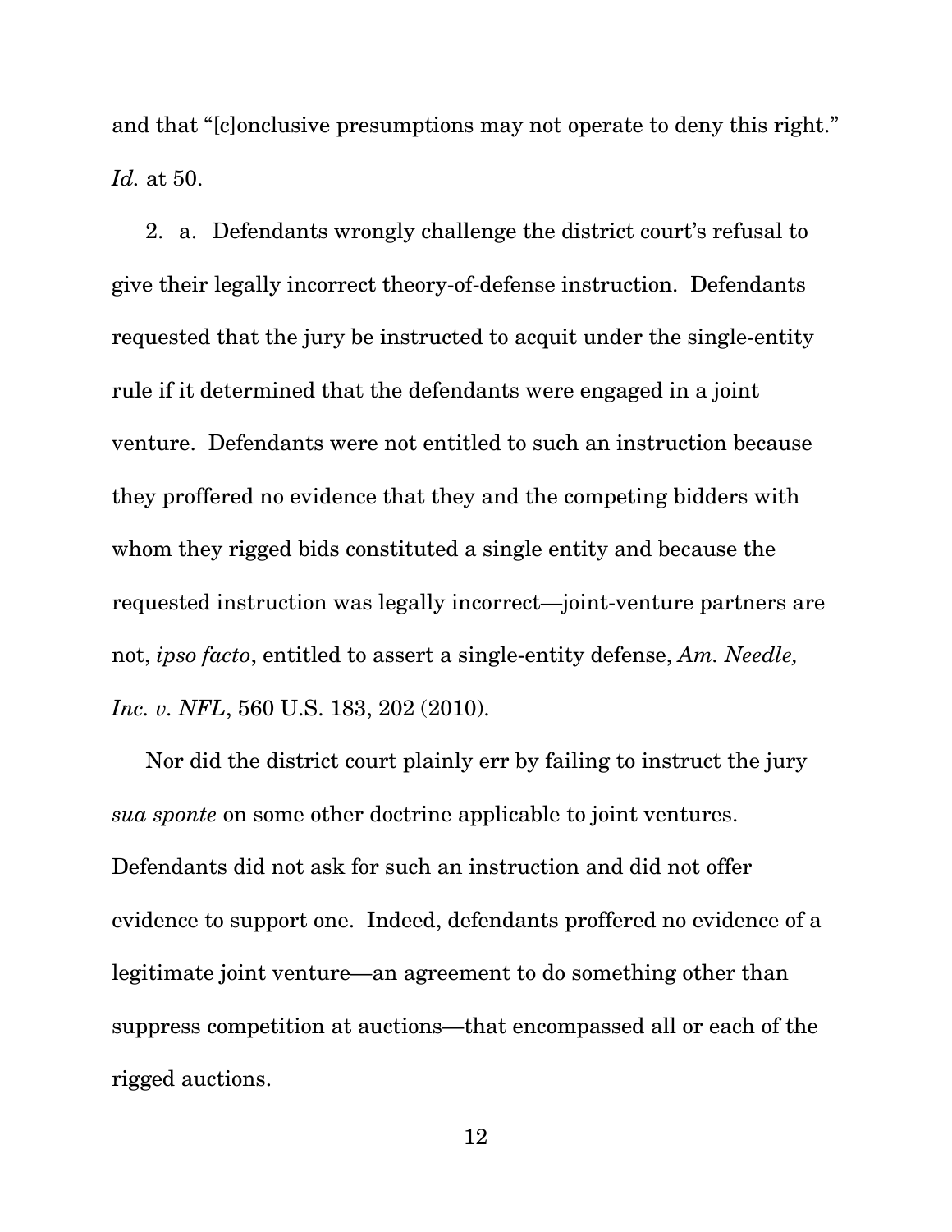and that "[c]onclusive presumptions may not operate to deny this right." *Id.* at 50.

2. a. Defendants wrongly challenge the district court's refusal to give their legally incorrect theory-of-defense instruction. Defendants requested that the jury be instructed to acquit under the single-entity rule if it determined that the defendants were engaged in a joint venture. Defendants were not entitled to such an instruction because they proffered no evidence that they and the competing bidders with whom they rigged bids constituted a single entity and because the requested instruction was legally incorrect—joint-venture partners are not, *ipso facto*, entitled to assert a single-entity defense, *Am. Needle, Inc. v. NFL*, 560 U.S. 183, 202 (2010).

Nor did the district court plainly err by failing to instruct the jury *sua sponte* on some other doctrine applicable to joint ventures. Defendants did not ask for such an instruction and did not offer evidence to support one. Indeed, defendants proffered no evidence of a legitimate joint venture—an agreement to do something other than suppress competition at auctions—that encompassed all or each of the rigged auctions.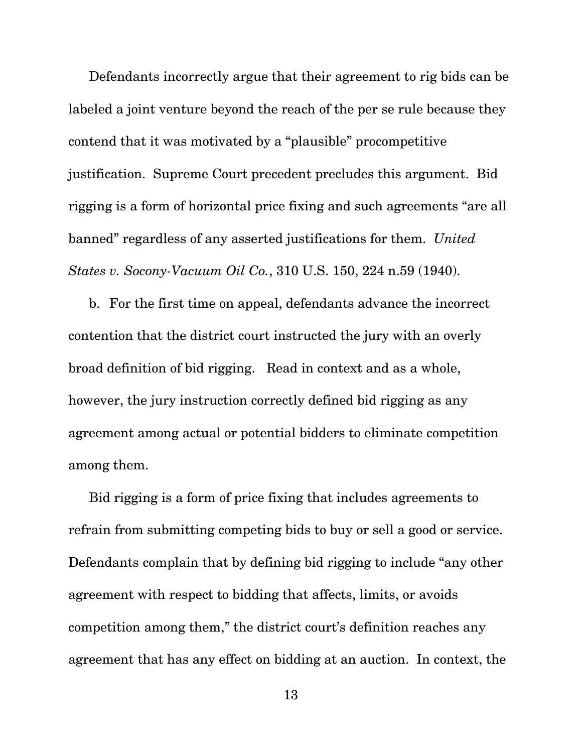Defendants incorrectly argue that their agreement to rig bids can be labeled a joint venture beyond the reach of the per se rule because they contend that it was motivated by a "plausible" procompetitive justification. Supreme Court precedent precludes this argument. Bid rigging is a form of horizontal price fixing and such agreements "are all banned" regardless of any asserted justifications for them. *United States v. Socony-Vacuum Oil Co.*, 310 U.S. 150, 224 n.59 (1940).

b. For the first time on appeal, defendants advance the incorrect contention that the district court instructed the jury with an overly broad definition of bid rigging. Read in context and as a whole, however, the jury instruction correctly defined bid rigging as any agreement among actual or potential bidders to eliminate competition among them.

Bid rigging is a form of price fixing that includes agreements to refrain from submitting competing bids to buy or sell a good or service. Defendants complain that by defining bid rigging to include "any other agreement with respect to bidding that affects, limits, or avoids competition among them," the district court's definition reaches any agreement that has any effect on bidding at an auction. In context, the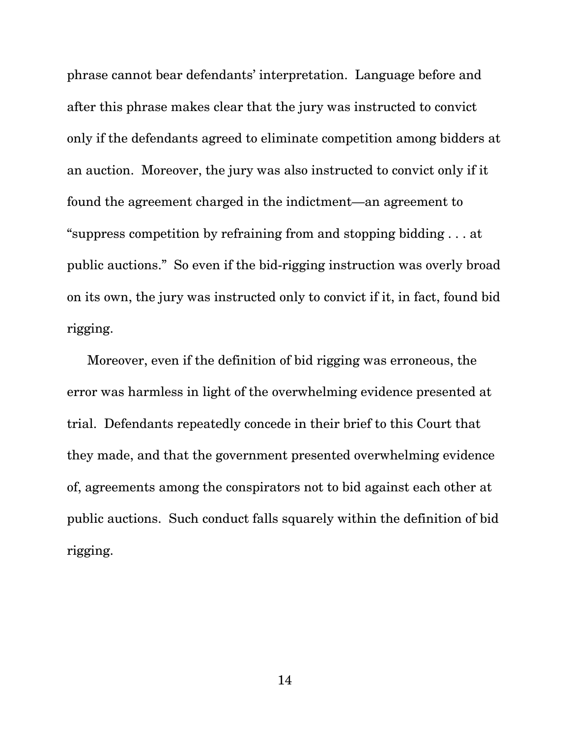phrase cannot bear defendants' interpretation. Language before and after this phrase makes clear that the jury was instructed to convict only if the defendants agreed to eliminate competition among bidders at an auction. Moreover, the jury was also instructed to convict only if it found the agreement charged in the indictment—an agreement to "suppress competition by refraining from and stopping bidding . . . at public auctions." So even if the bid-rigging instruction was overly broad on its own, the jury was instructed only to convict if it, in fact, found bid rigging.

Moreover, even if the definition of bid rigging was erroneous, the error was harmless in light of the overwhelming evidence presented at trial. Defendants repeatedly concede in their brief to this Court that they made, and that the government presented overwhelming evidence of, agreements among the conspirators not to bid against each other at public auctions. Such conduct falls squarely within the definition of bid rigging.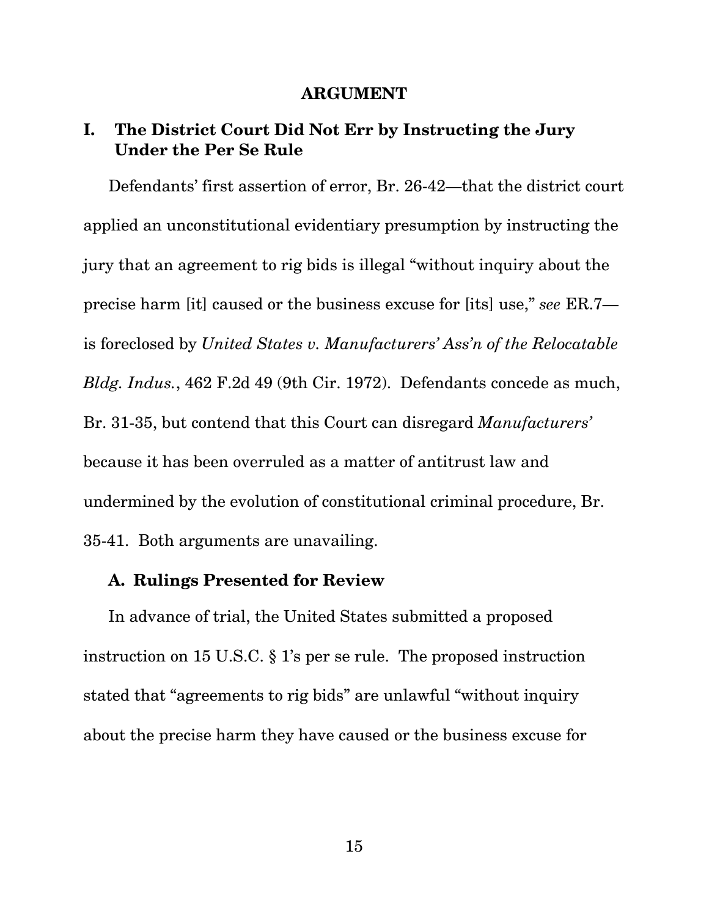# ARGUMENT

## I. The District Court Did Not Err by Instructing the Jury Under the Per Se Rule

Defendants' first assertion of error, Br. 26-42—that the district court applied an unconstitutional evidentiary presumption by instructing the jury that an agreement to rig bids is illegal "without inquiry about the precise harm [it] caused or the business excuse for [its] use," *see* ER.7—is foreclosed by *United States v. Manufacturers' Ass'n of the Relocatable Bldg. Indus.*, 462 F.2d 49 (9th Cir. 1972). Defendants concede as much, Br. 31-35, but contend that this Court can disregard *Manufacturers'* because it has been overruled as a matter of antitrust law and undermined by the evolution of constitutional criminal procedure, Br. 35-41. Both arguments are unavailing.

### A. Rulings Presented for Review

In advance of trial, the United States submitted a proposed instruction on 15 U.S.C. § 1's per se rule. The proposed instruction stated that "agreements to rig bids" are unlawful "without inquiry about the precise harm they have caused or the business excuse for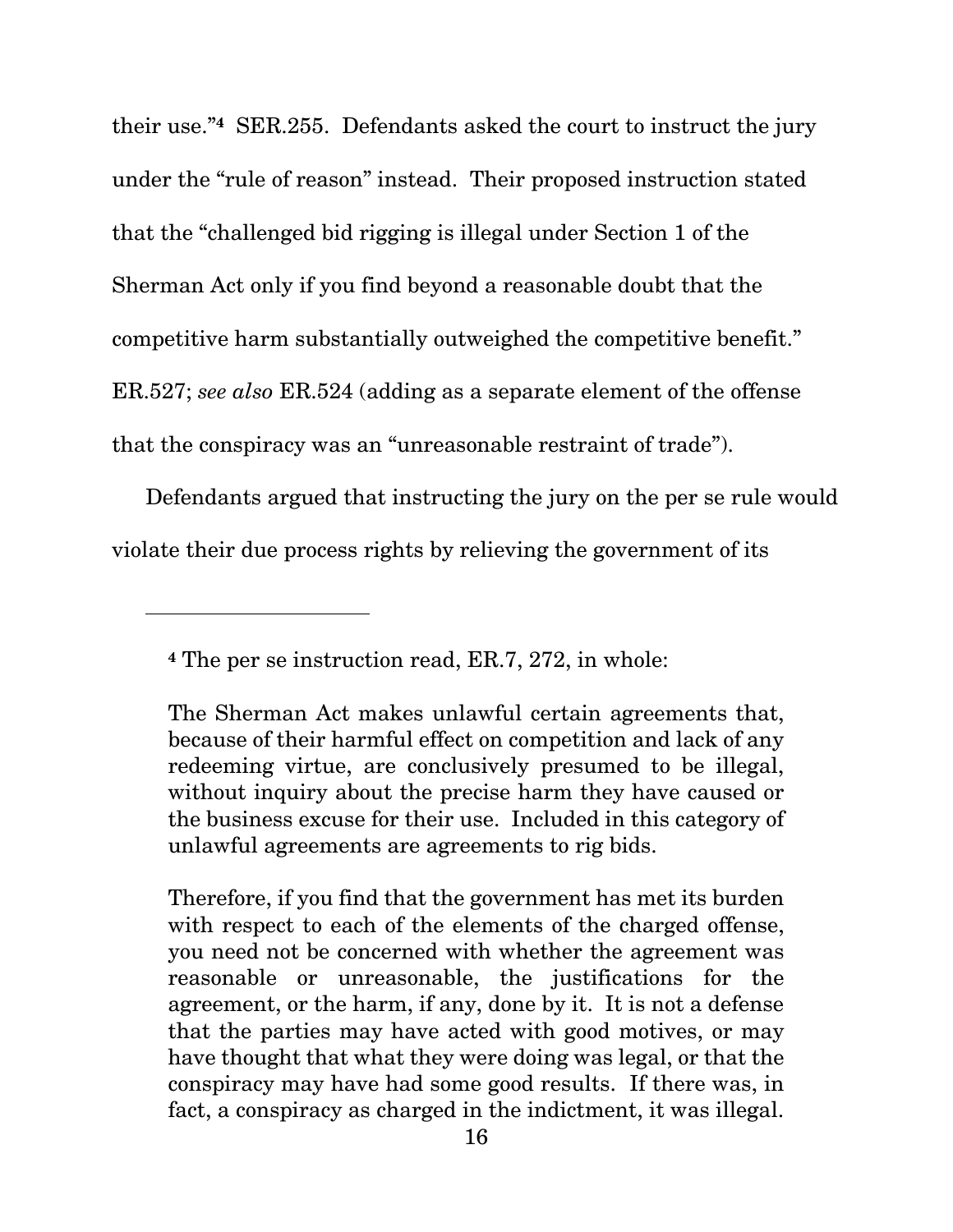their use."[4] SER.255. Defendants asked the court to instruct the jury under the "rule of reason" instead. Their proposed instruction stated that the "challenged bid rigging is illegal under Section 1 of the Sherman Act only if you find beyond a reasonable doubt that the competitive harm substantially outweighed the competitive benefit." ER.527; *see also* ER.524 (adding as a separate element of the offense that the conspiracy was an "unreasonable restraint of trade").

Defendants argued that instructing the jury on the per se rule would violate their due process rights by relieving the government of its

---

[4] The per se instruction read, ER.7, 272, in whole:

> The Sherman Act makes unlawful certain agreements that, because of their harmful effect on competition and lack of any redeeming virtue, are conclusively presumed to be illegal, without inquiry about the precise harm they have caused or the business excuse for their use. Included in this category of unlawful agreements are agreements to rig bids.
>
> Therefore, if you find that the government has met its burden with respect to each of the elements of the charged offense, you need not be concerned with whether the agreement was reasonable or unreasonable, the justifications for the agreement, or the harm, if any, done by it. It is not a defense that the parties may have acted with good motives, or may have thought that what they were doing was legal, or that the conspiracy may have had some good results. If there was, in fact, a conspiracy as charged in the indictment, it was illegal.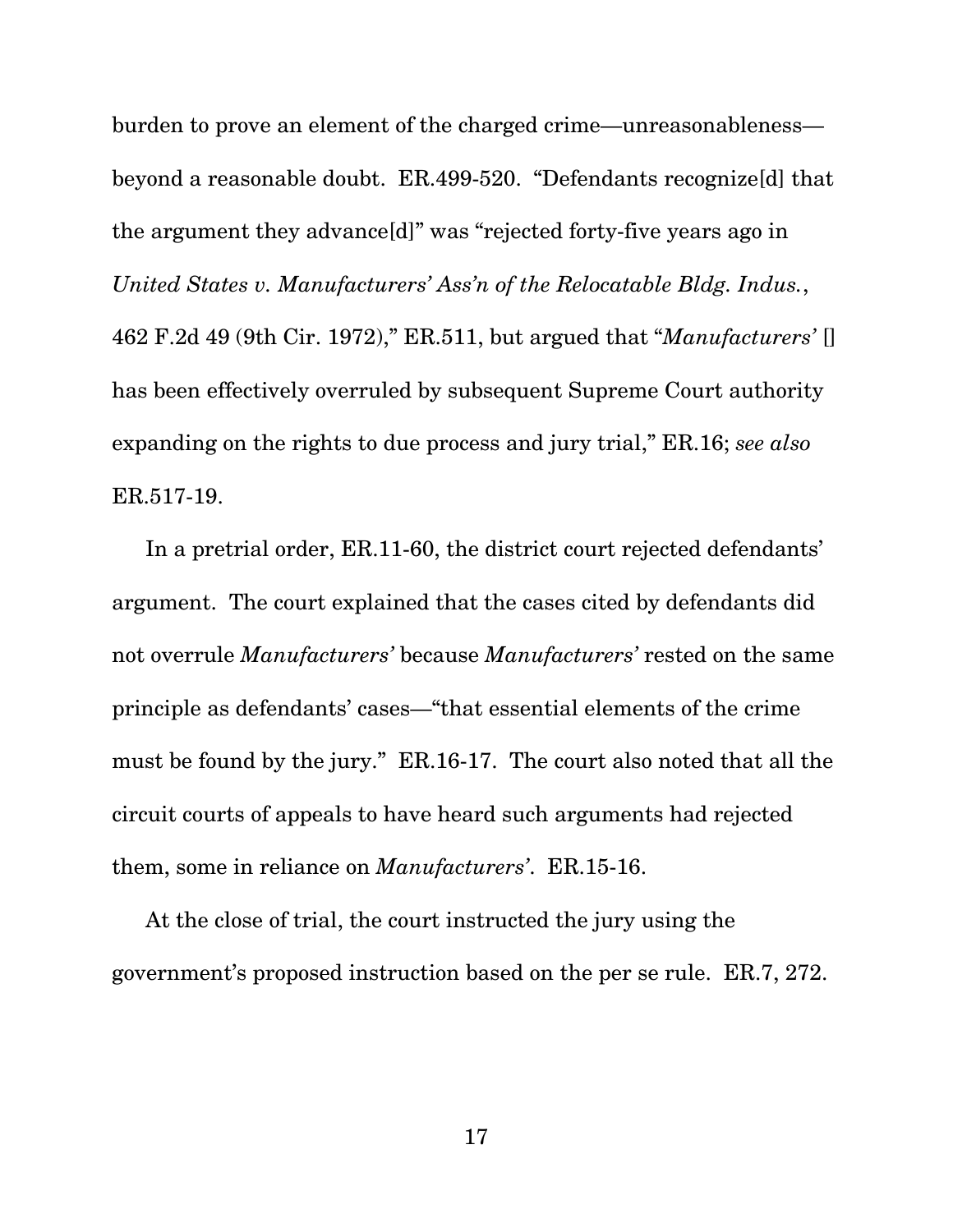burden to prove an element of the charged crime—unreasonableness—beyond a reasonable doubt. ER.499-520. "Defendants recognize[d] that the argument they advance[d]" was "rejected forty-five years ago in *United States v. Manufacturers' Ass'n of the Relocatable Bldg. Indus.*, 462 F.2d 49 (9th Cir. 1972)," ER.511, but argued that "*Manufacturers'* [] has been effectively overruled by subsequent Supreme Court authority expanding on the rights to due process and jury trial," ER.16; *see also* ER.517-19.

In a pretrial order, ER.11-60, the district court rejected defendants' argument. The court explained that the cases cited by defendants did not overrule *Manufacturers'* because *Manufacturers'* rested on the same principle as defendants' cases—"that essential elements of the crime must be found by the jury." ER.16-17. The court also noted that all the circuit courts of appeals to have heard such arguments had rejected them, some in reliance on *Manufacturers'*. ER.15-16.

At the close of trial, the court instructed the jury using the government's proposed instruction based on the per se rule. ER.7, 272.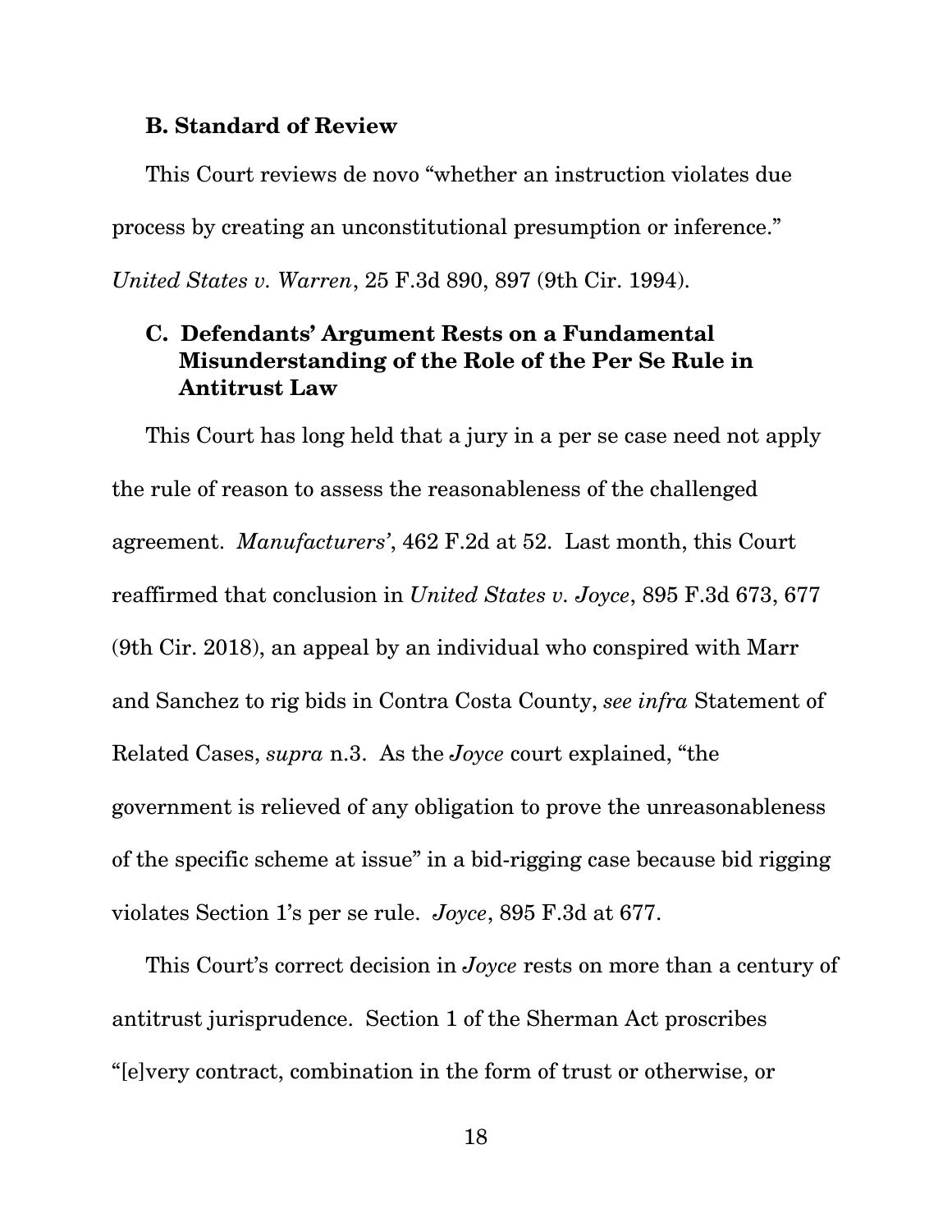### B. Standard of Review

This Court reviews de novo "whether an instruction violates due process by creating an unconstitutional presumption or inference." *United States v. Warren*, 25 F.3d 890, 897 (9th Cir. 1994).

### C. Defendants' Argument Rests on a Fundamental Misunderstanding of the Role of the Per Se Rule in Antitrust Law

This Court has long held that a jury in a per se case need not apply the rule of reason to assess the reasonableness of the challenged agreement. *Manufacturers'*, 462 F.2d at 52. Last month, this Court reaffirmed that conclusion in *United States v. Joyce*, 895 F.3d 673, 677 (9th Cir. 2018), an appeal by an individual who conspired with Marr and Sanchez to rig bids in Contra Costa County, *see infra* Statement of Related Cases, *supra* n.3. As the *Joyce* court explained, "the government is relieved of any obligation to prove the unreasonableness of the specific scheme at issue" in a bid-rigging case because bid rigging violates Section 1's per se rule. *Joyce*, 895 F.3d at 677.

This Court's correct decision in *Joyce* rests on more than a century of antitrust jurisprudence. Section 1 of the Sherman Act proscribes "[e]very contract, combination in the form of trust or otherwise, or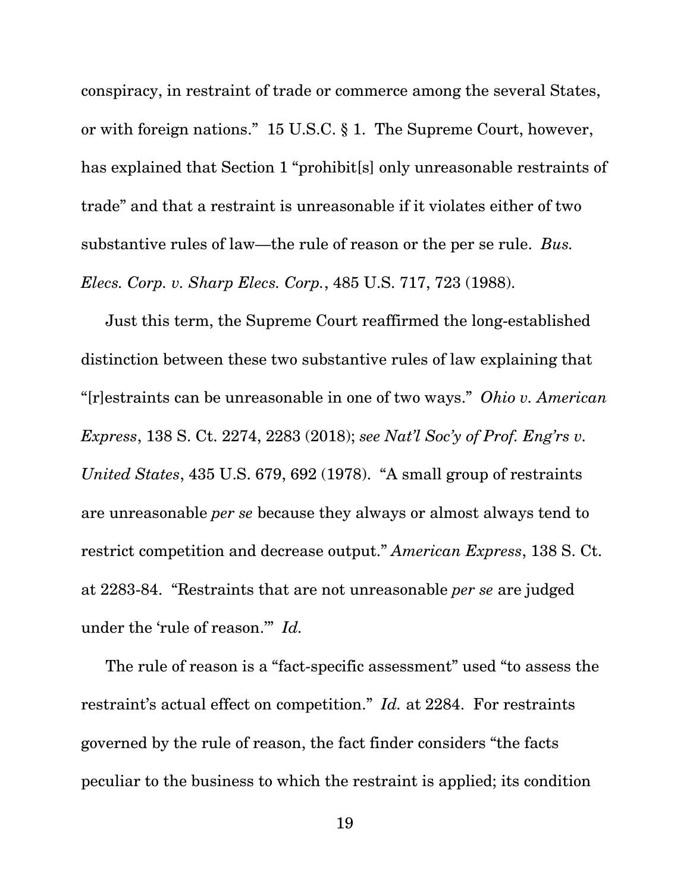conspiracy, in restraint of trade or commerce among the several States, or with foreign nations." 15 U.S.C. § 1. The Supreme Court, however, has explained that Section 1 "prohibit[s] only unreasonable restraints of trade" and that a restraint is unreasonable if it violates either of two substantive rules of law—the rule of reason or the per se rule. *Bus. Elecs. Corp. v. Sharp Elecs. Corp.*, 485 U.S. 717, 723 (1988).

Just this term, the Supreme Court reaffirmed the long-established distinction between these two substantive rules of law explaining that "[r]estraints can be unreasonable in one of two ways." *Ohio v. American Express*, 138 S. Ct. 2274, 2283 (2018); *see Nat'l Soc'y of Prof. Eng'rs v. United States*, 435 U.S. 679, 692 (1978). "A small group of restraints are unreasonable *per se* because they always or almost always tend to restrict competition and decrease output." *American Express*, 138 S. Ct. at 2283-84. "Restraints that are not unreasonable *per se* are judged under the 'rule of reason.'" *Id.*

The rule of reason is a "fact-specific assessment" used "to assess the restraint's actual effect on competition." *Id.* at 2284. For restraints governed by the rule of reason, the fact finder considers "the facts peculiar to the business to which the restraint is applied; its condition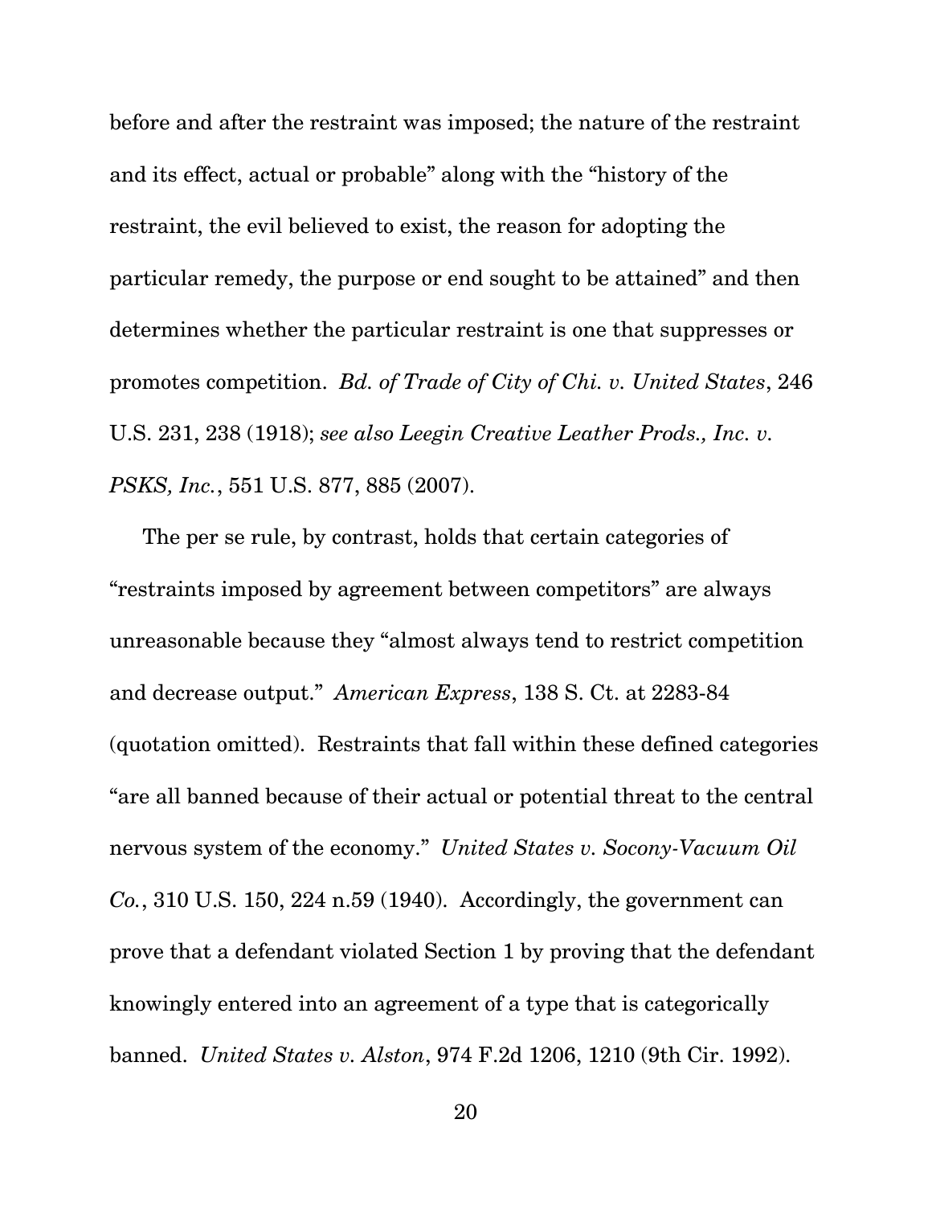before and after the restraint was imposed; the nature of the restraint and its effect, actual or probable" along with the "history of the restraint, the evil believed to exist, the reason for adopting the particular remedy, the purpose or end sought to be attained" and then determines whether the particular restraint is one that suppresses or promotes competition. *Bd. of Trade of City of Chi. v. United States*, 246 U.S. 231, 238 (1918); *see also Leegin Creative Leather Prods., Inc. v. PSKS, Inc.*, 551 U.S. 877, 885 (2007).

The per se rule, by contrast, holds that certain categories of "restraints imposed by agreement between competitors" are always unreasonable because they "almost always tend to restrict competition and decrease output." *American Express*, 138 S. Ct. at 2283-84 (quotation omitted). Restraints that fall within these defined categories "are all banned because of their actual or potential threat to the central nervous system of the economy." *United States v. Socony-Vacuum Oil Co.*, 310 U.S. 150, 224 n.59 (1940). Accordingly, the government can prove that a defendant violated Section 1 by proving that the defendant knowingly entered into an agreement of a type that is categorically banned. *United States v. Alston*, 974 F.2d 1206, 1210 (9th Cir. 1992).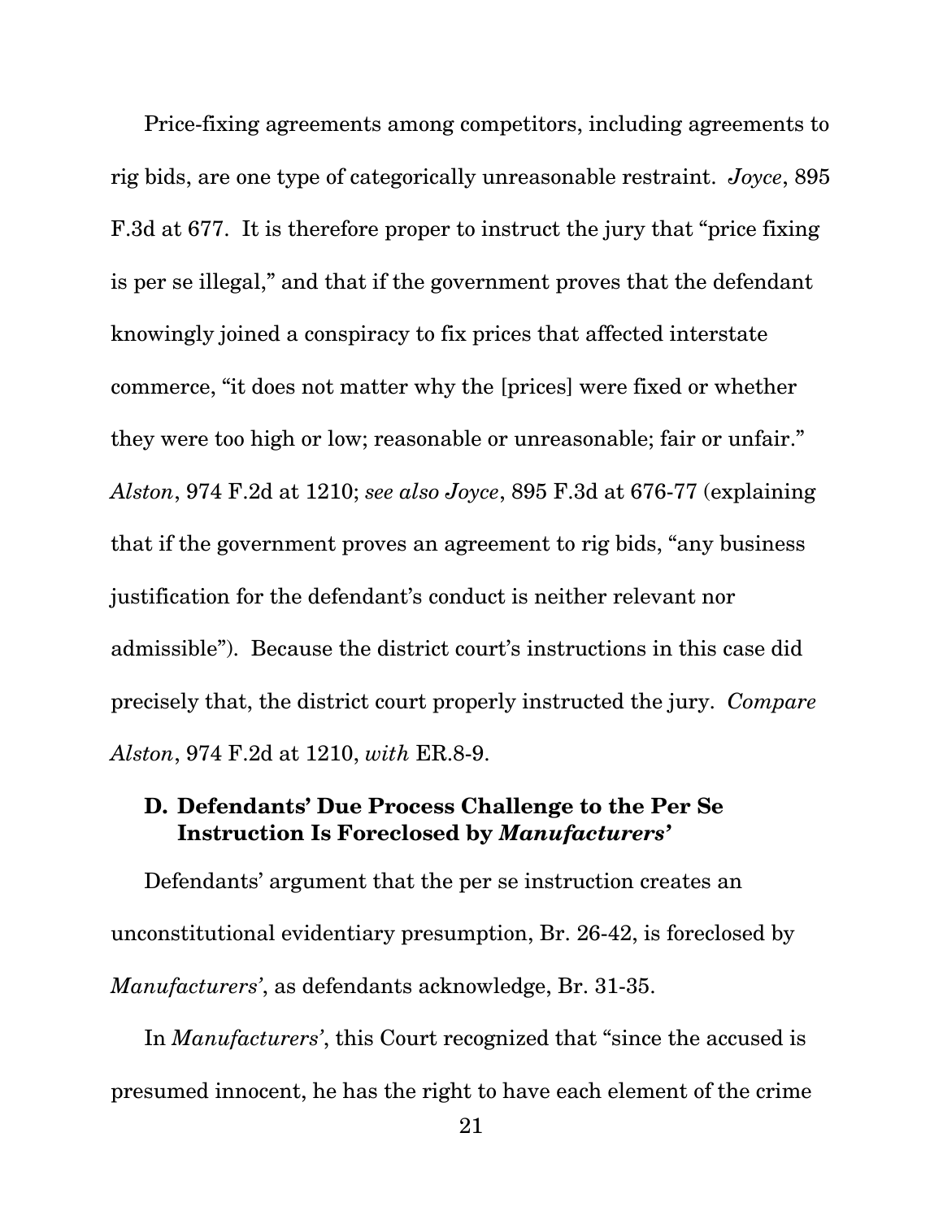Price-fixing agreements among competitors, including agreements to rig bids, are one type of categorically unreasonable restraint. *Joyce*, 895 F.3d at 677. It is therefore proper to instruct the jury that "price fixing is per se illegal," and that if the government proves that the defendant knowingly joined a conspiracy to fix prices that affected interstate commerce, "it does not matter why the [prices] were fixed or whether they were too high or low; reasonable or unreasonable; fair or unfair." *Alston*, 974 F.2d at 1210; *see also Joyce*, 895 F.3d at 676-77 (explaining that if the government proves an agreement to rig bids, "any business justification for the defendant's conduct is neither relevant nor admissible"). Because the district court's instructions in this case did precisely that, the district court properly instructed the jury. *Compare Alston*, 974 F.2d at 1210, *with* ER.8-9.

### D. Defendants' Due Process Challenge to the Per Se Instruction Is Foreclosed by *Manufacturers'*

Defendants' argument that the per se instruction creates an unconstitutional evidentiary presumption, Br. 26-42, is foreclosed by *Manufacturers'*, as defendants acknowledge, Br. 31-35.

In *Manufacturers'*, this Court recognized that "since the accused is presumed innocent, he has the right to have each element of the crime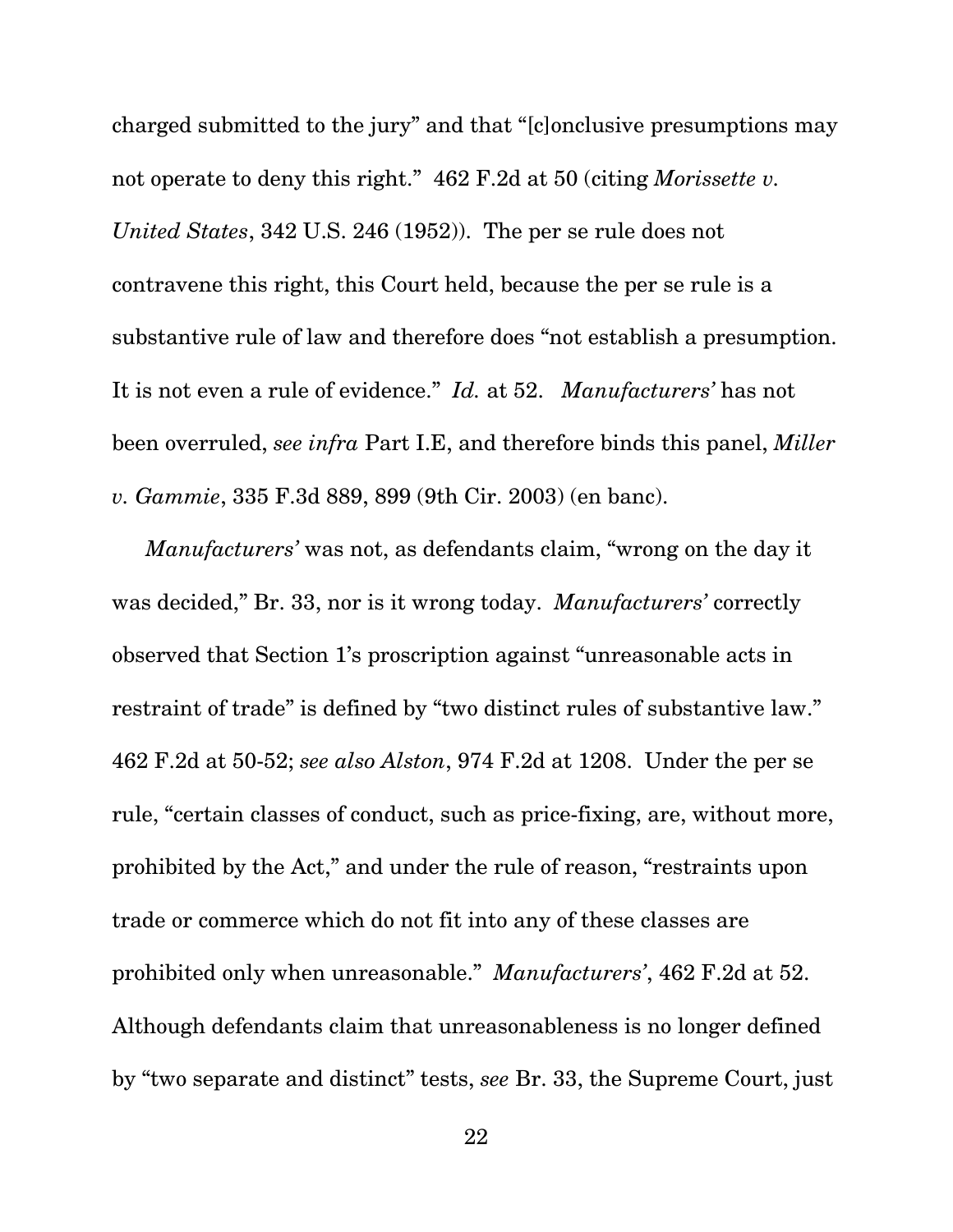charged submitted to the jury" and that "[c]onclusive presumptions may not operate to deny this right." 462 F.2d at 50 (citing *Morissette v. United States*, 342 U.S. 246 (1952)). The per se rule does not contravene this right, this Court held, because the per se rule is a substantive rule of law and therefore does "not establish a presumption. It is not even a rule of evidence." *Id.* at 52. *Manufacturers'* has not been overruled, *see infra* Part I.E, and therefore binds this panel, *Miller v. Gammie*, 335 F.3d 889, 899 (9th Cir. 2003) (en banc).

*Manufacturers'* was not, as defendants claim, "wrong on the day it was decided," Br. 33, nor is it wrong today. *Manufacturers'* correctly observed that Section 1's proscription against "unreasonable acts in restraint of trade" is defined by "two distinct rules of substantive law." 462 F.2d at 50-52; *see also Alston*, 974 F.2d at 1208. Under the per se rule, "certain classes of conduct, such as price-fixing, are, without more, prohibited by the Act," and under the rule of reason, "restraints upon trade or commerce which do not fit into any of these classes are prohibited only when unreasonable." *Manufacturers'*, 462 F.2d at 52. Although defendants claim that unreasonableness is no longer defined by "two separate and distinct" tests, *see* Br. 33, the Supreme Court, just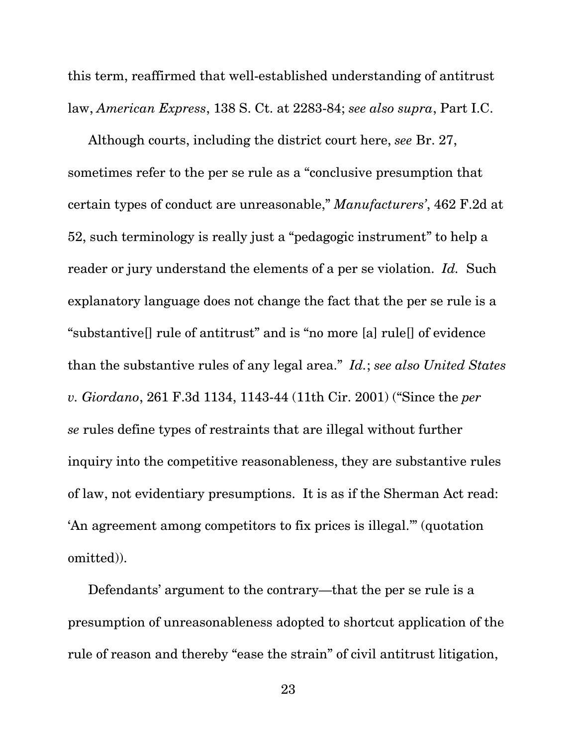this term, reaffirmed that well-established understanding of antitrust law, *American Express*, 138 S. Ct. at 2283-84; *see also supra*, Part I.C.

Although courts, including the district court here, *see* Br. 27, sometimes refer to the per se rule as a "conclusive presumption that certain types of conduct are unreasonable," *Manufacturers'*, 462 F.2d at 52, such terminology is really just a "pedagogic instrument" to help a reader or jury understand the elements of a per se violation. *Id.* Such explanatory language does not change the fact that the per se rule is a "substantive[] rule of antitrust" and is "no more [a] rule[] of evidence than the substantive rules of any legal area." *Id.*; *see also United States v. Giordano*, 261 F.3d 1134, 1143-44 (11th Cir. 2001) ("Since the *per se* rules define types of restraints that are illegal without further inquiry into the competitive reasonableness, they are substantive rules of law, not evidentiary presumptions. It is as if the Sherman Act read: 'An agreement among competitors to fix prices is illegal.'" (quotation omitted)).

Defendants' argument to the contrary—that the per se rule is a presumption of unreasonableness adopted to shortcut application of the rule of reason and thereby "ease the strain" of civil antitrust litigation,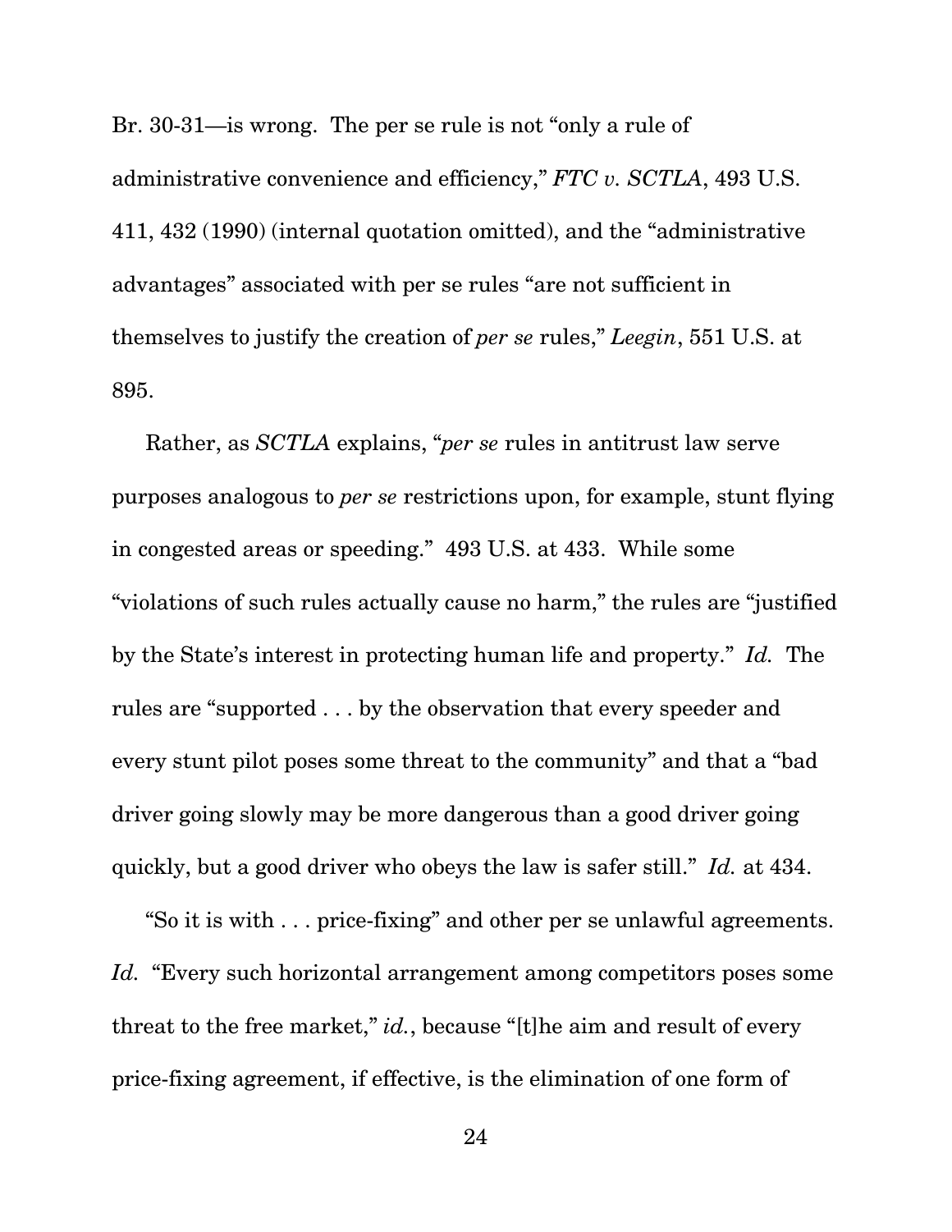Br. 30-31—is wrong. The per se rule is not "only a rule of administrative convenience and efficiency," *FTC v. SCTLA*, 493 U.S. 411, 432 (1990) (internal quotation omitted), and the "administrative advantages" associated with per se rules "are not sufficient in themselves to justify the creation of *per se* rules," *Leegin*, 551 U.S. at 895.

Rather, as *SCTLA* explains, "*per se* rules in antitrust law serve purposes analogous to *per se* restrictions upon, for example, stunt flying in congested areas or speeding." 493 U.S. at 433. While some "violations of such rules actually cause no harm," the rules are "justified by the State's interest in protecting human life and property." *Id.* The rules are "supported . . . by the observation that every speeder and every stunt pilot poses some threat to the community" and that a "bad driver going slowly may be more dangerous than a good driver going quickly, but a good driver who obeys the law is safer still." *Id.* at 434.

"So it is with . . . price-fixing" and other per se unlawful agreements. *Id.* "Every such horizontal arrangement among competitors poses some threat to the free market," *id.*, because "[t]he aim and result of every price-fixing agreement, if effective, is the elimination of one form of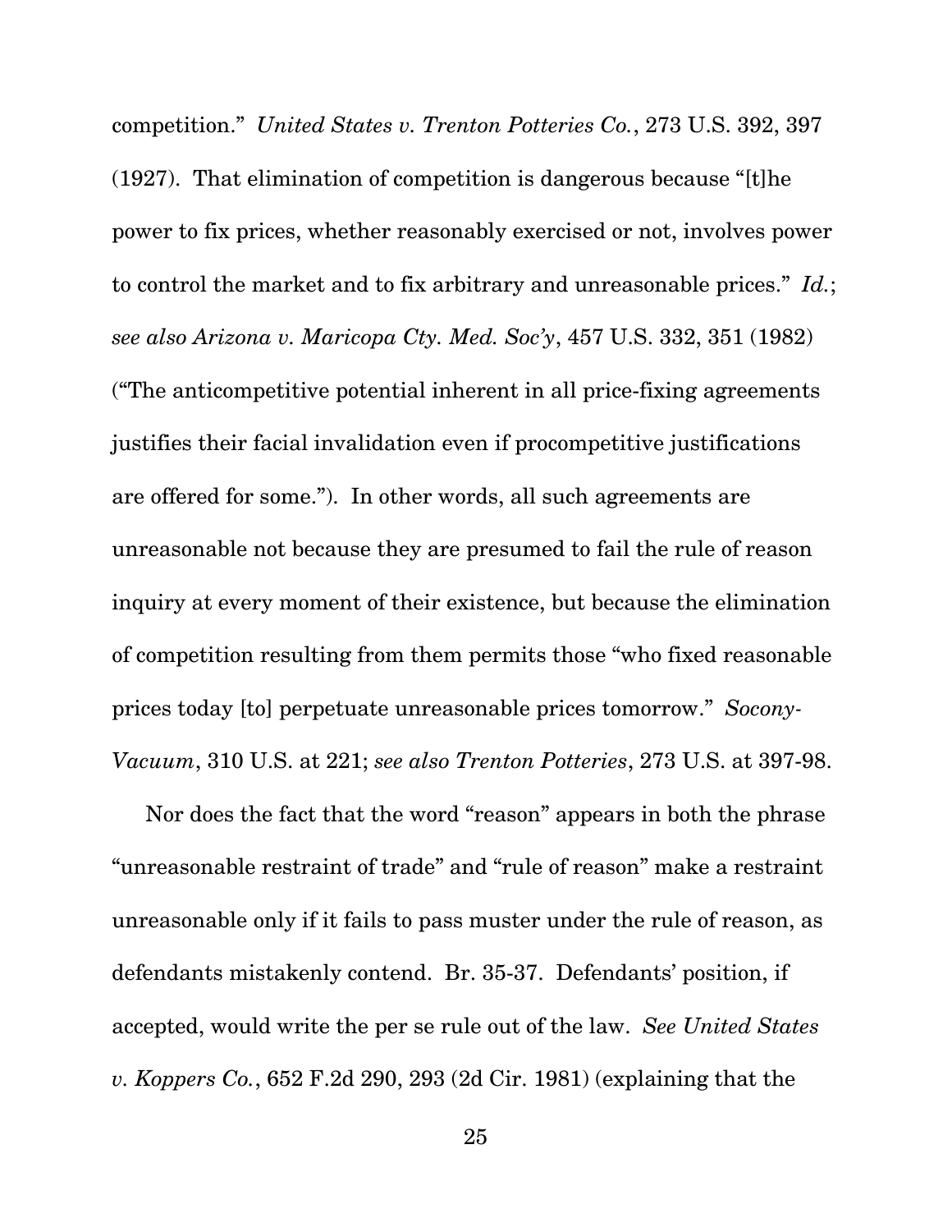competition." *United States v. Trenton Potteries Co.*, 273 U.S. 392, 397 (1927). That elimination of competition is dangerous because "[t]he power to fix prices, whether reasonably exercised or not, involves power to control the market and to fix arbitrary and unreasonable prices." *Id.*; *see also Arizona v. Maricopa Cty. Med. Soc'y*, 457 U.S. 332, 351 (1982) ("The anticompetitive potential inherent in all price-fixing agreements justifies their facial invalidation even if procompetitive justifications are offered for some."). In other words, all such agreements are unreasonable not because they are presumed to fail the rule of reason inquiry at every moment of their existence, but because the elimination of competition resulting from them permits those "who fixed reasonable prices today [to] perpetuate unreasonable prices tomorrow." *Socony-Vacuum*, 310 U.S. at 221; *see also Trenton Potteries*, 273 U.S. at 397-98.

Nor does the fact that the word "reason" appears in both the phrase "unreasonable restraint of trade" and "rule of reason" make a restraint unreasonable only if it fails to pass muster under the rule of reason, as defendants mistakenly contend. Br. 35-37. Defendants' position, if accepted, would write the per se rule out of the law. *See United States v. Koppers Co.*, 652 F.2d 290, 293 (2d Cir. 1981) (explaining that the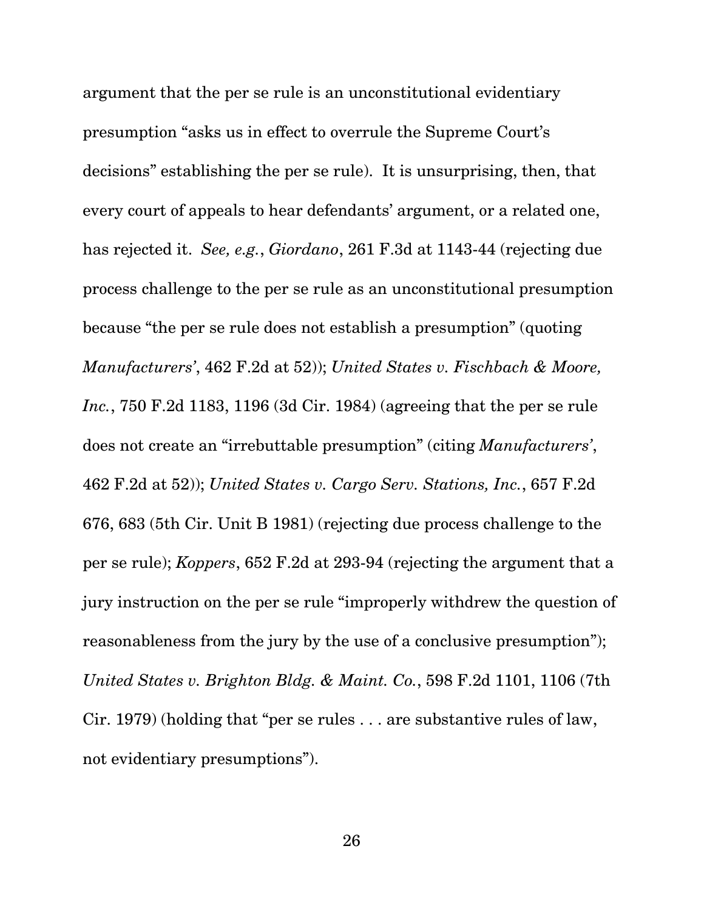argument that the per se rule is an unconstitutional evidentiary presumption "asks us in effect to overrule the Supreme Court's decisions" establishing the per se rule). It is unsurprising, then, that every court of appeals to hear defendants' argument, or a related one, has rejected it. *See, e.g.*, *Giordano*, 261 F.3d at 1143-44 (rejecting due process challenge to the per se rule as an unconstitutional presumption because "the per se rule does not establish a presumption" (quoting *Manufacturers'*, 462 F.2d at 52)); *United States v. Fischbach & Moore, Inc.*, 750 F.2d 1183, 1196 (3d Cir. 1984) (agreeing that the per se rule does not create an "irrebuttable presumption" (citing *Manufacturers'*, 462 F.2d at 52)); *United States v. Cargo Serv. Stations, Inc.*, 657 F.2d 676, 683 (5th Cir. Unit B 1981) (rejecting due process challenge to the per se rule); *Koppers*, 652 F.2d at 293-94 (rejecting the argument that a jury instruction on the per se rule "improperly withdrew the question of reasonableness from the jury by the use of a conclusive presumption"); *United States v. Brighton Bldg. & Maint. Co.*, 598 F.2d 1101, 1106 (7th Cir. 1979) (holding that "per se rules . . . are substantive rules of law, not evidentiary presumptions").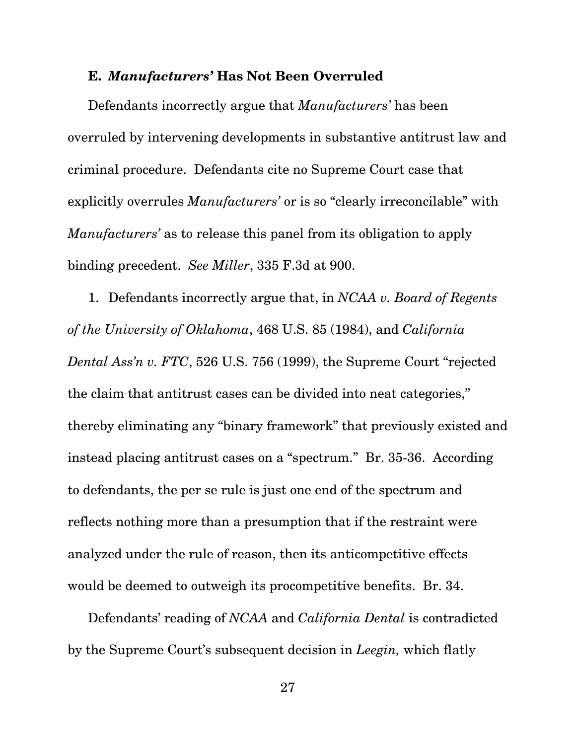### E. *Manufacturers'* Has Not Been Overruled

Defendants incorrectly argue that *Manufacturers'* has been overruled by intervening developments in substantive antitrust law and criminal procedure. Defendants cite no Supreme Court case that explicitly overrules *Manufacturers'* or is so "clearly irreconcilable" with *Manufacturers'* as to release this panel from its obligation to apply binding precedent. *See Miller*, 335 F.3d at 900.

1. Defendants incorrectly argue that, in *NCAA v. Board of Regents of the University of Oklahoma*, 468 U.S. 85 (1984), and *California Dental Ass'n v. FTC*, 526 U.S. 756 (1999), the Supreme Court "rejected the claim that antitrust cases can be divided into neat categories," thereby eliminating any "binary framework" that previously existed and instead placing antitrust cases on a "spectrum." Br. 35-36. According to defendants, the per se rule is just one end of the spectrum and reflects nothing more than a presumption that if the restraint were analyzed under the rule of reason, then its anticompetitive effects would be deemed to outweigh its procompetitive benefits. Br. 34.

Defendants' reading of *NCAA* and *California Dental* is contradicted by the Supreme Court's subsequent decision in *Leegin,* which flatly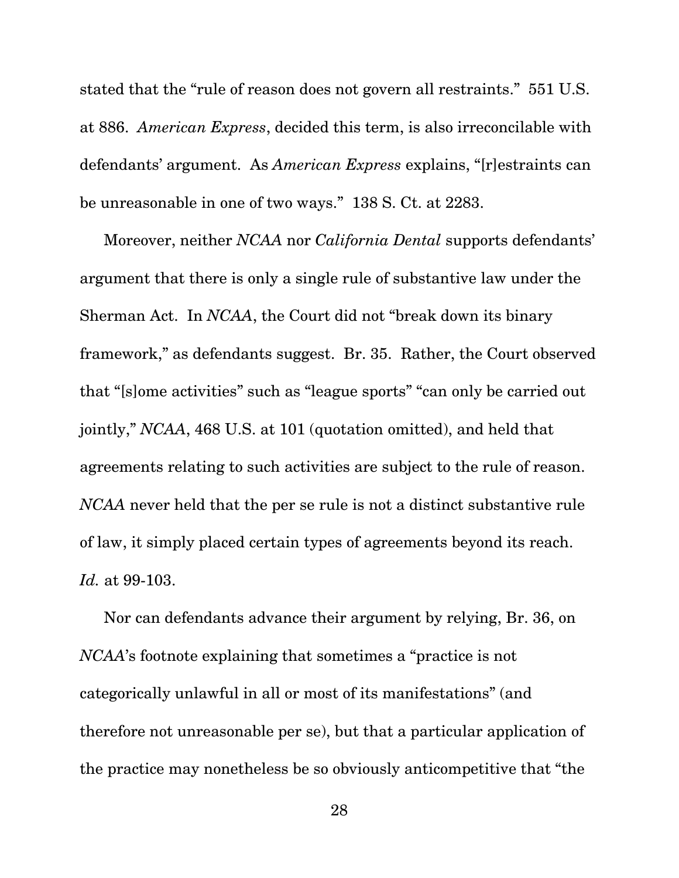stated that the "rule of reason does not govern all restraints." 551 U.S. at 886. *American Express*, decided this term, is also irreconcilable with defendants' argument. As *American Express* explains, "[r]estraints can be unreasonable in one of two ways." 138 S. Ct. at 2283.

Moreover, neither *NCAA* nor *California Dental* supports defendants' argument that there is only a single rule of substantive law under the Sherman Act. In *NCAA*, the Court did not "break down its binary framework," as defendants suggest. Br. 35. Rather, the Court observed that "[s]ome activities" such as "league sports" "can only be carried out jointly," *NCAA*, 468 U.S. at 101 (quotation omitted), and held that agreements relating to such activities are subject to the rule of reason. *NCAA* never held that the per se rule is not a distinct substantive rule of law, it simply placed certain types of agreements beyond its reach. *Id.* at 99-103.

Nor can defendants advance their argument by relying, Br. 36, on *NCAA*'s footnote explaining that sometimes a "practice is not categorically unlawful in all or most of its manifestations" (and therefore not unreasonable per se), but that a particular application of the practice may nonetheless be so obviously anticompetitive that "the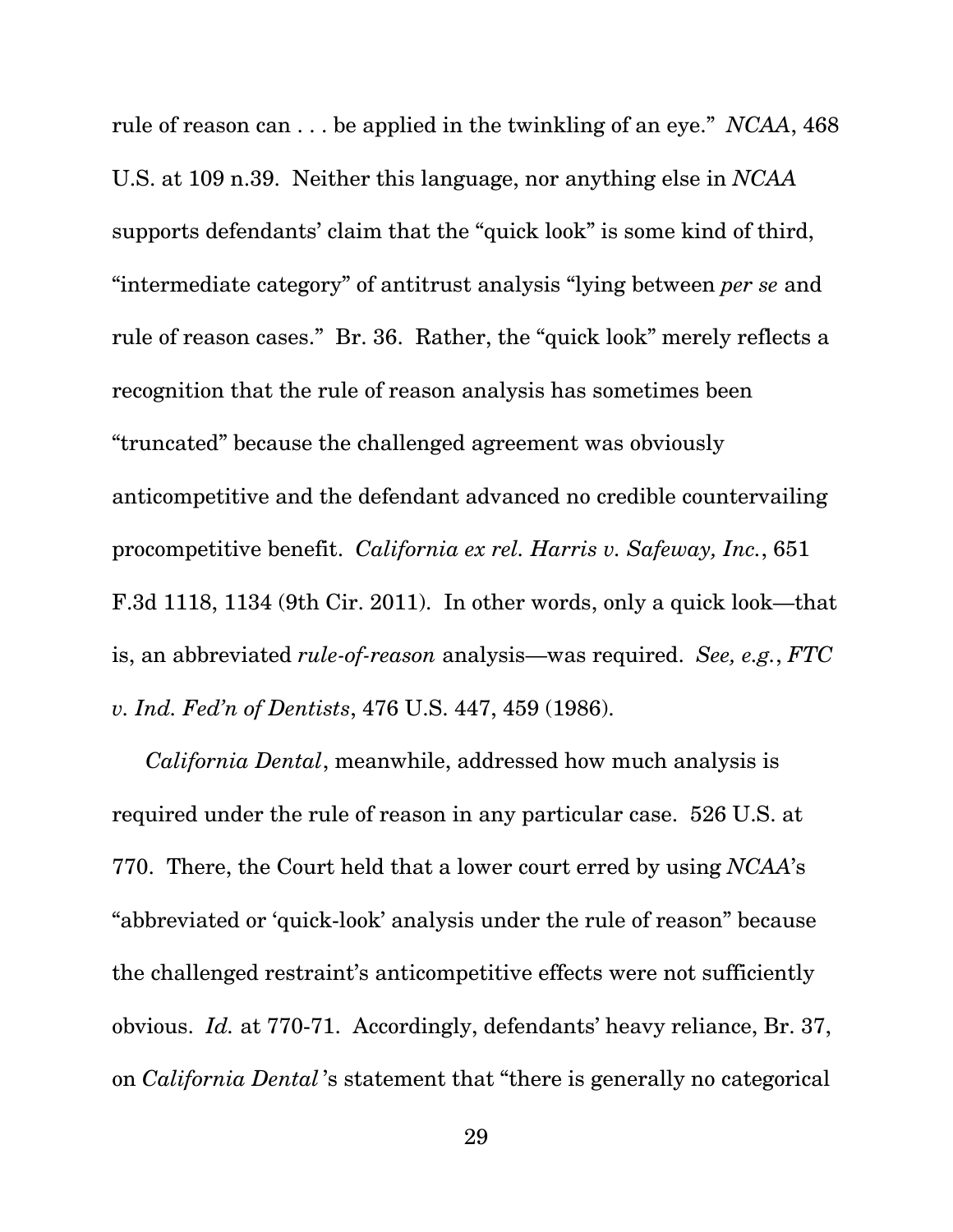rule of reason can . . . be applied in the twinkling of an eye." *NCAA*, 468 U.S. at 109 n.39. Neither this language, nor anything else in *NCAA* supports defendants' claim that the "quick look" is some kind of third, "intermediate category" of antitrust analysis "lying between *per se* and rule of reason cases." Br. 36. Rather, the "quick look" merely reflects a recognition that the rule of reason analysis has sometimes been "truncated" because the challenged agreement was obviously anticompetitive and the defendant advanced no credible countervailing procompetitive benefit. *California ex rel. Harris v. Safeway, Inc.*, 651 F.3d 1118, 1134 (9th Cir. 2011). In other words, only a quick look—that is, an abbreviated *rule-of-reason* analysis—was required. *See, e.g.*, *FTC v. Ind. Fed'n of Dentists*, 476 U.S. 447, 459 (1986).

*California Dental*, meanwhile, addressed how much analysis is required under the rule of reason in any particular case. 526 U.S. at 770. There, the Court held that a lower court erred by using *NCAA*'s "abbreviated or 'quick-look' analysis under the rule of reason" because the challenged restraint's anticompetitive effects were not sufficiently obvious. *Id.* at 770-71. Accordingly, defendants' heavy reliance, Br. 37, on *California Dental*'s statement that "there is generally no categorical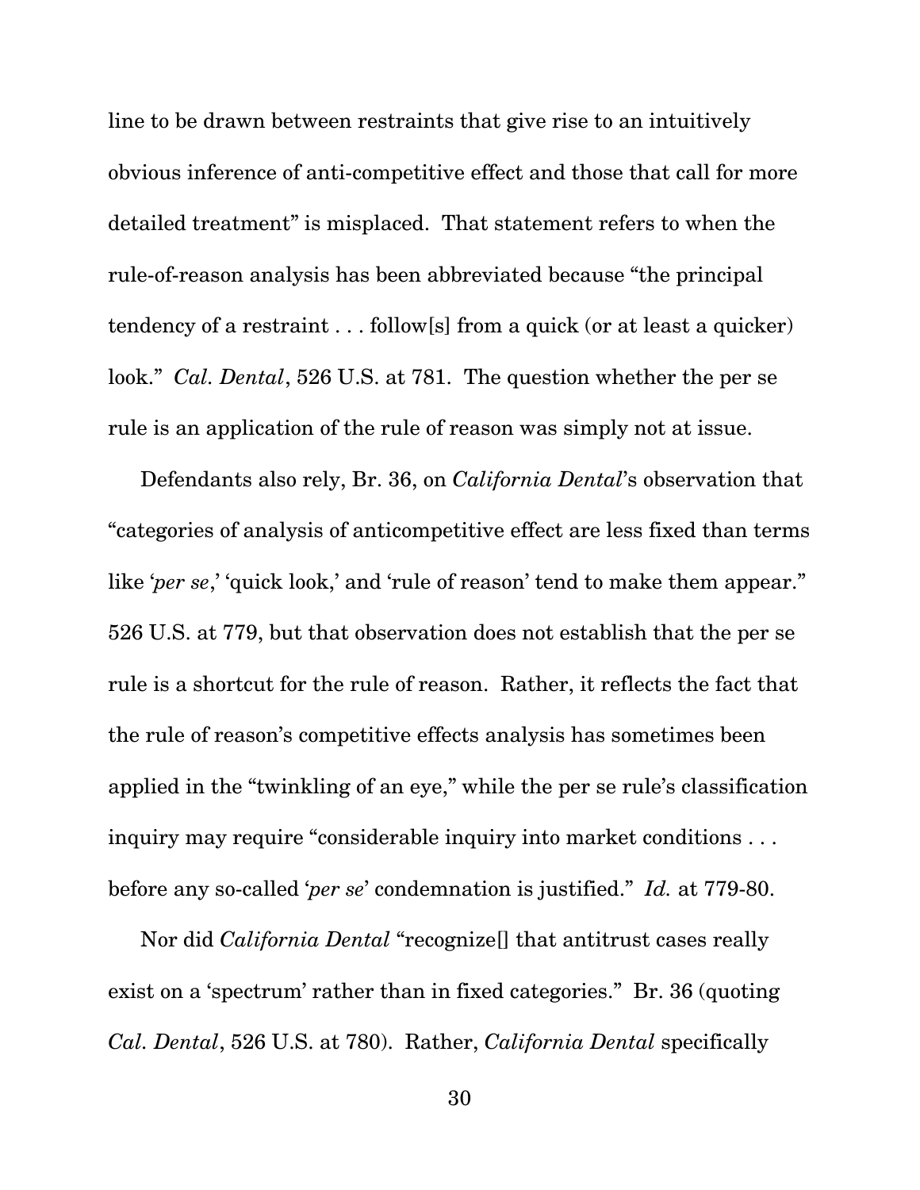line to be drawn between restraints that give rise to an intuitively obvious inference of anti-competitive effect and those that call for more detailed treatment" is misplaced. That statement refers to when the rule-of-reason analysis has been abbreviated because "the principal tendency of a restraint . . . follow[s] from a quick (or at least a quicker) look." *Cal. Dental*, 526 U.S. at 781. The question whether the per se rule is an application of the rule of reason was simply not at issue.

Defendants also rely, Br. 36, on *California Dental*'s observation that "categories of analysis of anticompetitive effect are less fixed than terms like '*per se*,' 'quick look,' and 'rule of reason' tend to make them appear." 526 U.S. at 779, but that observation does not establish that the per se rule is a shortcut for the rule of reason. Rather, it reflects the fact that the rule of reason's competitive effects analysis has sometimes been applied in the "twinkling of an eye," while the per se rule's classification inquiry may require "considerable inquiry into market conditions . . . before any so-called '*per se*' condemnation is justified." *Id.* at 779-80.

Nor did *California Dental* "recognize[] that antitrust cases really exist on a 'spectrum' rather than in fixed categories." Br. 36 (quoting *Cal. Dental*, 526 U.S. at 780). Rather, *California Dental* specifically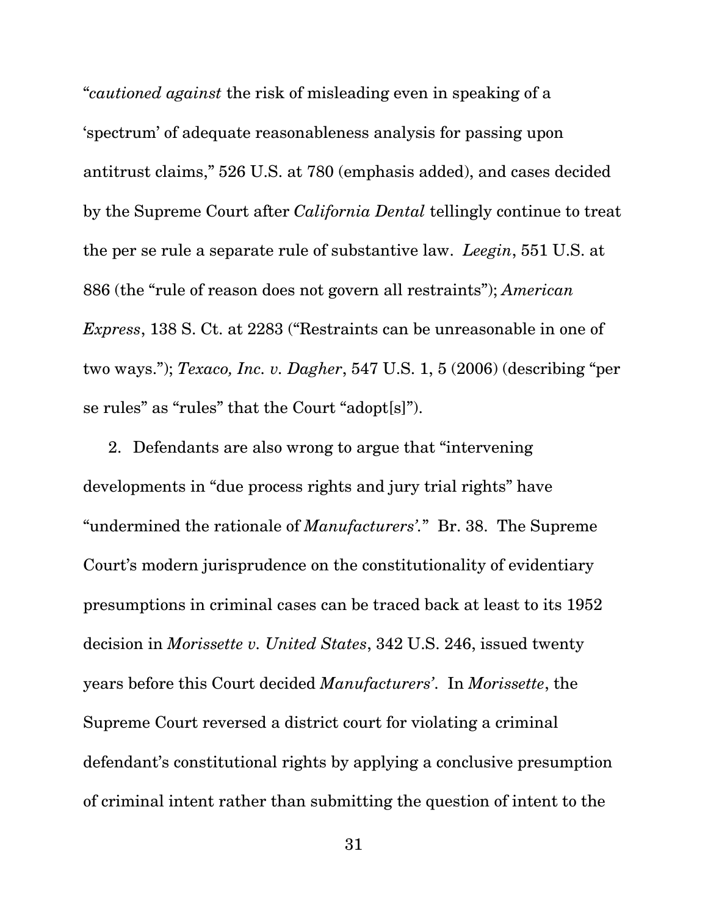"*cautioned against* the risk of misleading even in speaking of a 'spectrum' of adequate reasonableness analysis for passing upon antitrust claims," 526 U.S. at 780 (emphasis added), and cases decided by the Supreme Court after *California Dental* tellingly continue to treat the per se rule a separate rule of substantive law. *Leegin*, 551 U.S. at 886 (the "rule of reason does not govern all restraints"); *American Express*, 138 S. Ct. at 2283 ("Restraints can be unreasonable in one of two ways."); *Texaco, Inc. v. Dagher*, 547 U.S. 1, 5 (2006) (describing "per se rules" as "rules" that the Court "adopt[s]").

2. Defendants are also wrong to argue that "intervening developments in "due process rights and jury trial rights" have "undermined the rationale of *Manufacturers'*." Br. 38. The Supreme Court's modern jurisprudence on the constitutionality of evidentiary presumptions in criminal cases can be traced back at least to its 1952 decision in *Morissette v. United States*, 342 U.S. 246, issued twenty years before this Court decided *Manufacturers'*. In *Morissette*, the Supreme Court reversed a district court for violating a criminal defendant's constitutional rights by applying a conclusive presumption of criminal intent rather than submitting the question of intent to the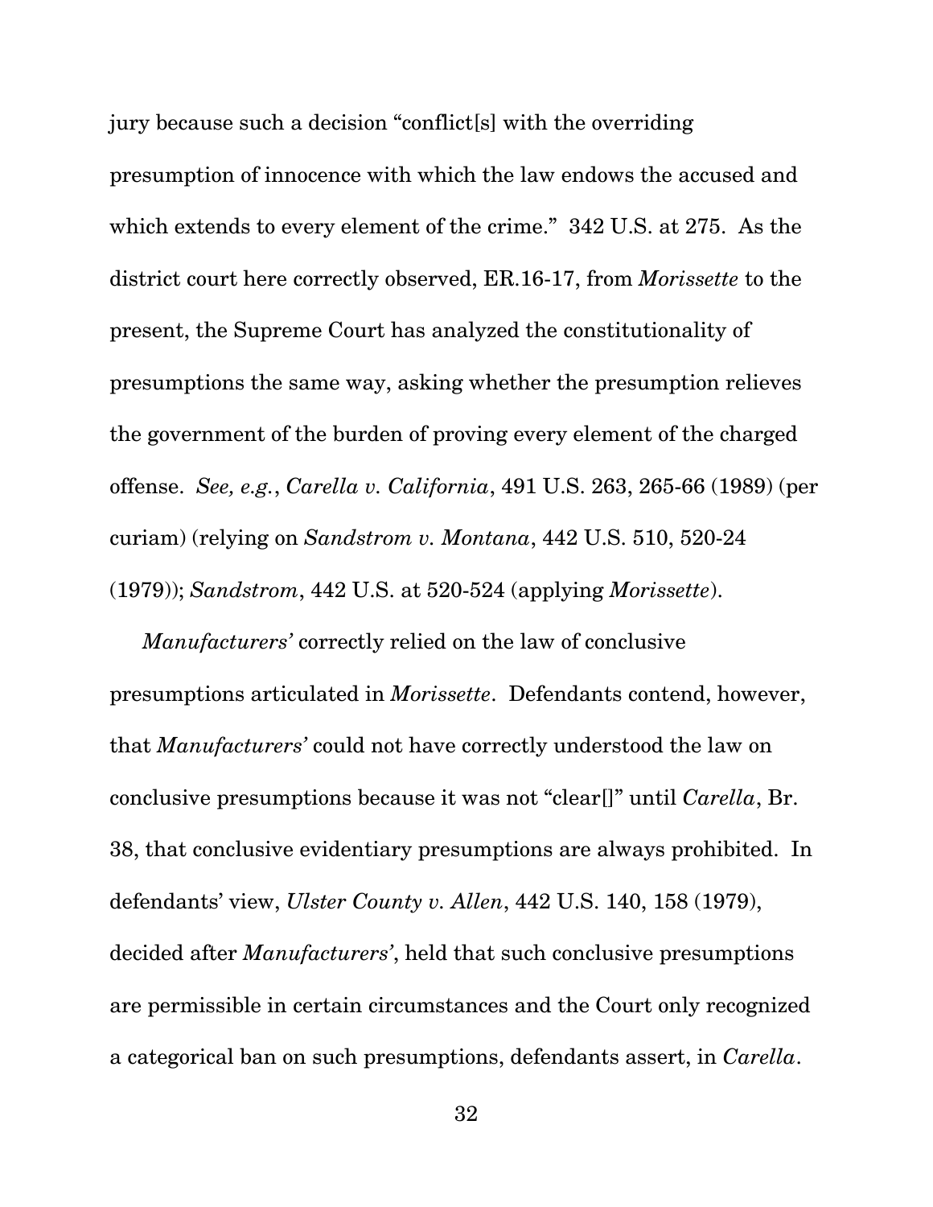jury because such a decision "conflict[s] with the overriding presumption of innocence with which the law endows the accused and which extends to every element of the crime." 342 U.S. at 275. As the district court here correctly observed, ER.16-17, from *Morissette* to the present, the Supreme Court has analyzed the constitutionality of presumptions the same way, asking whether the presumption relieves the government of the burden of proving every element of the charged offense. *See, e.g.*, *Carella v. California*, 491 U.S. 263, 265-66 (1989) (per curiam) (relying on *Sandstrom v. Montana*, 442 U.S. 510, 520-24 (1979)); *Sandstrom*, 442 U.S. at 520-524 (applying *Morissette*).

*Manufacturers'* correctly relied on the law of conclusive presumptions articulated in *Morissette*. Defendants contend, however, that *Manufacturers'* could not have correctly understood the law on conclusive presumptions because it was not "clear[]" until *Carella*, Br. 38, that conclusive evidentiary presumptions are always prohibited. In defendants' view, *Ulster County v. Allen*, 442 U.S. 140, 158 (1979), decided after *Manufacturers'*, held that such conclusive presumptions are permissible in certain circumstances and the Court only recognized a categorical ban on such presumptions, defendants assert, in *Carella*.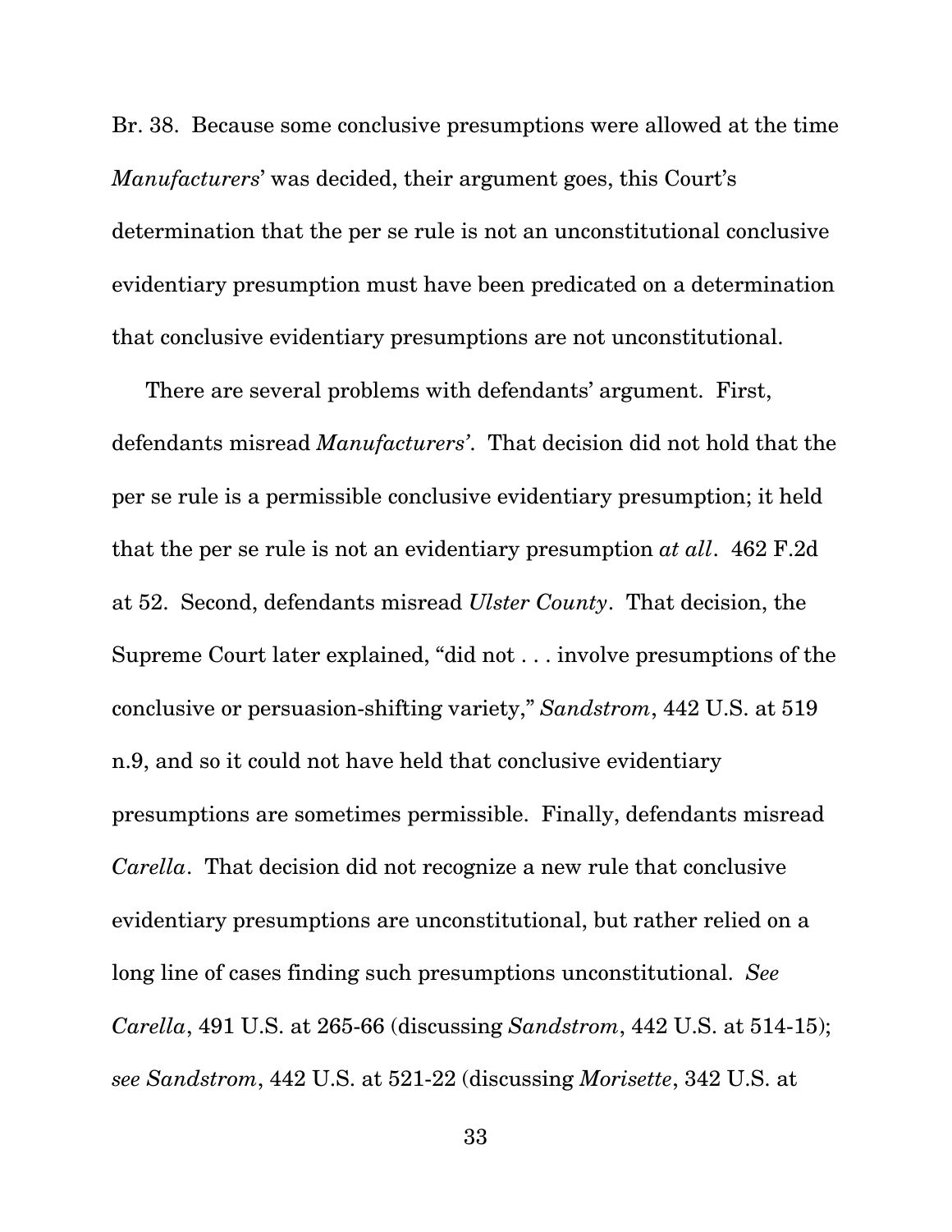Br. 38. Because some conclusive presumptions were allowed at the time *Manufacturers*' was decided, their argument goes, this Court's determination that the per se rule is not an unconstitutional conclusive evidentiary presumption must have been predicated on a determination that conclusive evidentiary presumptions are not unconstitutional.

There are several problems with defendants' argument. First, defendants misread *Manufacturers'*. That decision did not hold that the per se rule is a permissible conclusive evidentiary presumption; it held that the per se rule is not an evidentiary presumption *at all*. 462 F.2d at 52. Second, defendants misread *Ulster County*. That decision, the Supreme Court later explained, "did not . . . involve presumptions of the conclusive or persuasion-shifting variety," *Sandstrom*, 442 U.S. at 519 n.9, and so it could not have held that conclusive evidentiary presumptions are sometimes permissible. Finally, defendants misread *Carella*. That decision did not recognize a new rule that conclusive evidentiary presumptions are unconstitutional, but rather relied on a long line of cases finding such presumptions unconstitutional. *See Carella*, 491 U.S. at 265-66 (discussing *Sandstrom*, 442 U.S. at 514-15); *see Sandstrom*, 442 U.S. at 521-22 (discussing *Morisette*, 342 U.S. at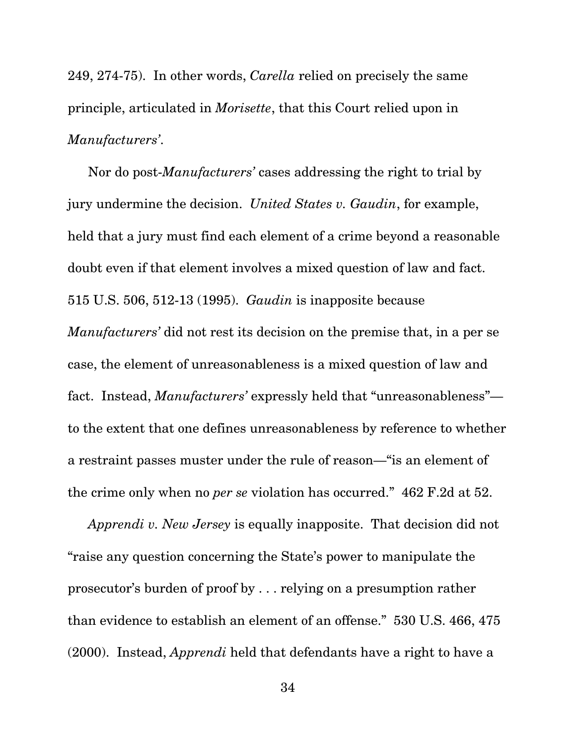249, 274-75). In other words, *Carella* relied on precisely the same principle, articulated in *Morisette*, that this Court relied upon in *Manufacturers'*.

Nor do post-*Manufacturers'* cases addressing the right to trial by jury undermine the decision. *United States v. Gaudin*, for example, held that a jury must find each element of a crime beyond a reasonable doubt even if that element involves a mixed question of law and fact. 515 U.S. 506, 512-13 (1995). *Gaudin* is inapposite because *Manufacturers'* did not rest its decision on the premise that, in a per se case, the element of unreasonableness is a mixed question of law and fact. Instead, *Manufacturers'* expressly held that "unreasonableness"—to the extent that one defines unreasonableness by reference to whether a restraint passes muster under the rule of reason—"is an element of the crime only when no *per se* violation has occurred." 462 F.2d at 52.

*Apprendi v. New Jersey* is equally inapposite. That decision did not "raise any question concerning the State's power to manipulate the prosecutor's burden of proof by . . . relying on a presumption rather than evidence to establish an element of an offense." 530 U.S. 466, 475 (2000). Instead, *Apprendi* held that defendants have a right to have a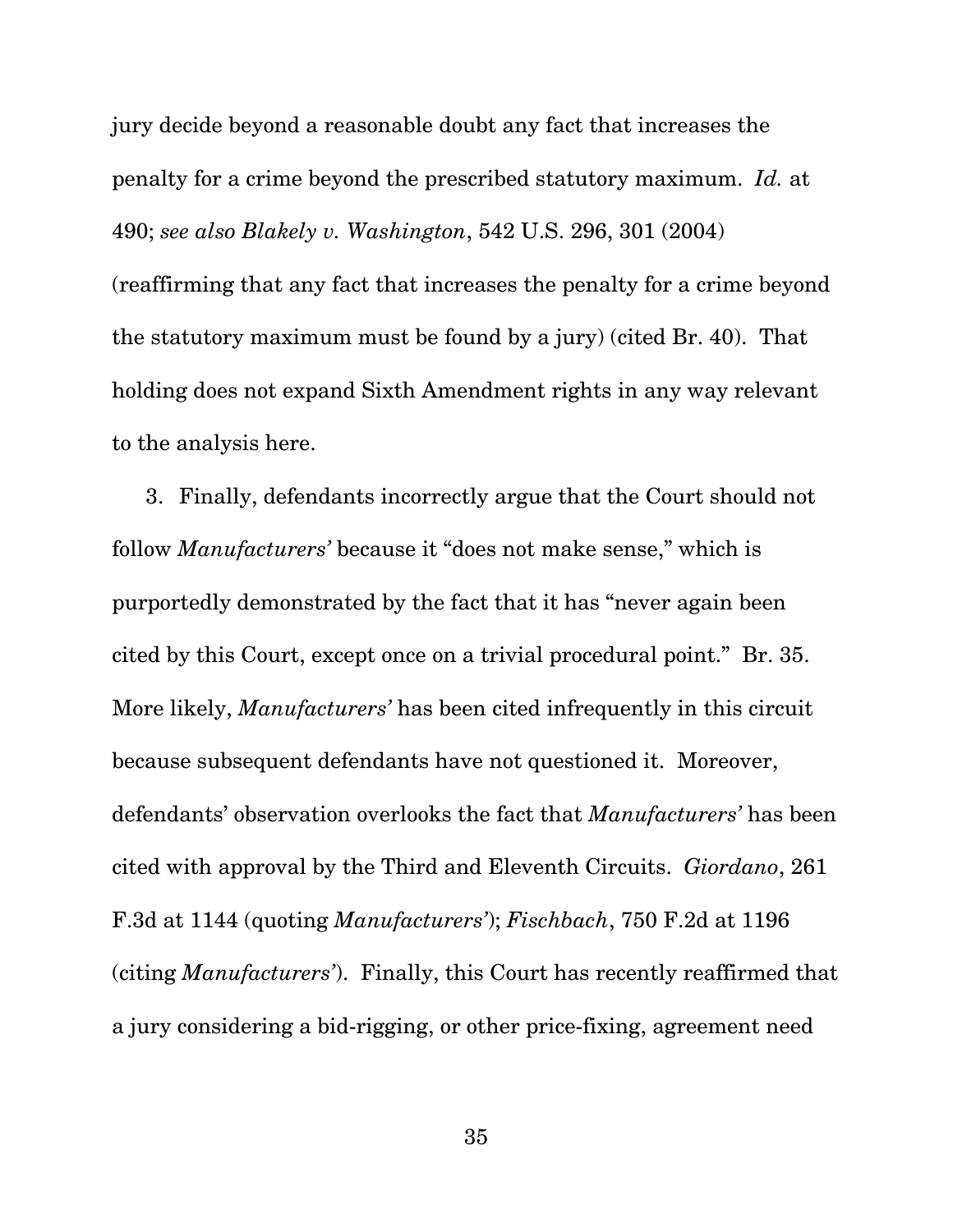jury decide beyond a reasonable doubt any fact that increases the penalty for a crime beyond the prescribed statutory maximum. *Id.* at 490; *see also Blakely v. Washington*, 542 U.S. 296, 301 (2004) (reaffirming that any fact that increases the penalty for a crime beyond the statutory maximum must be found by a jury) (cited Br. 40). That holding does not expand Sixth Amendment rights in any way relevant to the analysis here.

3. Finally, defendants incorrectly argue that the Court should not follow *Manufacturers'* because it "does not make sense," which is purportedly demonstrated by the fact that it has "never again been cited by this Court, except once on a trivial procedural point." Br. 35. More likely, *Manufacturers'* has been cited infrequently in this circuit because subsequent defendants have not questioned it. Moreover, defendants' observation overlooks the fact that *Manufacturers'* has been cited with approval by the Third and Eleventh Circuits. *Giordano*, 261 F.3d at 1144 (quoting *Manufacturers'*); *Fischbach*, 750 F.2d at 1196 (citing *Manufacturers'*). Finally, this Court has recently reaffirmed that a jury considering a bid-rigging, or other price-fixing, agreement need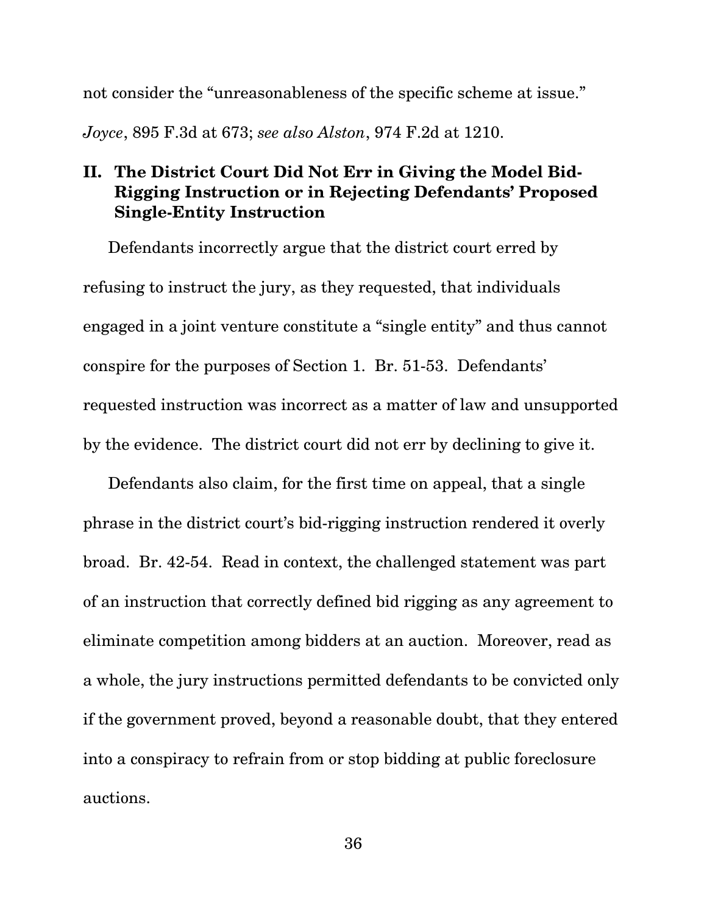not consider the "unreasonableness of the specific scheme at issue." *Joyce*, 895 F.3d at 673; *see also Alston*, 974 F.2d at 1210.

## II. The District Court Did Not Err in Giving the Model Bid-Rigging Instruction or in Rejecting Defendants' Proposed Single-Entity Instruction

Defendants incorrectly argue that the district court erred by refusing to instruct the jury, as they requested, that individuals engaged in a joint venture constitute a "single entity" and thus cannot conspire for the purposes of Section 1. Br. 51-53. Defendants' requested instruction was incorrect as a matter of law and unsupported by the evidence. The district court did not err by declining to give it.

Defendants also claim, for the first time on appeal, that a single phrase in the district court's bid-rigging instruction rendered it overly broad. Br. 42-54. Read in context, the challenged statement was part of an instruction that correctly defined bid rigging as any agreement to eliminate competition among bidders at an auction. Moreover, read as a whole, the jury instructions permitted defendants to be convicted only if the government proved, beyond a reasonable doubt, that they entered into a conspiracy to refrain from or stop bidding at public foreclosure auctions.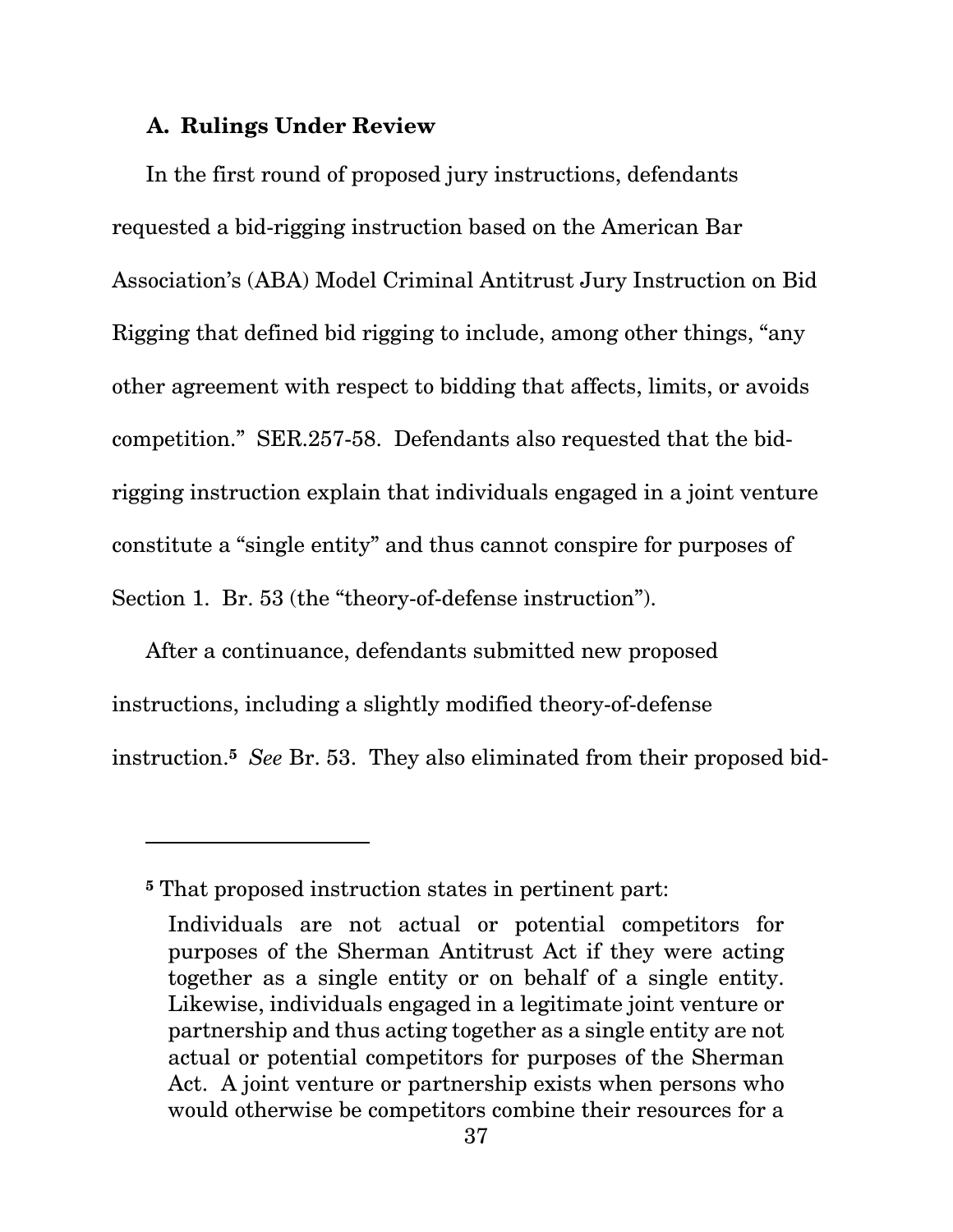### A. Rulings Under Review

In the first round of proposed jury instructions, defendants requested a bid-rigging instruction based on the American Bar Association's (ABA) Model Criminal Antitrust Jury Instruction on Bid Rigging that defined bid rigging to include, among other things, "any other agreement with respect to bidding that affects, limits, or avoids competition." SER.257-58. Defendants also requested that the bid-rigging instruction explain that individuals engaged in a joint venture constitute a "single entity" and thus cannot conspire for purposes of Section 1. Br. 53 (the "theory-of-defense instruction").

After a continuance, defendants submitted new proposed instructions, including a slightly modified theory-of-defense instruction.[5] *See* Br. 53. They also eliminated from their proposed bid-

---

[5] That proposed instruction states in pertinent part:

> Individuals are not actual or potential competitors for purposes of the Sherman Antitrust Act if they were acting together as a single entity or on behalf of a single entity. Likewise, individuals engaged in a legitimate joint venture or partnership and thus acting together as a single entity are not actual or potential competitors for purposes of the Sherman Act. A joint venture or partnership exists when persons who would otherwise be competitors combine their resources for a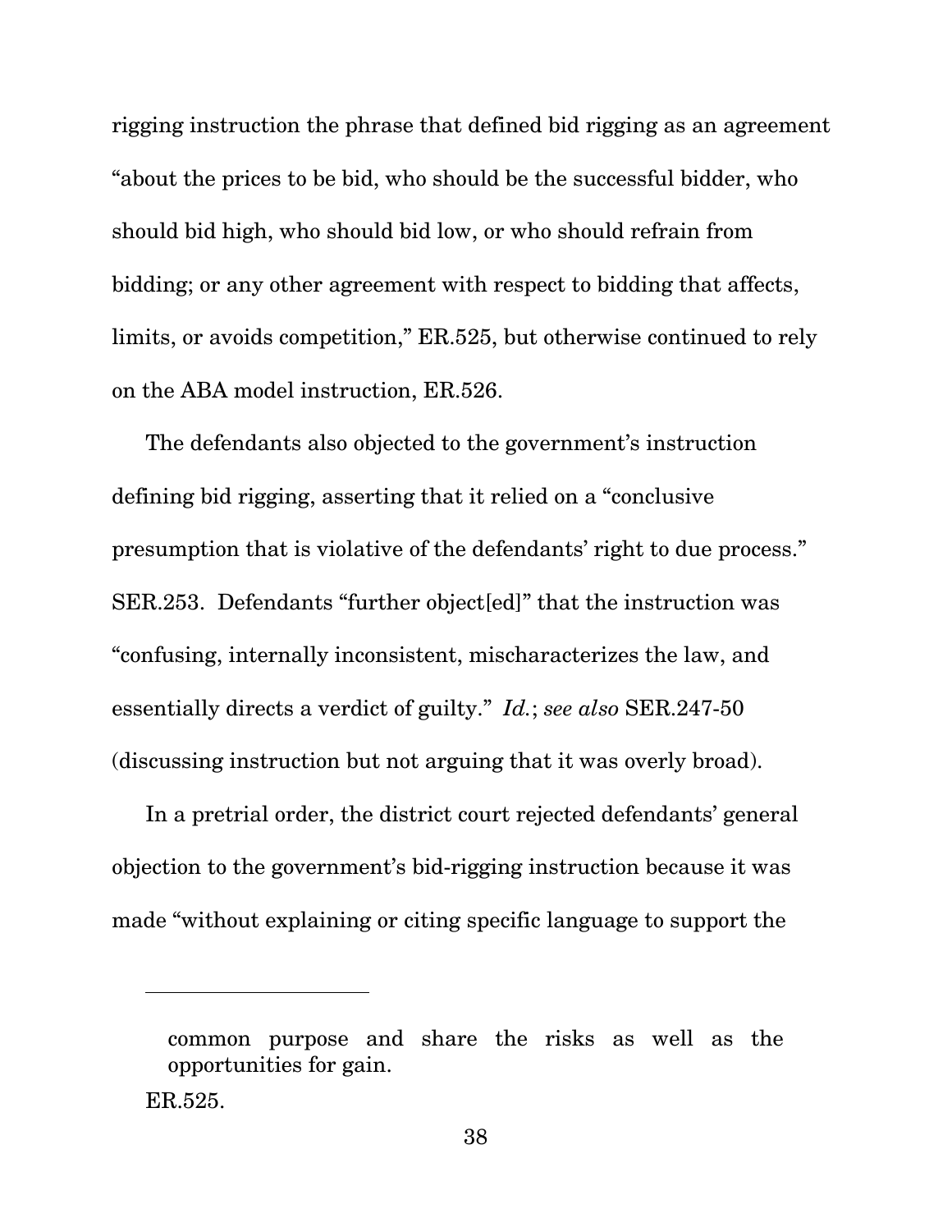rigging instruction the phrase that defined bid rigging as an agreement "about the prices to be bid, who should be the successful bidder, who should bid high, who should bid low, or who should refrain from bidding; or any other agreement with respect to bidding that affects, limits, or avoids competition," ER.525, but otherwise continued to rely on the ABA model instruction, ER.526.

The defendants also objected to the government's instruction defining bid rigging, asserting that it relied on a "conclusive presumption that is violative of the defendants' right to due process." SER.253. Defendants "further object[ed]" that the instruction was "confusing, internally inconsistent, mischaracterizes the law, and essentially directs a verdict of guilty." *Id.*; *see also* SER.247-50 (discussing instruction but not arguing that it was overly broad).

In a pretrial order, the district court rejected defendants' general objection to the government's bid-rigging instruction because it was made "without explaining or citing specific language to support the

---

> common purpose and share the risks as well as the opportunities for gain.

ER.525.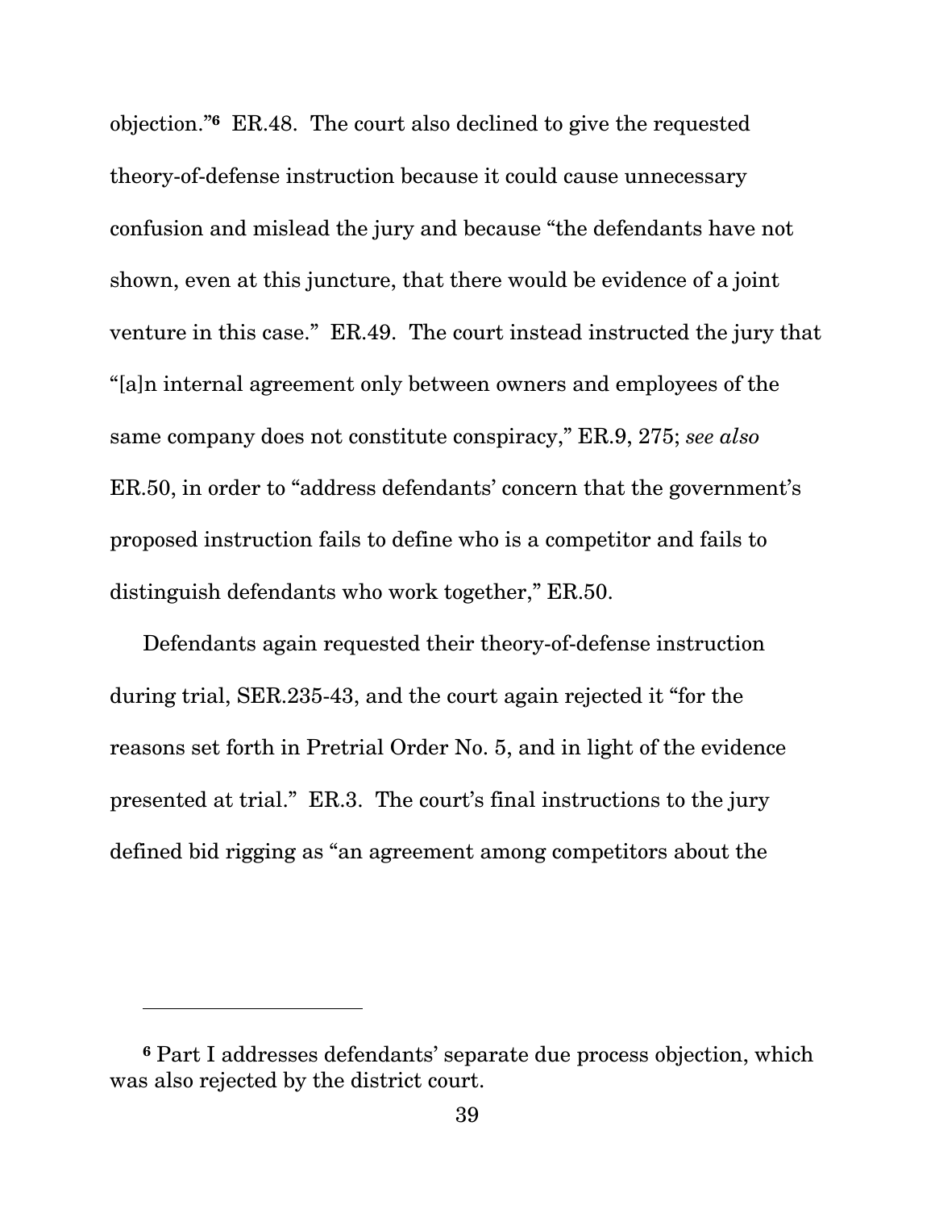objection."[6] ER.48. The court also declined to give the requested theory-of-defense instruction because it could cause unnecessary confusion and mislead the jury and because "the defendants have not shown, even at this juncture, that there would be evidence of a joint venture in this case." ER.49. The court instead instructed the jury that "[a]n internal agreement only between owners and employees of the same company does not constitute conspiracy," ER.9, 275; *see also* ER.50, in order to "address defendants' concern that the government's proposed instruction fails to define who is a competitor and fails to distinguish defendants who work together," ER.50.

Defendants again requested their theory-of-defense instruction during trial, SER.235-43, and the court again rejected it "for the reasons set forth in Pretrial Order No. 5, and in light of the evidence presented at trial." ER.3. The court's final instructions to the jury defined bid rigging as "an agreement among competitors about the

---

[6] Part I addresses defendants' separate due process objection, which was also rejected by the district court.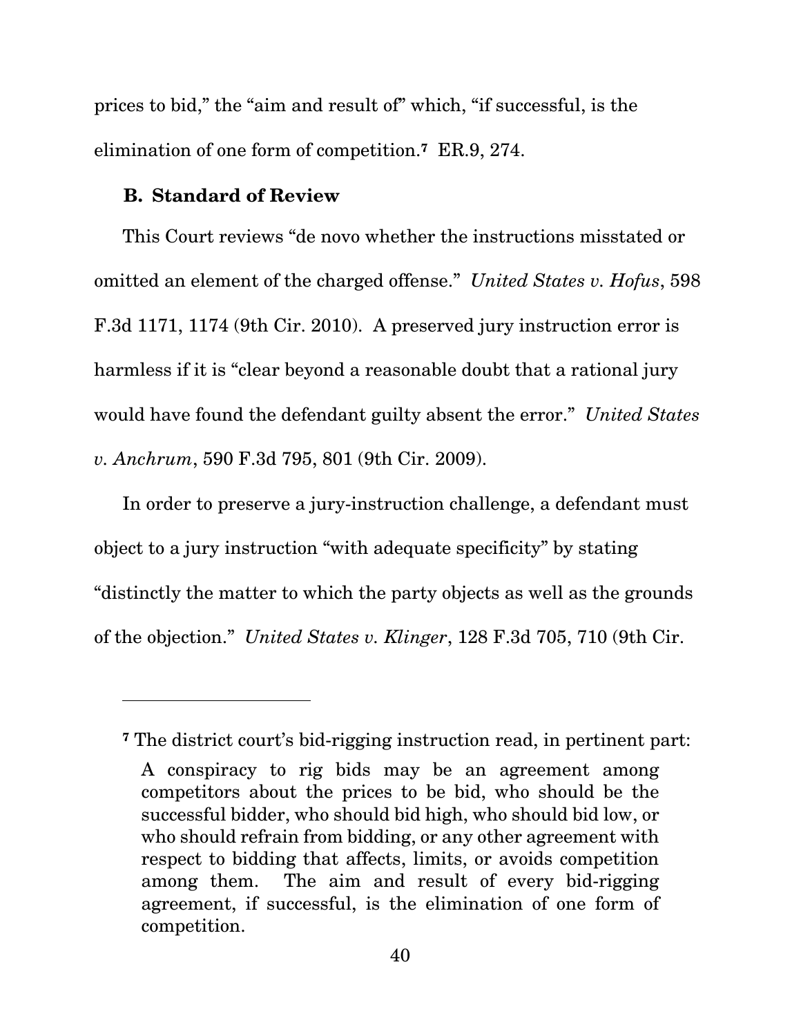prices to bid," the "aim and result of" which, "if successful, is the elimination of one form of competition.[7] ER.9, 274.

### B. Standard of Review

This Court reviews "de novo whether the instructions misstated or omitted an element of the charged offense." *United States v. Hofus*, 598 F.3d 1171, 1174 (9th Cir. 2010). A preserved jury instruction error is harmless if it is "clear beyond a reasonable doubt that a rational jury would have found the defendant guilty absent the error." *United States v. Anchrum*, 590 F.3d 795, 801 (9th Cir. 2009).

In order to preserve a jury-instruction challenge, a defendant must object to a jury instruction "with adequate specificity" by stating "distinctly the matter to which the party objects as well as the grounds of the objection." *United States v. Klinger*, 128 F.3d 705, 710 (9th Cir.

---

[7] The district court's bid-rigging instruction read, in pertinent part:

> A conspiracy to rig bids may be an agreement among competitors about the prices to be bid, who should be the successful bidder, who should bid high, who should bid low, or who should refrain from bidding, or any other agreement with respect to bidding that affects, limits, or avoids competition among them. The aim and result of every bid-rigging agreement, if successful, is the elimination of one form of competition.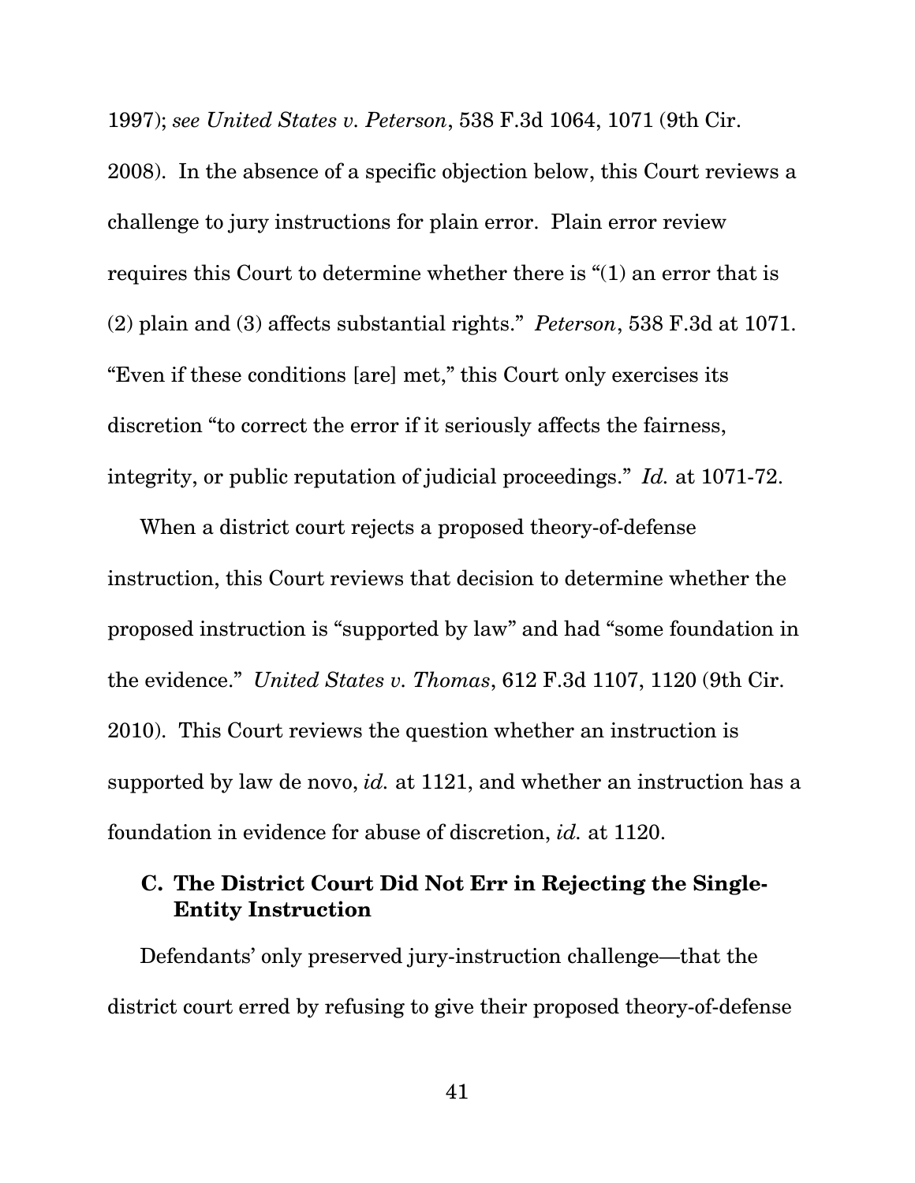1997); *see United States v. Peterson*, 538 F.3d 1064, 1071 (9th Cir. 2008). In the absence of a specific objection below, this Court reviews a challenge to jury instructions for plain error. Plain error review requires this Court to determine whether there is "(1) an error that is (2) plain and (3) affects substantial rights." *Peterson*, 538 F.3d at 1071. "Even if these conditions [are] met," this Court only exercises its discretion "to correct the error if it seriously affects the fairness, integrity, or public reputation of judicial proceedings." *Id.* at 1071-72.

When a district court rejects a proposed theory-of-defense instruction, this Court reviews that decision to determine whether the proposed instruction is "supported by law" and had "some foundation in the evidence." *United States v. Thomas*, 612 F.3d 1107, 1120 (9th Cir. 2010). This Court reviews the question whether an instruction is supported by law de novo, *id.* at 1121, and whether an instruction has a foundation in evidence for abuse of discretion, *id.* at 1120.

### C. The District Court Did Not Err in Rejecting the Single-Entity Instruction

Defendants' only preserved jury-instruction challenge—that the district court erred by refusing to give their proposed theory-of-defense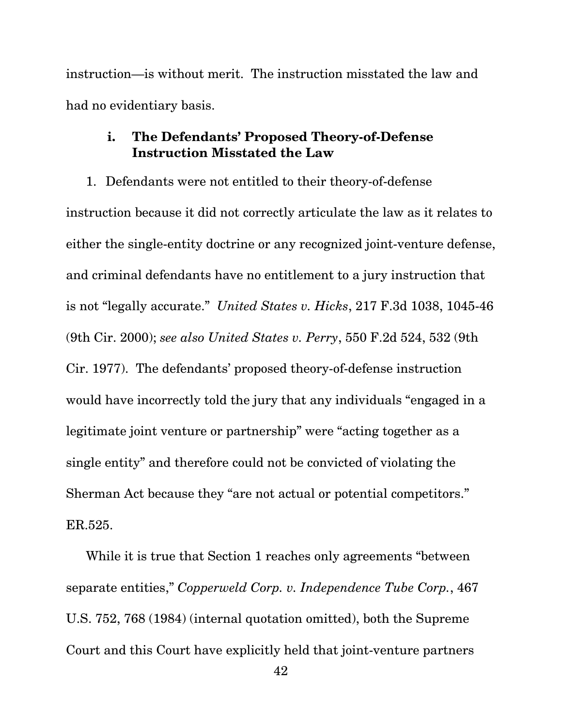instruction—is without merit. The instruction misstated the law and had no evidentiary basis.

### i. The Defendants' Proposed Theory-of-Defense Instruction Misstated the Law

1. Defendants were not entitled to their theory-of-defense instruction because it did not correctly articulate the law as it relates to either the single-entity doctrine or any recognized joint-venture defense, and criminal defendants have no entitlement to a jury instruction that is not "legally accurate." *United States v. Hicks*, 217 F.3d 1038, 1045-46 (9th Cir. 2000); *see also United States v. Perry*, 550 F.2d 524, 532 (9th Cir. 1977). The defendants' proposed theory-of-defense instruction would have incorrectly told the jury that any individuals "engaged in a legitimate joint venture or partnership" were "acting together as a single entity" and therefore could not be convicted of violating the Sherman Act because they "are not actual or potential competitors." ER.525.

While it is true that Section 1 reaches only agreements "between separate entities," *Copperweld Corp. v. Independence Tube Corp.*, 467 U.S. 752, 768 (1984) (internal quotation omitted), both the Supreme Court and this Court have explicitly held that joint-venture partners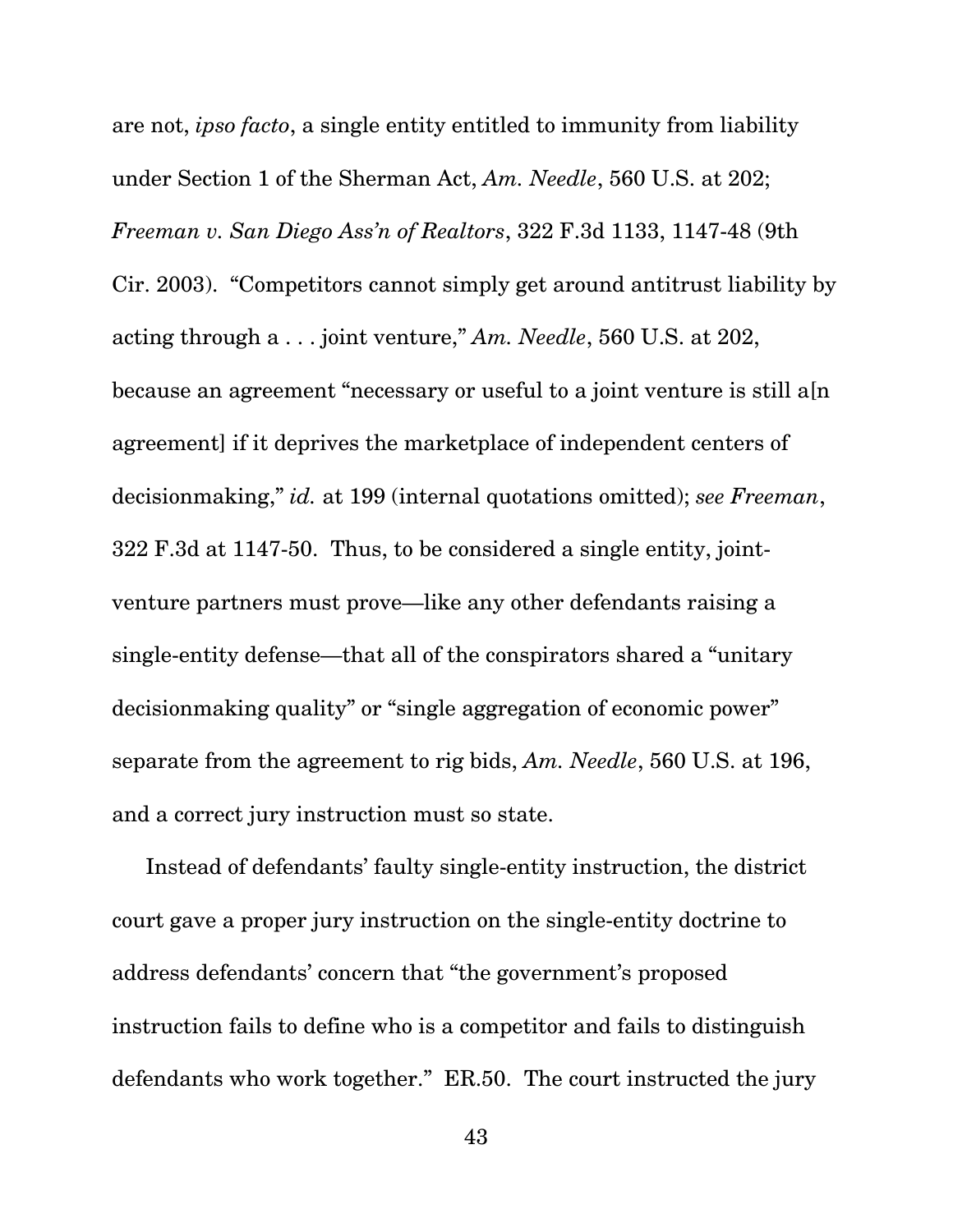are not, *ipso facto*, a single entity entitled to immunity from liability under Section 1 of the Sherman Act, *Am. Needle*, 560 U.S. at 202; *Freeman v. San Diego Ass'n of Realtors*, 322 F.3d 1133, 1147-48 (9th Cir. 2003). "Competitors cannot simply get around antitrust liability by acting through a . . . joint venture," *Am. Needle*, 560 U.S. at 202, because an agreement "necessary or useful to a joint venture is still a[n agreement] if it deprives the marketplace of independent centers of decisionmaking," *id.* at 199 (internal quotations omitted); *see Freeman*, 322 F.3d at 1147-50. Thus, to be considered a single entity, joint-venture partners must prove—like any other defendants raising a single-entity defense—that all of the conspirators shared a "unitary decisionmaking quality" or "single aggregation of economic power" separate from the agreement to rig bids, *Am. Needle*, 560 U.S. at 196, and a correct jury instruction must so state.

Instead of defendants' faulty single-entity instruction, the district court gave a proper jury instruction on the single-entity doctrine to address defendants' concern that "the government's proposed instruction fails to define who is a competitor and fails to distinguish defendants who work together." ER.50. The court instructed the jury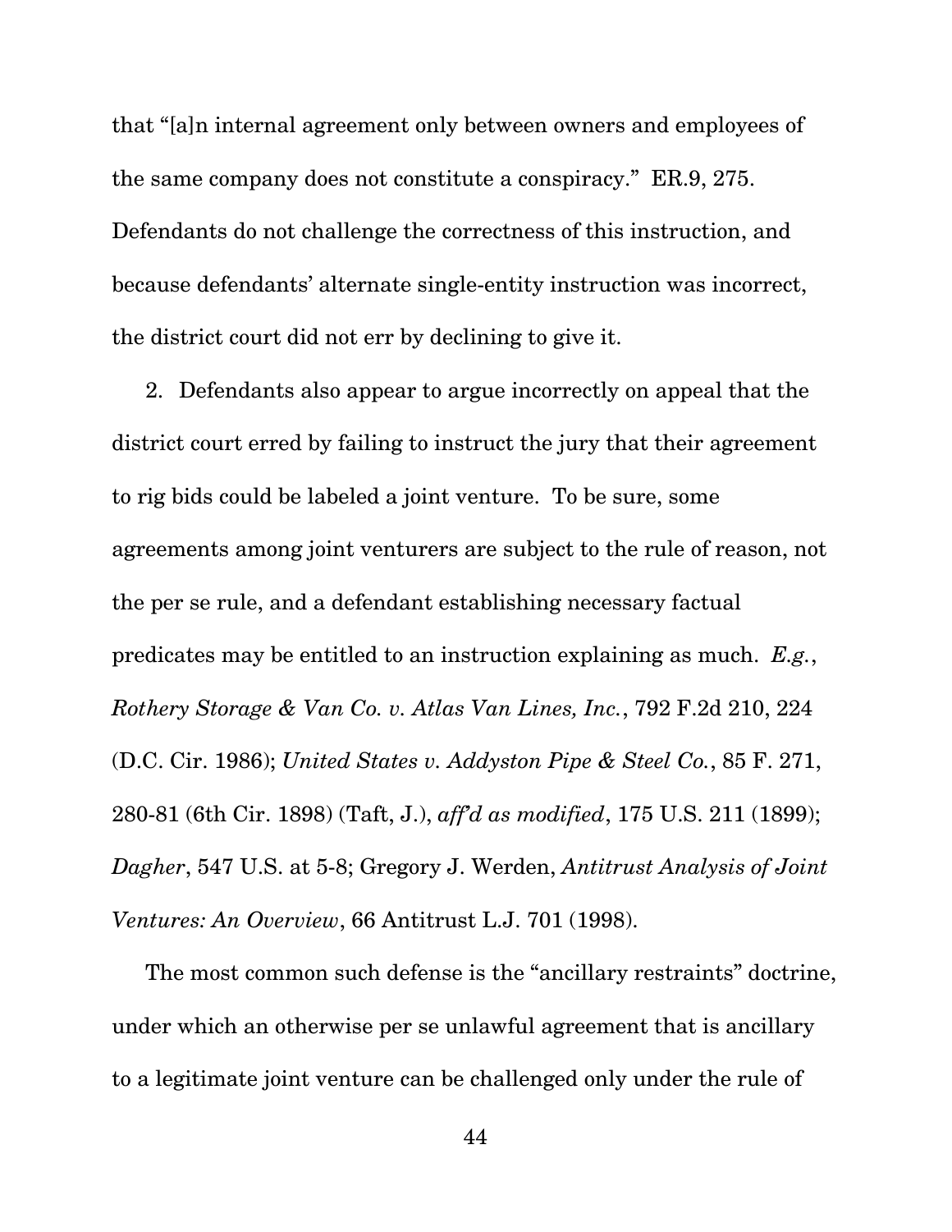that "[a]n internal agreement only between owners and employees of the same company does not constitute a conspiracy." ER.9, 275. Defendants do not challenge the correctness of this instruction, and because defendants' alternate single-entity instruction was incorrect, the district court did not err by declining to give it.

2. Defendants also appear to argue incorrectly on appeal that the district court erred by failing to instruct the jury that their agreement to rig bids could be labeled a joint venture. To be sure, some agreements among joint venturers are subject to the rule of reason, not the per se rule, and a defendant establishing necessary factual predicates may be entitled to an instruction explaining as much. *E.g.*, *Rothery Storage & Van Co. v. Atlas Van Lines, Inc.*, 792 F.2d 210, 224 (D.C. Cir. 1986); *United States v. Addyston Pipe & Steel Co.*, 85 F. 271, 280-81 (6th Cir. 1898) (Taft, J.), *aff'd as modified*, 175 U.S. 211 (1899); *Dagher*, 547 U.S. at 5-8; Gregory J. Werden, *Antitrust Analysis of Joint Ventures: An Overview*, 66 Antitrust L.J. 701 (1998).

The most common such defense is the "ancillary restraints" doctrine, under which an otherwise per se unlawful agreement that is ancillary to a legitimate joint venture can be challenged only under the rule of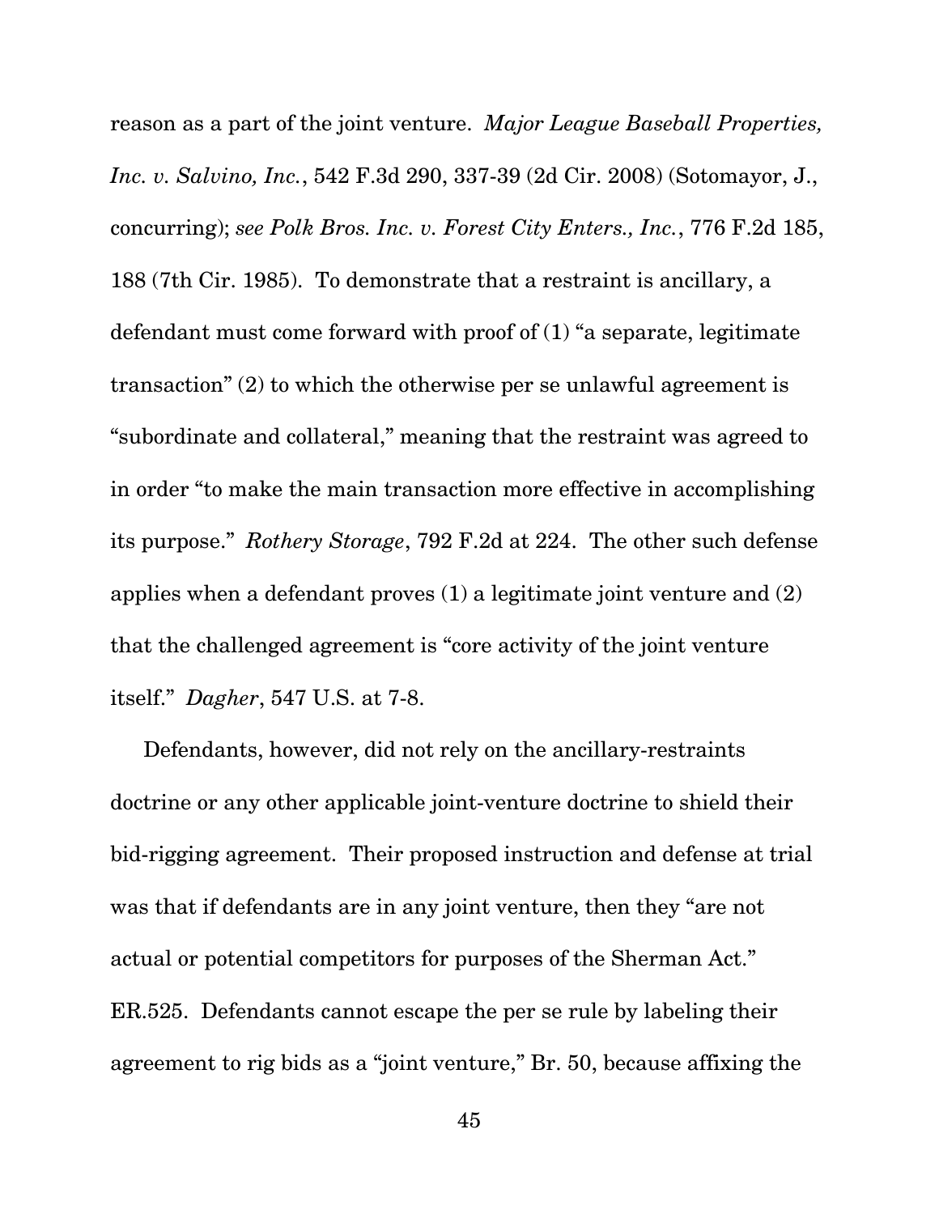reason as a part of the joint venture. *Major League Baseball Properties, Inc. v. Salvino, Inc.*, 542 F.3d 290, 337-39 (2d Cir. 2008) (Sotomayor, J., concurring); *see Polk Bros. Inc. v. Forest City Enters., Inc.*, 776 F.2d 185, 188 (7th Cir. 1985). To demonstrate that a restraint is ancillary, a defendant must come forward with proof of (1) "a separate, legitimate transaction" (2) to which the otherwise per se unlawful agreement is "subordinate and collateral," meaning that the restraint was agreed to in order "to make the main transaction more effective in accomplishing its purpose." *Rothery Storage*, 792 F.2d at 224. The other such defense applies when a defendant proves (1) a legitimate joint venture and (2) that the challenged agreement is "core activity of the joint venture itself." *Dagher*, 547 U.S. at 7-8.

Defendants, however, did not rely on the ancillary-restraints doctrine or any other applicable joint-venture doctrine to shield their bid-rigging agreement. Their proposed instruction and defense at trial was that if defendants are in any joint venture, then they "are not actual or potential competitors for purposes of the Sherman Act." ER.525. Defendants cannot escape the per se rule by labeling their agreement to rig bids as a "joint venture," Br. 50, because affixing the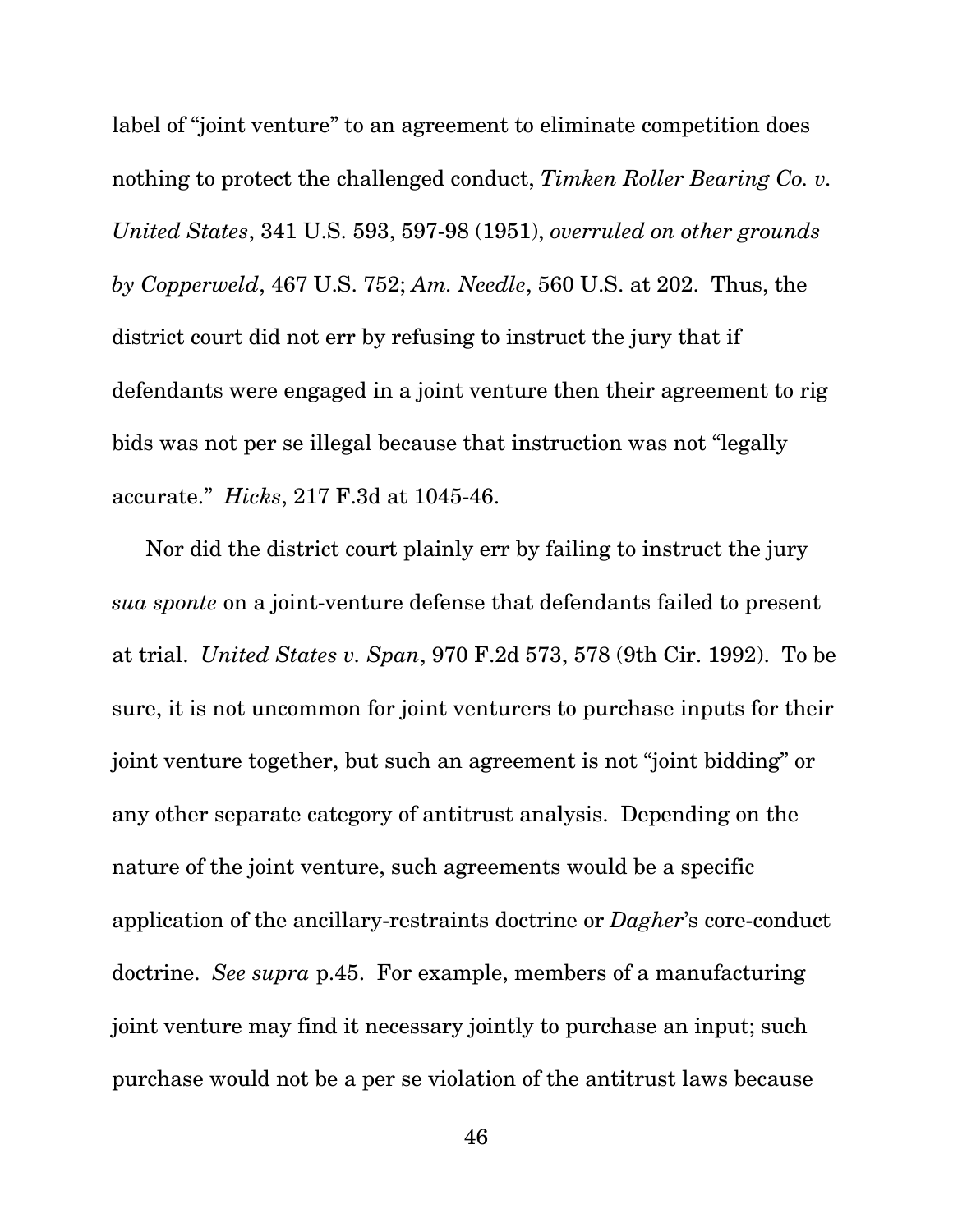label of "joint venture" to an agreement to eliminate competition does nothing to protect the challenged conduct, *Timken Roller Bearing Co. v. United States*, 341 U.S. 593, 597-98 (1951), *overruled on other grounds by Copperweld*, 467 U.S. 752; *Am. Needle*, 560 U.S. at 202. Thus, the district court did not err by refusing to instruct the jury that if defendants were engaged in a joint venture then their agreement to rig bids was not per se illegal because that instruction was not "legally accurate." *Hicks*, 217 F.3d at 1045-46.

Nor did the district court plainly err by failing to instruct the jury *sua sponte* on a joint-venture defense that defendants failed to present at trial. *United States v. Span*, 970 F.2d 573, 578 (9th Cir. 1992). To be sure, it is not uncommon for joint venturers to purchase inputs for their joint venture together, but such an agreement is not "joint bidding" or any other separate category of antitrust analysis. Depending on the nature of the joint venture, such agreements would be a specific application of the ancillary-restraints doctrine or *Dagher*'s core-conduct doctrine. *See supra* p.45. For example, members of a manufacturing joint venture may find it necessary jointly to purchase an input; such purchase would not be a per se violation of the antitrust laws because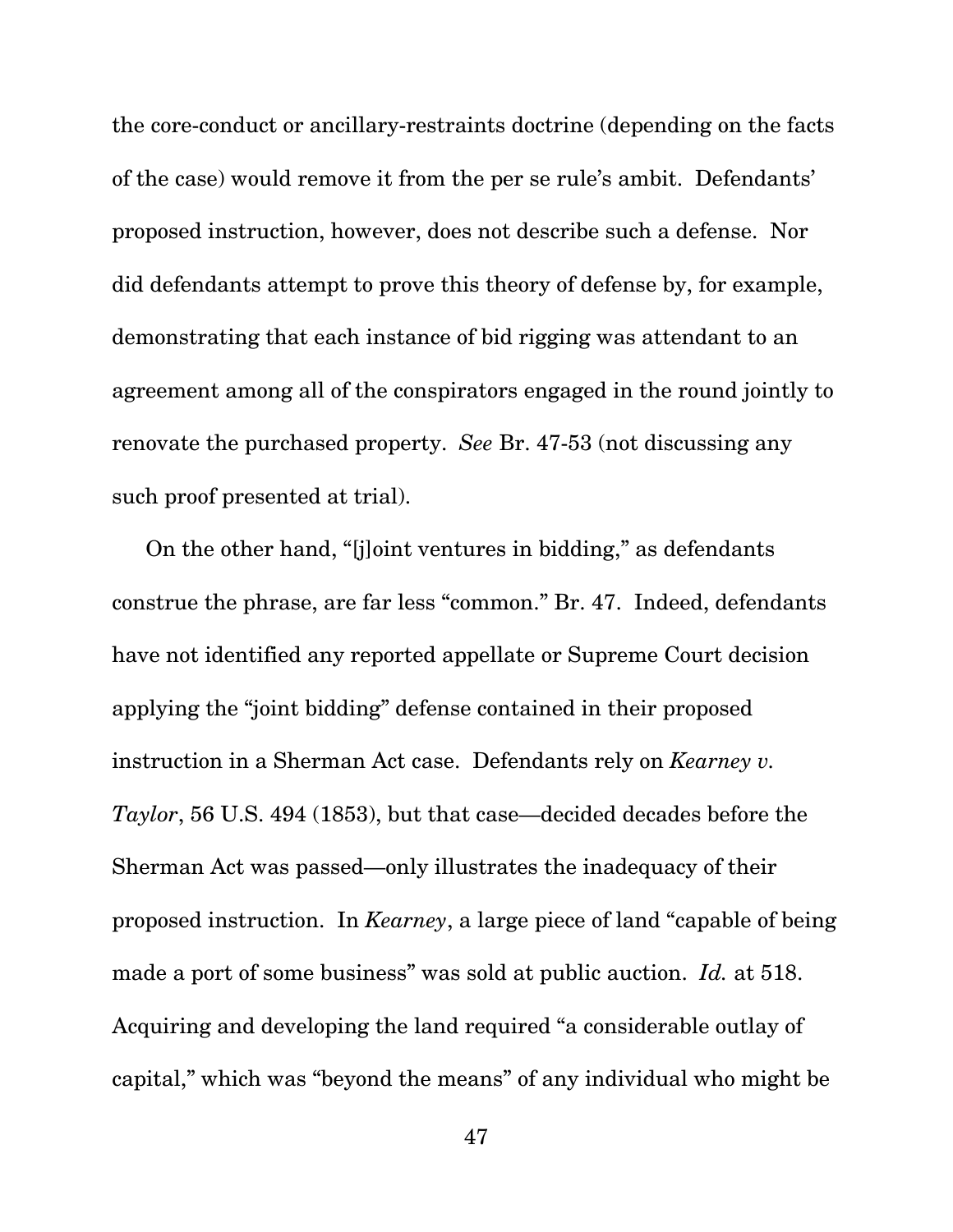the core-conduct or ancillary-restraints doctrine (depending on the facts of the case) would remove it from the per se rule's ambit. Defendants' proposed instruction, however, does not describe such a defense. Nor did defendants attempt to prove this theory of defense by, for example, demonstrating that each instance of bid rigging was attendant to an agreement among all of the conspirators engaged in the round jointly to renovate the purchased property. *See* Br. 47-53 (not discussing any such proof presented at trial).

On the other hand, "[j]oint ventures in bidding," as defendants construe the phrase, are far less "common." Br. 47. Indeed, defendants have not identified any reported appellate or Supreme Court decision applying the "joint bidding" defense contained in their proposed instruction in a Sherman Act case. Defendants rely on *Kearney v. Taylor*, 56 U.S. 494 (1853), but that case—decided decades before the Sherman Act was passed—only illustrates the inadequacy of their proposed instruction. In *Kearney*, a large piece of land "capable of being made a port of some business" was sold at public auction. *Id.* at 518. Acquiring and developing the land required "a considerable outlay of capital," which was "beyond the means" of any individual who might be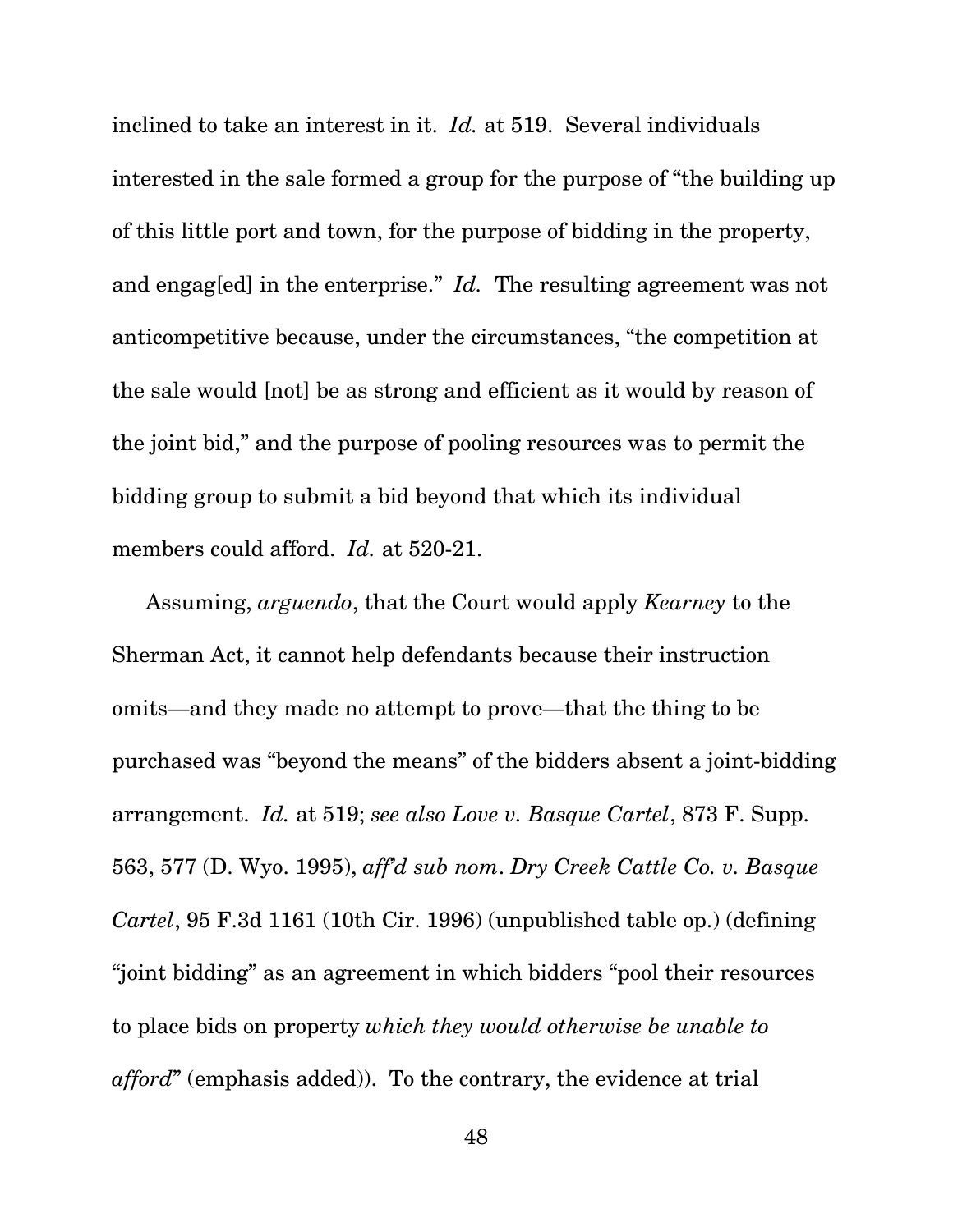inclined to take an interest in it. *Id.* at 519. Several individuals interested in the sale formed a group for the purpose of "the building up of this little port and town, for the purpose of bidding in the property, and engag[ed] in the enterprise." *Id.* The resulting agreement was not anticompetitive because, under the circumstances, "the competition at the sale would [not] be as strong and efficient as it would by reason of the joint bid," and the purpose of pooling resources was to permit the bidding group to submit a bid beyond that which its individual members could afford. *Id.* at 520-21.

Assuming, *arguendo*, that the Court would apply *Kearney* to the Sherman Act, it cannot help defendants because their instruction omits—and they made no attempt to prove—that the thing to be purchased was "beyond the means" of the bidders absent a joint-bidding arrangement. *Id.* at 519; *see also Love v. Basque Cartel*, 873 F. Supp. 563, 577 (D. Wyo. 1995), *aff'd sub nom. Dry Creek Cattle Co. v. Basque Cartel*, 95 F.3d 1161 (10th Cir. 1996) (unpublished table op.) (defining "joint bidding" as an agreement in which bidders "pool their resources to place bids on property *which they would otherwise be unable to afford*" (emphasis added)). To the contrary, the evidence at trial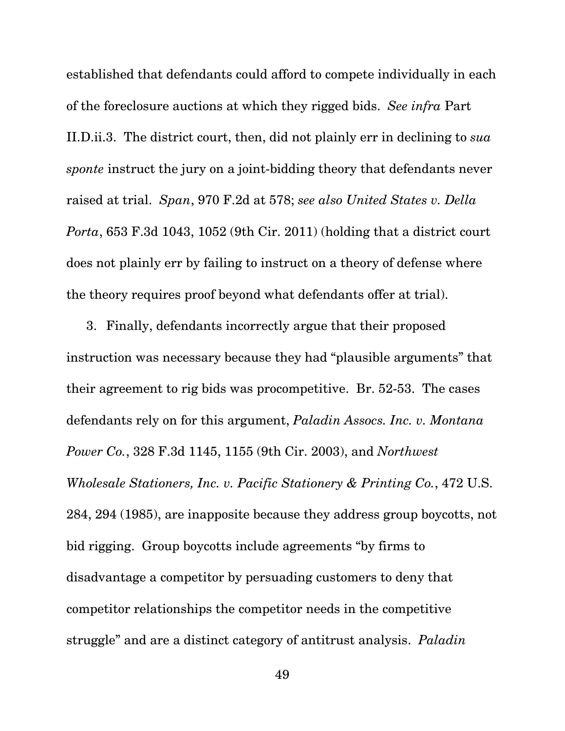established that defendants could afford to compete individually in each of the foreclosure auctions at which they rigged bids. *See infra* Part II.D.ii.3. The district court, then, did not plainly err in declining to *sua sponte* instruct the jury on a joint-bidding theory that defendants never raised at trial. *Span*, 970 F.2d at 578; *see also United States v. Della Porta*, 653 F.3d 1043, 1052 (9th Cir. 2011) (holding that a district court does not plainly err by failing to instruct on a theory of defense where the theory requires proof beyond what defendants offer at trial).

3. Finally, defendants incorrectly argue that their proposed instruction was necessary because they had "plausible arguments" that their agreement to rig bids was procompetitive. Br. 52-53. The cases defendants rely on for this argument, *Paladin Assocs. Inc. v. Montana Power Co.*, 328 F.3d 1145, 1155 (9th Cir. 2003), and *Northwest Wholesale Stationers, Inc. v. Pacific Stationery & Printing Co.*, 472 U.S. 284, 294 (1985), are inapposite because they address group boycotts, not bid rigging. Group boycotts include agreements "by firms to disadvantage a competitor by persuading customers to deny that competitor relationships the competitor needs in the competitive struggle" and are a distinct category of antitrust analysis. *Paladin*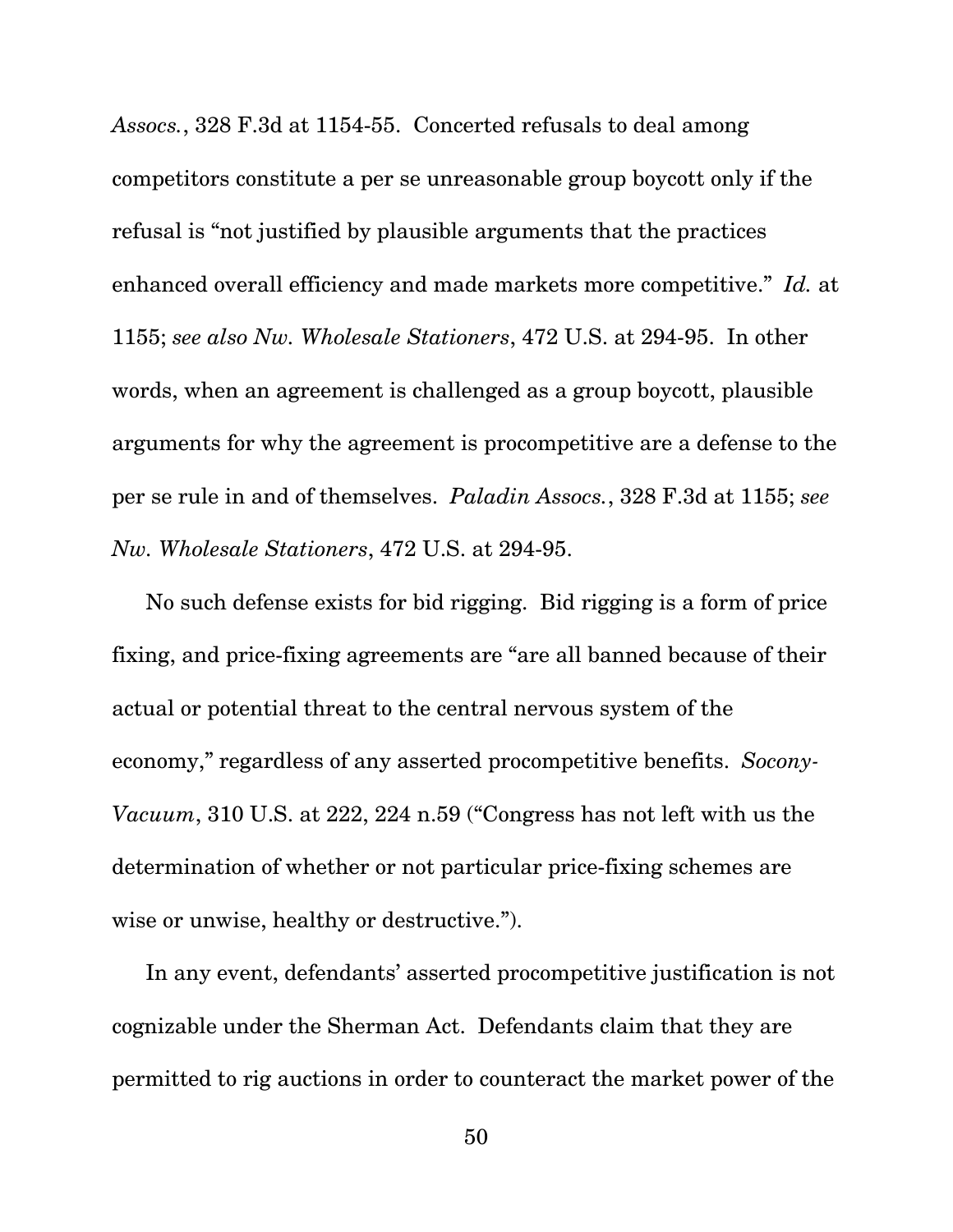*Assocs.*, 328 F.3d at 1154-55. Concerted refusals to deal among competitors constitute a per se unreasonable group boycott only if the refusal is "not justified by plausible arguments that the practices enhanced overall efficiency and made markets more competitive." *Id.* at 1155; *see also Nw. Wholesale Stationers*, 472 U.S. at 294-95. In other words, when an agreement is challenged as a group boycott, plausible arguments for why the agreement is procompetitive are a defense to the per se rule in and of themselves. *Paladin Assocs.*, 328 F.3d at 1155; *see Nw. Wholesale Stationers*, 472 U.S. at 294-95.

No such defense exists for bid rigging. Bid rigging is a form of price fixing, and price-fixing agreements are "are all banned because of their actual or potential threat to the central nervous system of the economy," regardless of any asserted procompetitive benefits. *Socony-Vacuum*, 310 U.S. at 222, 224 n.59 ("Congress has not left with us the determination of whether or not particular price-fixing schemes are wise or unwise, healthy or destructive.").

In any event, defendants' asserted procompetitive justification is not cognizable under the Sherman Act. Defendants claim that they are permitted to rig auctions in order to counteract the market power of the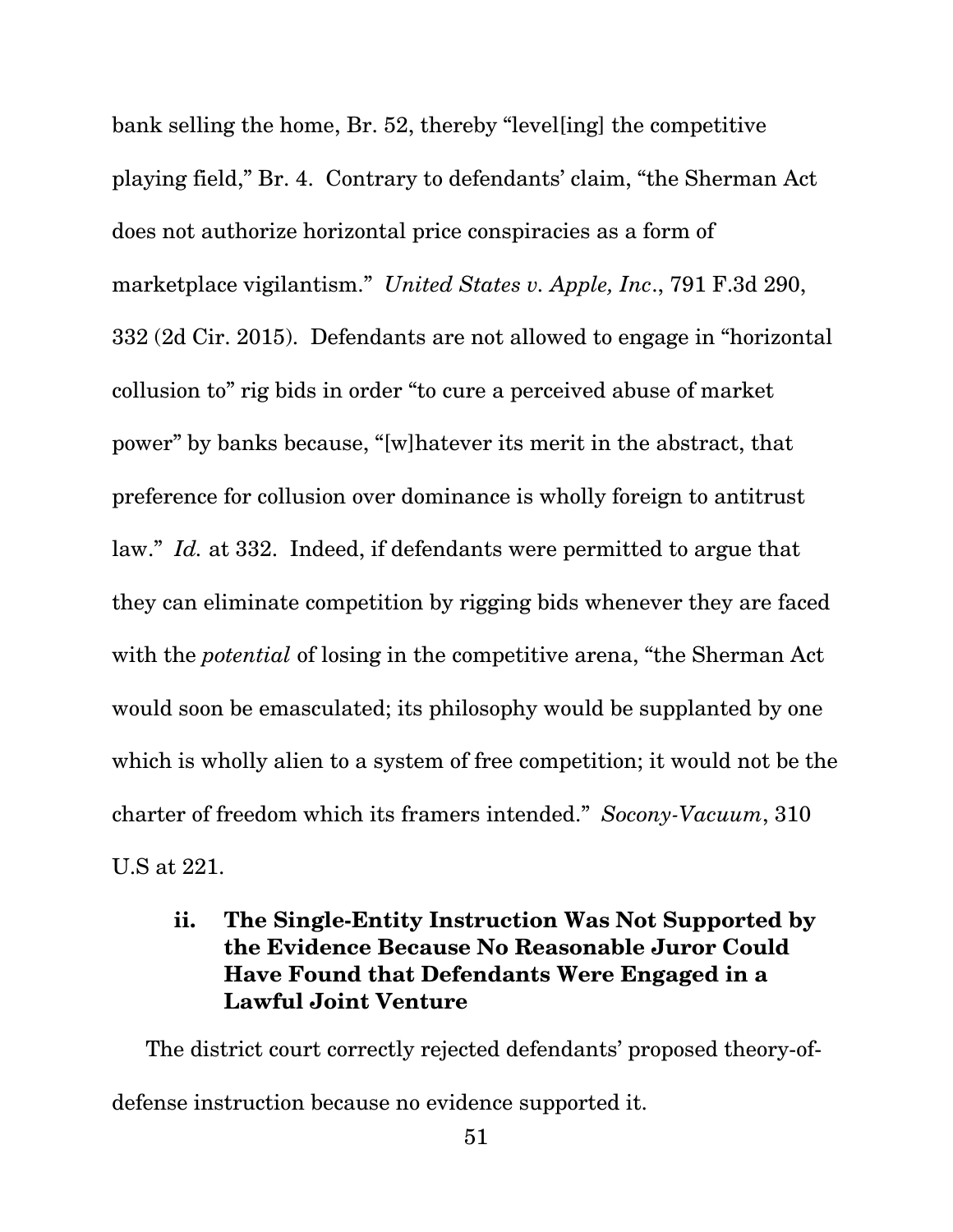bank selling the home, Br. 52, thereby "level[ing] the competitive playing field," Br. 4. Contrary to defendants' claim, "the Sherman Act does not authorize horizontal price conspiracies as a form of marketplace vigilantism." *United States v. Apple, Inc*., 791 F.3d 290, 332 (2d Cir. 2015). Defendants are not allowed to engage in "horizontal collusion to" rig bids in order "to cure a perceived abuse of market power" by banks because, "[w]hatever its merit in the abstract, that preference for collusion over dominance is wholly foreign to antitrust law." *Id.* at 332. Indeed, if defendants were permitted to argue that they can eliminate competition by rigging bids whenever they are faced with the *potential* of losing in the competitive arena, "the Sherman Act would soon be emasculated; its philosophy would be supplanted by one which is wholly alien to a system of free competition; it would not be the charter of freedom which its framers intended." *Socony-Vacuum*, 310 U.S at 221.

#### ii. The Single-Entity Instruction Was Not Supported by the Evidence Because No Reasonable Juror Could Have Found that Defendants Were Engaged in a Lawful Joint Venture

The district court correctly rejected defendants' proposed theory-of-defense instruction because no evidence supported it.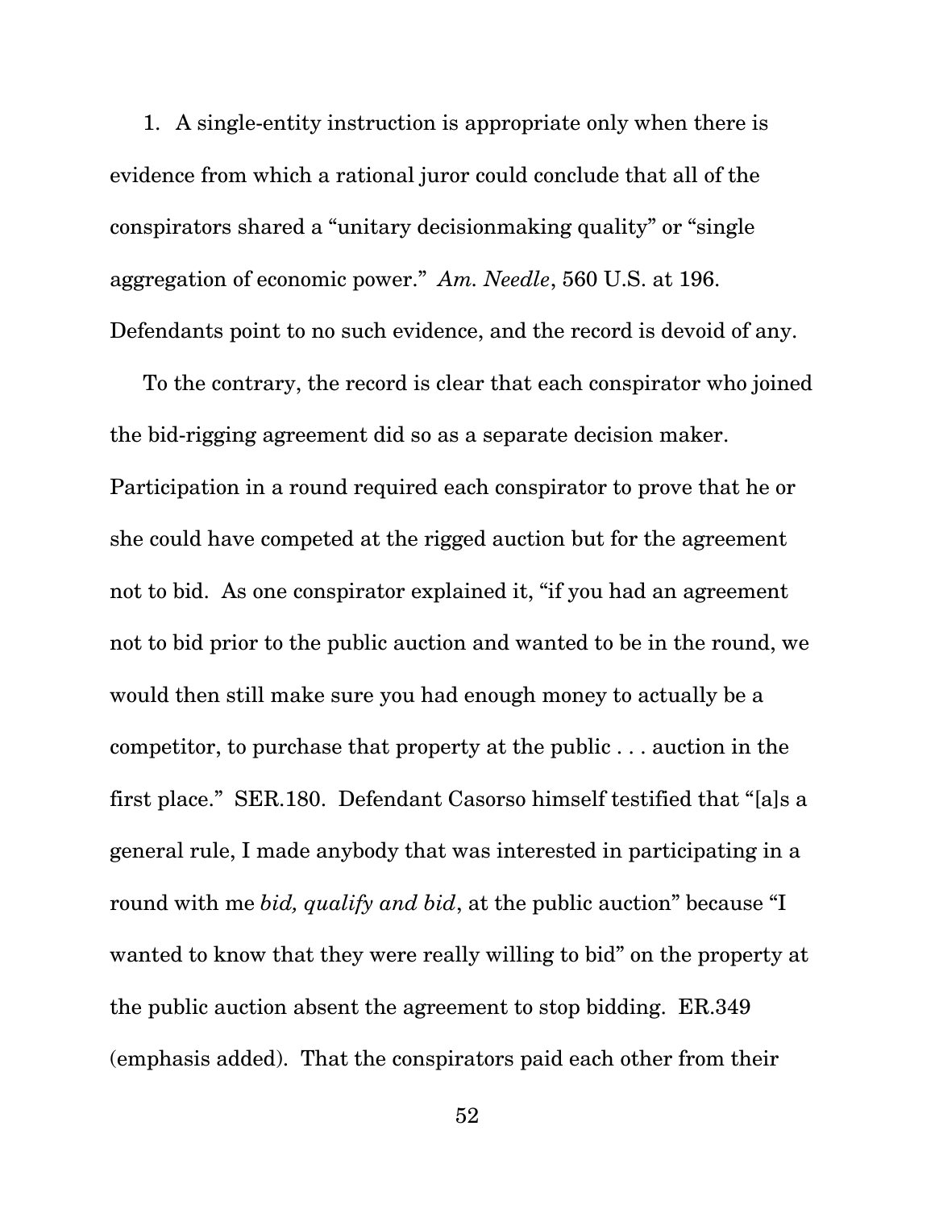1. A single-entity instruction is appropriate only when there is evidence from which a rational juror could conclude that all of the conspirators shared a "unitary decisionmaking quality" or "single aggregation of economic power." *Am. Needle*, 560 U.S. at 196. Defendants point to no such evidence, and the record is devoid of any.

To the contrary, the record is clear that each conspirator who joined the bid-rigging agreement did so as a separate decision maker. Participation in a round required each conspirator to prove that he or she could have competed at the rigged auction but for the agreement not to bid. As one conspirator explained it, "if you had an agreement not to bid prior to the public auction and wanted to be in the round, we would then still make sure you had enough money to actually be a competitor, to purchase that property at the public . . . auction in the first place." SER.180. Defendant Casorso himself testified that "[a]s a general rule, I made anybody that was interested in participating in a round with me *bid, qualify and bid*, at the public auction" because "I wanted to know that they were really willing to bid" on the property at the public auction absent the agreement to stop bidding. ER.349 (emphasis added). That the conspirators paid each other from their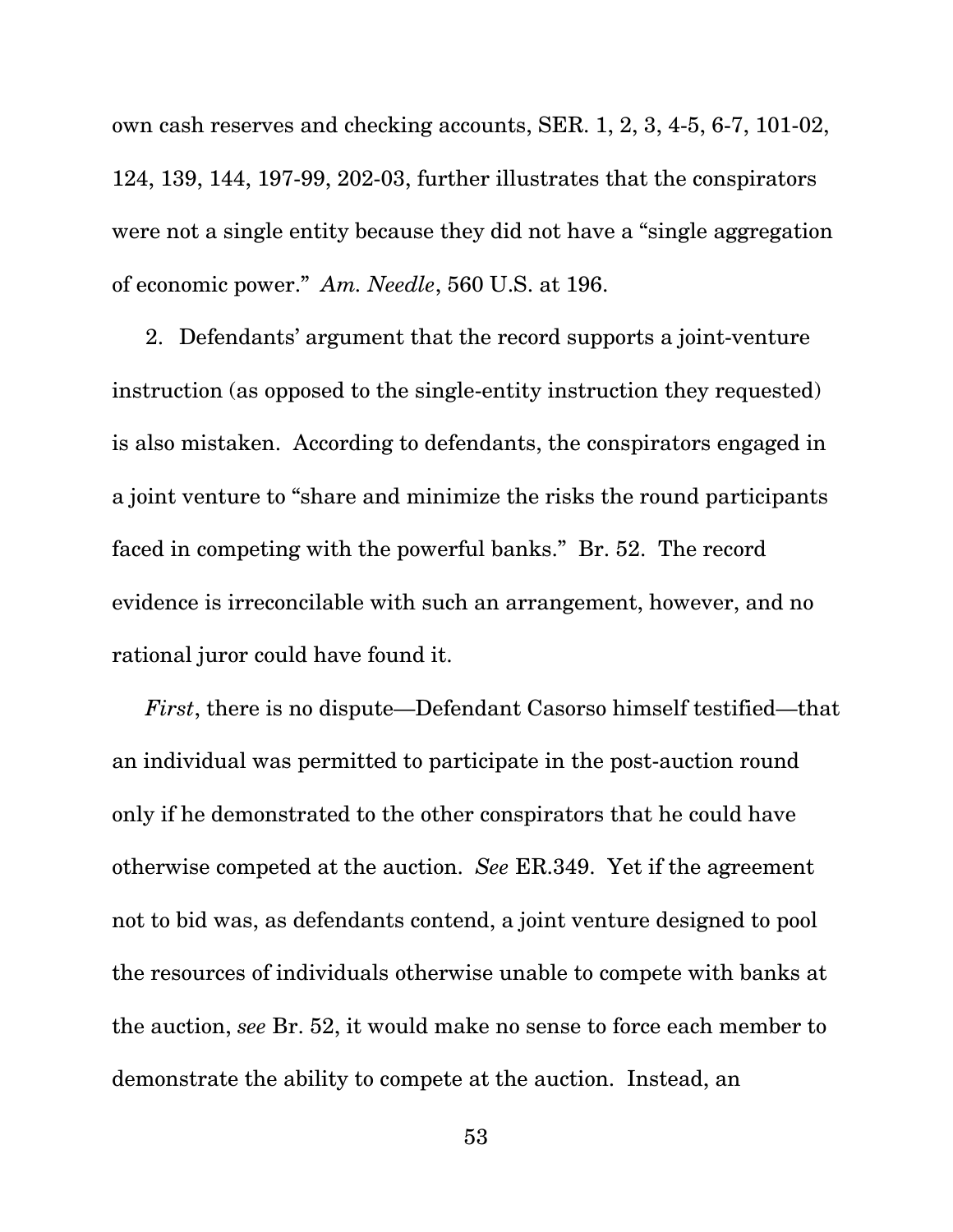own cash reserves and checking accounts, SER. 1, 2, 3, 4-5, 6-7, 101-02, 124, 139, 144, 197-99, 202-03, further illustrates that the conspirators were not a single entity because they did not have a "single aggregation of economic power." *Am. Needle*, 560 U.S. at 196.

2. Defendants' argument that the record supports a joint-venture instruction (as opposed to the single-entity instruction they requested) is also mistaken. According to defendants, the conspirators engaged in a joint venture to "share and minimize the risks the round participants faced in competing with the powerful banks." Br. 52. The record evidence is irreconcilable with such an arrangement, however, and no rational juror could have found it.

*First*, there is no dispute—Defendant Casorso himself testified—that an individual was permitted to participate in the post-auction round only if he demonstrated to the other conspirators that he could have otherwise competed at the auction. *See* ER.349. Yet if the agreement not to bid was, as defendants contend, a joint venture designed to pool the resources of individuals otherwise unable to compete with banks at the auction, *see* Br. 52, it would make no sense to force each member to demonstrate the ability to compete at the auction. Instead, an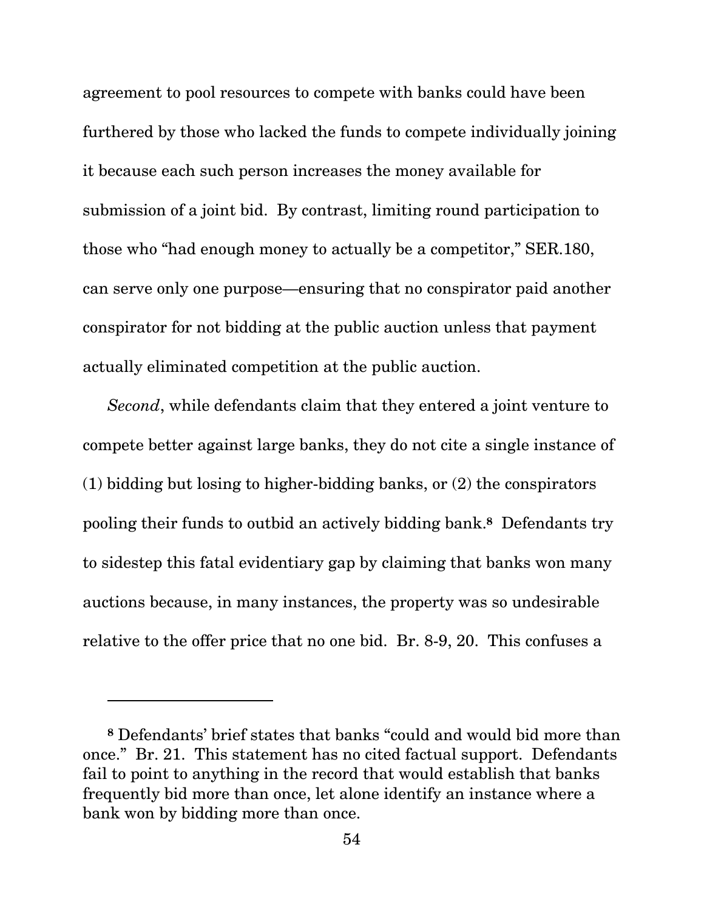agreement to pool resources to compete with banks could have been furthered by those who lacked the funds to compete individually joining it because each such person increases the money available for submission of a joint bid. By contrast, limiting round participation to those who "had enough money to actually be a competitor," SER.180, can serve only one purpose—ensuring that no conspirator paid another conspirator for not bidding at the public auction unless that payment actually eliminated competition at the public auction.

*Second*, while defendants claim that they entered a joint venture to compete better against large banks, they do not cite a single instance of (1) bidding but losing to higher-bidding banks, or (2) the conspirators pooling their funds to outbid an actively bidding bank.[8] Defendants try to sidestep this fatal evidentiary gap by claiming that banks won many auctions because, in many instances, the property was so undesirable relative to the offer price that no one bid. Br. 8-9, 20. This confuses a

---

[8] Defendants' brief states that banks "could and would bid more than once." Br. 21. This statement has no cited factual support. Defendants fail to point to anything in the record that would establish that banks frequently bid more than once, let alone identify an instance where a bank won by bidding more than once.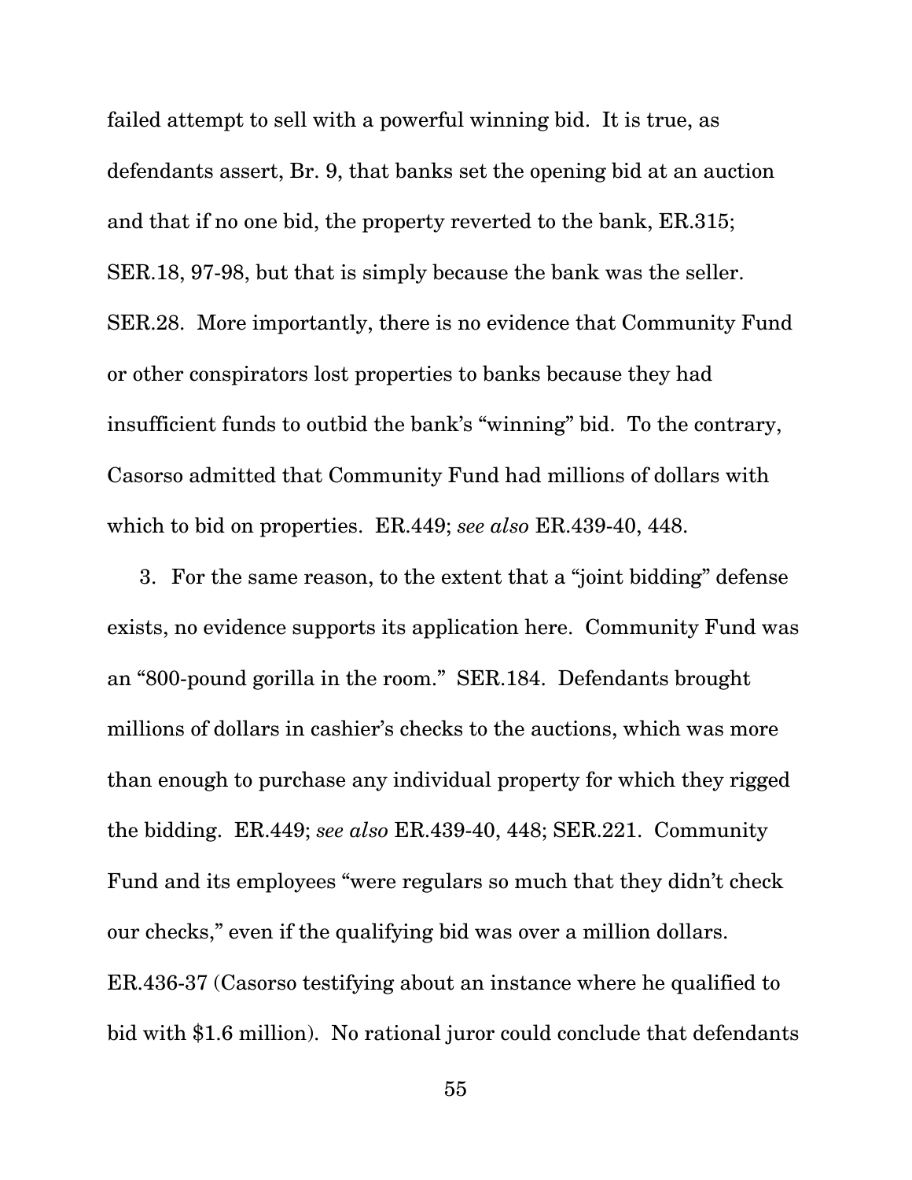failed attempt to sell with a powerful winning bid. It is true, as defendants assert, Br. 9, that banks set the opening bid at an auction and that if no one bid, the property reverted to the bank, ER.315; SER.18, 97-98, but that is simply because the bank was the seller. SER.28. More importantly, there is no evidence that Community Fund or other conspirators lost properties to banks because they had insufficient funds to outbid the bank's "winning" bid. To the contrary, Casorso admitted that Community Fund had millions of dollars with which to bid on properties. ER.449; *see also* ER.439-40, 448.

3. For the same reason, to the extent that a "joint bidding" defense exists, no evidence supports its application here. Community Fund was an "800-pound gorilla in the room." SER.184. Defendants brought millions of dollars in cashier's checks to the auctions, which was more than enough to purchase any individual property for which they rigged the bidding. ER.449; *see also* ER.439-40, 448; SER.221. Community Fund and its employees "were regulars so much that they didn't check our checks," even if the qualifying bid was over a million dollars. ER.436-37 (Casorso testifying about an instance where he qualified to bid with $1.6 million). No rational juror could conclude that defendants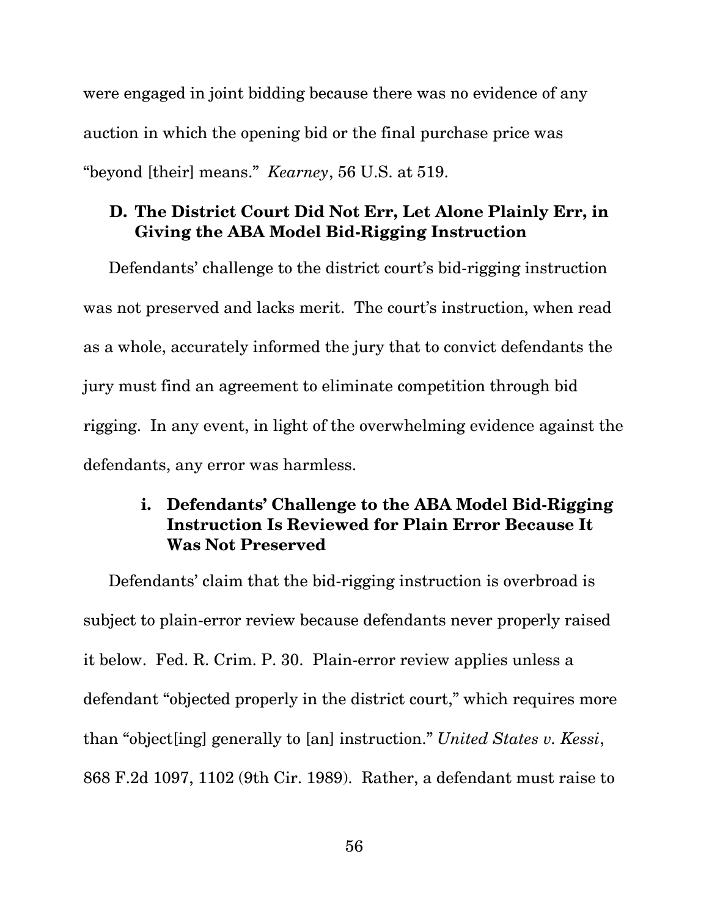were engaged in joint bidding because there was no evidence of any auction in which the opening bid or the final purchase price was "beyond [their] means." *Kearney*, 56 U.S. at 519.

### D. The District Court Did Not Err, Let Alone Plainly Err, in Giving the ABA Model Bid-Rigging Instruction

Defendants' challenge to the district court's bid-rigging instruction was not preserved and lacks merit. The court's instruction, when read as a whole, accurately informed the jury that to convict defendants the jury must find an agreement to eliminate competition through bid rigging. In any event, in light of the overwhelming evidence against the defendants, any error was harmless.

#### i. Defendants' Challenge to the ABA Model Bid-Rigging Instruction Is Reviewed for Plain Error Because It Was Not Preserved

Defendants' claim that the bid-rigging instruction is overbroad is subject to plain-error review because defendants never properly raised it below. Fed. R. Crim. P. 30. Plain-error review applies unless a defendant "objected properly in the district court," which requires more than "object[ing] generally to [an] instruction." *United States v. Kessi*, 868 F.2d 1097, 1102 (9th Cir. 1989). Rather, a defendant must raise to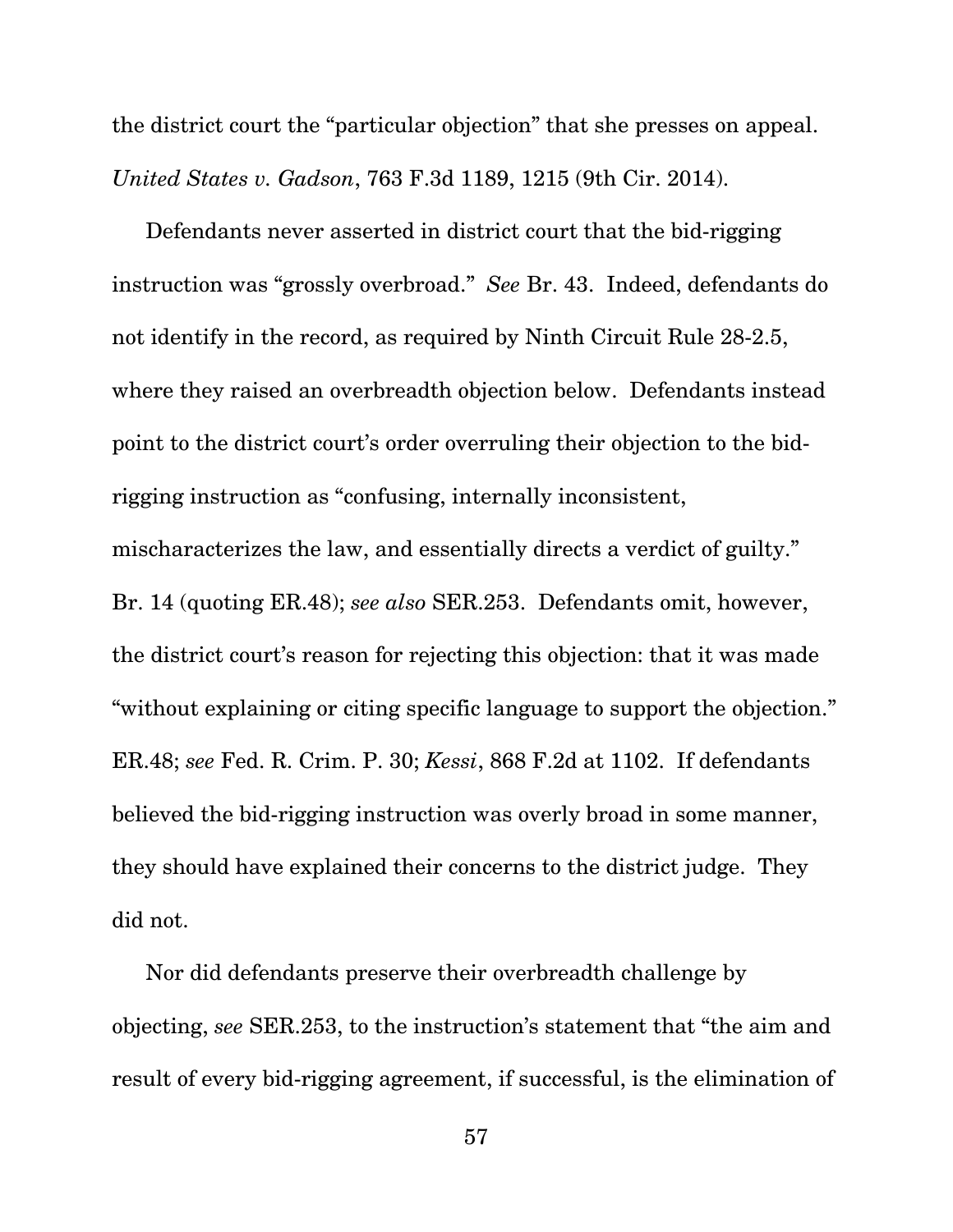the district court the "particular objection" that she presses on appeal. *United States v. Gadson*, 763 F.3d 1189, 1215 (9th Cir. 2014).

Defendants never asserted in district court that the bid-rigging instruction was "grossly overbroad." *See* Br. 43. Indeed, defendants do not identify in the record, as required by Ninth Circuit Rule 28-2.5, where they raised an overbreadth objection below. Defendants instead point to the district court's order overruling their objection to the bid-rigging instruction as "confusing, internally inconsistent, mischaracterizes the law, and essentially directs a verdict of guilty." Br. 14 (quoting ER.48); *see also* SER.253. Defendants omit, however, the district court's reason for rejecting this objection: that it was made "without explaining or citing specific language to support the objection." ER.48; *see* Fed. R. Crim. P. 30; *Kessi*, 868 F.2d at 1102. If defendants believed the bid-rigging instruction was overly broad in some manner, they should have explained their concerns to the district judge. They did not.

Nor did defendants preserve their overbreadth challenge by objecting, *see* SER.253, to the instruction's statement that "the aim and result of every bid-rigging agreement, if successful, is the elimination of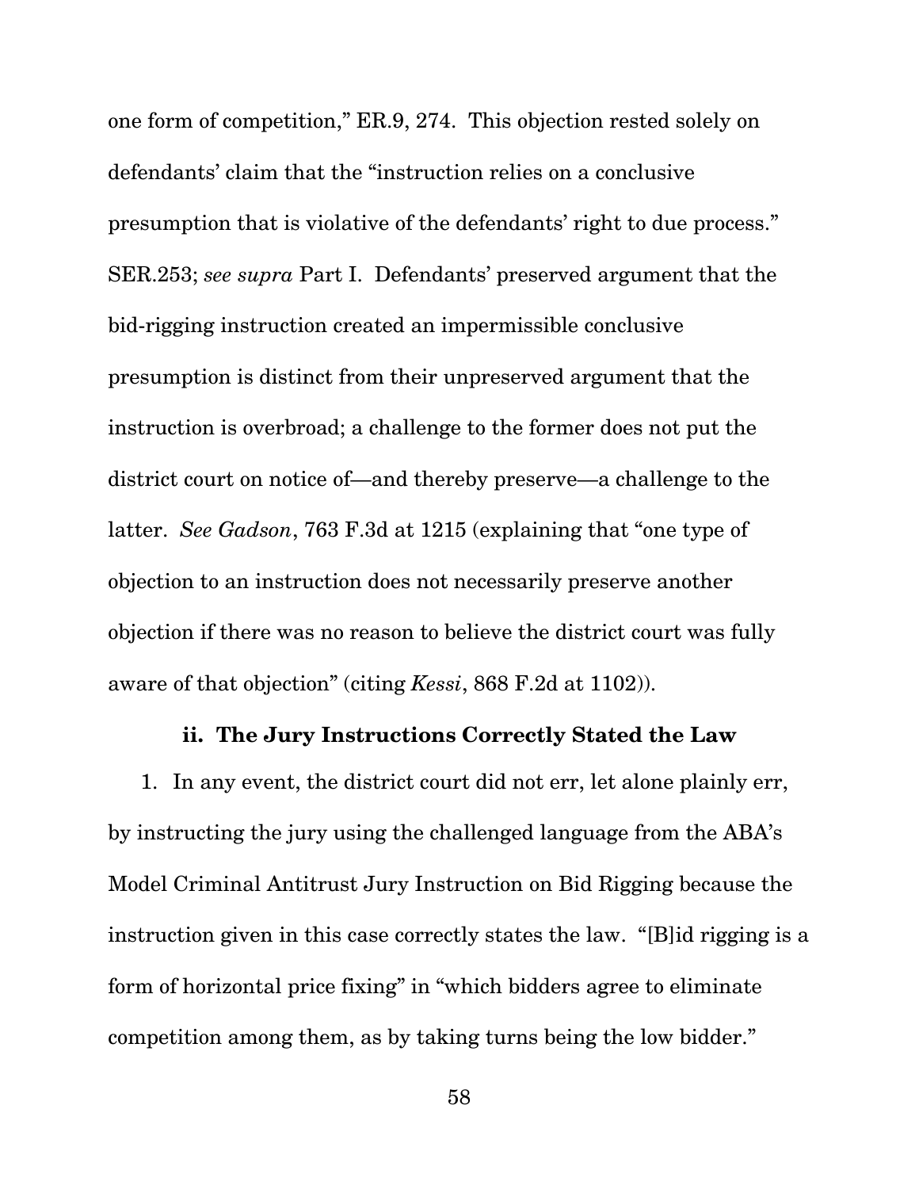one form of competition," ER.9, 274. This objection rested solely on defendants' claim that the "instruction relies on a conclusive presumption that is violative of the defendants' right to due process." SER.253; *see supra* Part I. Defendants' preserved argument that the bid-rigging instruction created an impermissible conclusive presumption is distinct from their unpreserved argument that the instruction is overbroad; a challenge to the former does not put the district court on notice of—and thereby preserve—a challenge to the latter. *See Gadson*, 763 F.3d at 1215 (explaining that "one type of objection to an instruction does not necessarily preserve another objection if there was no reason to believe the district court was fully aware of that objection" (citing *Kessi*, 868 F.2d at 1102)).

### ii. The Jury Instructions Correctly Stated the Law

1. In any event, the district court did not err, let alone plainly err, by instructing the jury using the challenged language from the ABA's Model Criminal Antitrust Jury Instruction on Bid Rigging because the instruction given in this case correctly states the law. "[B]id rigging is a form of horizontal price fixing" in "which bidders agree to eliminate competition among them, as by taking turns being the low bidder."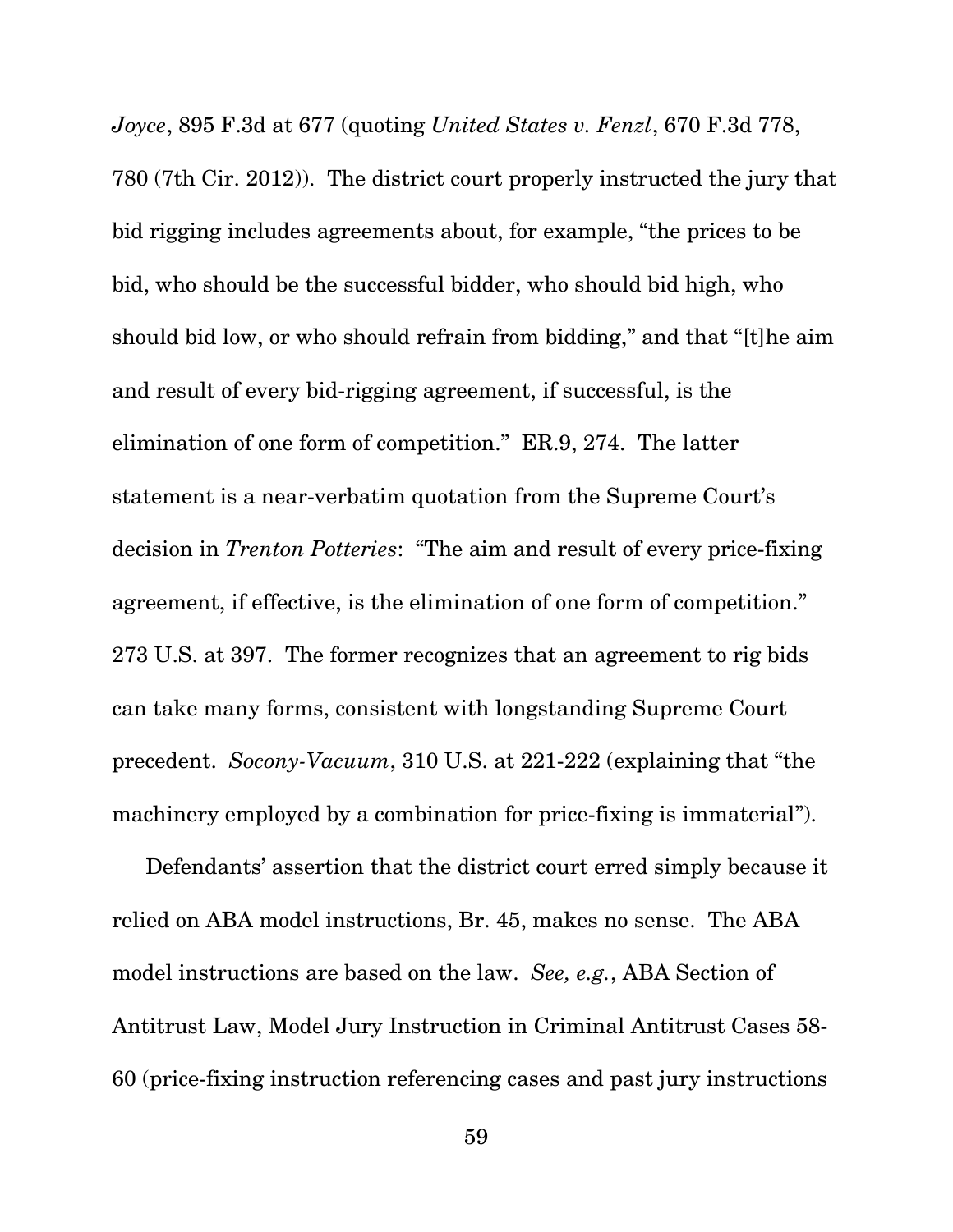*Joyce*, 895 F.3d at 677 (quoting *United States v. Fenzl*, 670 F.3d 778, 780 (7th Cir. 2012)). The district court properly instructed the jury that bid rigging includes agreements about, for example, "the prices to be bid, who should be the successful bidder, who should bid high, who should bid low, or who should refrain from bidding," and that "[t]he aim and result of every bid-rigging agreement, if successful, is the elimination of one form of competition." ER.9, 274. The latter statement is a near-verbatim quotation from the Supreme Court's decision in *Trenton Potteries*: "The aim and result of every price-fixing agreement, if effective, is the elimination of one form of competition." 273 U.S. at 397. The former recognizes that an agreement to rig bids can take many forms, consistent with longstanding Supreme Court precedent. *Socony-Vacuum*, 310 U.S. at 221-222 (explaining that "the machinery employed by a combination for price-fixing is immaterial").

Defendants' assertion that the district court erred simply because it relied on ABA model instructions, Br. 45, makes no sense. The ABA model instructions are based on the law. *See, e.g.*, ABA Section of Antitrust Law, Model Jury Instruction in Criminal Antitrust Cases 58-60 (price-fixing instruction referencing cases and past jury instructions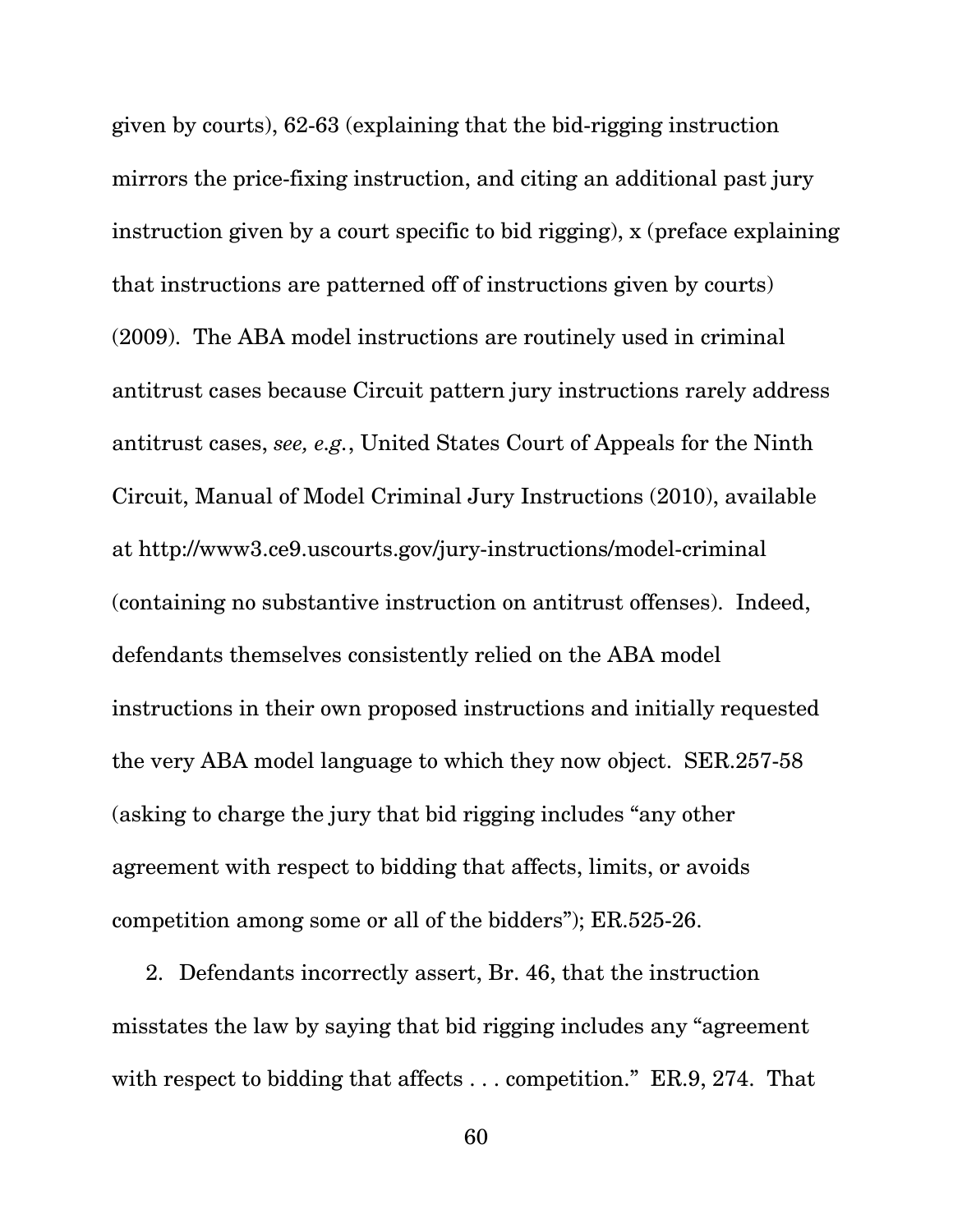given by courts), 62-63 (explaining that the bid-rigging instruction mirrors the price-fixing instruction, and citing an additional past jury instruction given by a court specific to bid rigging), x (preface explaining that instructions are patterned off of instructions given by courts) (2009). The ABA model instructions are routinely used in criminal antitrust cases because Circuit pattern jury instructions rarely address antitrust cases, *see, e.g.*, United States Court of Appeals for the Ninth Circuit, Manual of Model Criminal Jury Instructions (2010), available at http://www3.ce9.uscourts.gov/jury-instructions/model-criminal (containing no substantive instruction on antitrust offenses). Indeed, defendants themselves consistently relied on the ABA model instructions in their own proposed instructions and initially requested the very ABA model language to which they now object. SER.257-58 (asking to charge the jury that bid rigging includes "any other agreement with respect to bidding that affects, limits, or avoids competition among some or all of the bidders"); ER.525-26.

2. Defendants incorrectly assert, Br. 46, that the instruction misstates the law by saying that bid rigging includes any "agreement with respect to bidding that affects . . . competition." ER.9, 274. That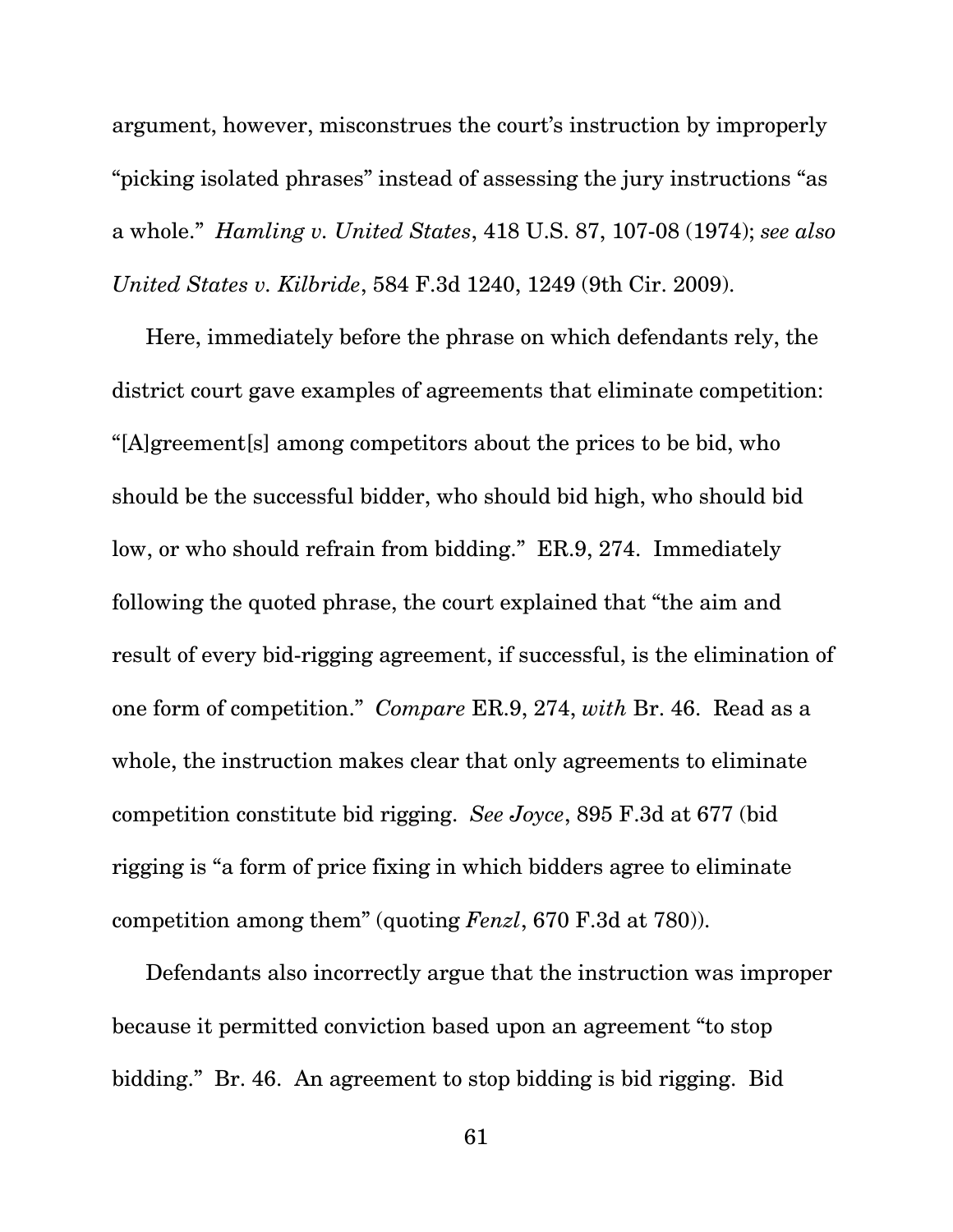argument, however, misconstrues the court's instruction by improperly "picking isolated phrases" instead of assessing the jury instructions "as a whole." *Hamling v. United States*, 418 U.S. 87, 107-08 (1974); *see also United States v. Kilbride*, 584 F.3d 1240, 1249 (9th Cir. 2009).

Here, immediately before the phrase on which defendants rely, the district court gave examples of agreements that eliminate competition: "[A]greement[s] among competitors about the prices to be bid, who should be the successful bidder, who should bid high, who should bid low, or who should refrain from bidding." ER.9, 274. Immediately following the quoted phrase, the court explained that "the aim and result of every bid-rigging agreement, if successful, is the elimination of one form of competition." *Compare* ER.9, 274, *with* Br. 46. Read as a whole, the instruction makes clear that only agreements to eliminate competition constitute bid rigging. *See Joyce*, 895 F.3d at 677 (bid rigging is "a form of price fixing in which bidders agree to eliminate competition among them" (quoting *Fenzl*, 670 F.3d at 780)).

Defendants also incorrectly argue that the instruction was improper because it permitted conviction based upon an agreement "to stop bidding." Br. 46. An agreement to stop bidding is bid rigging. Bid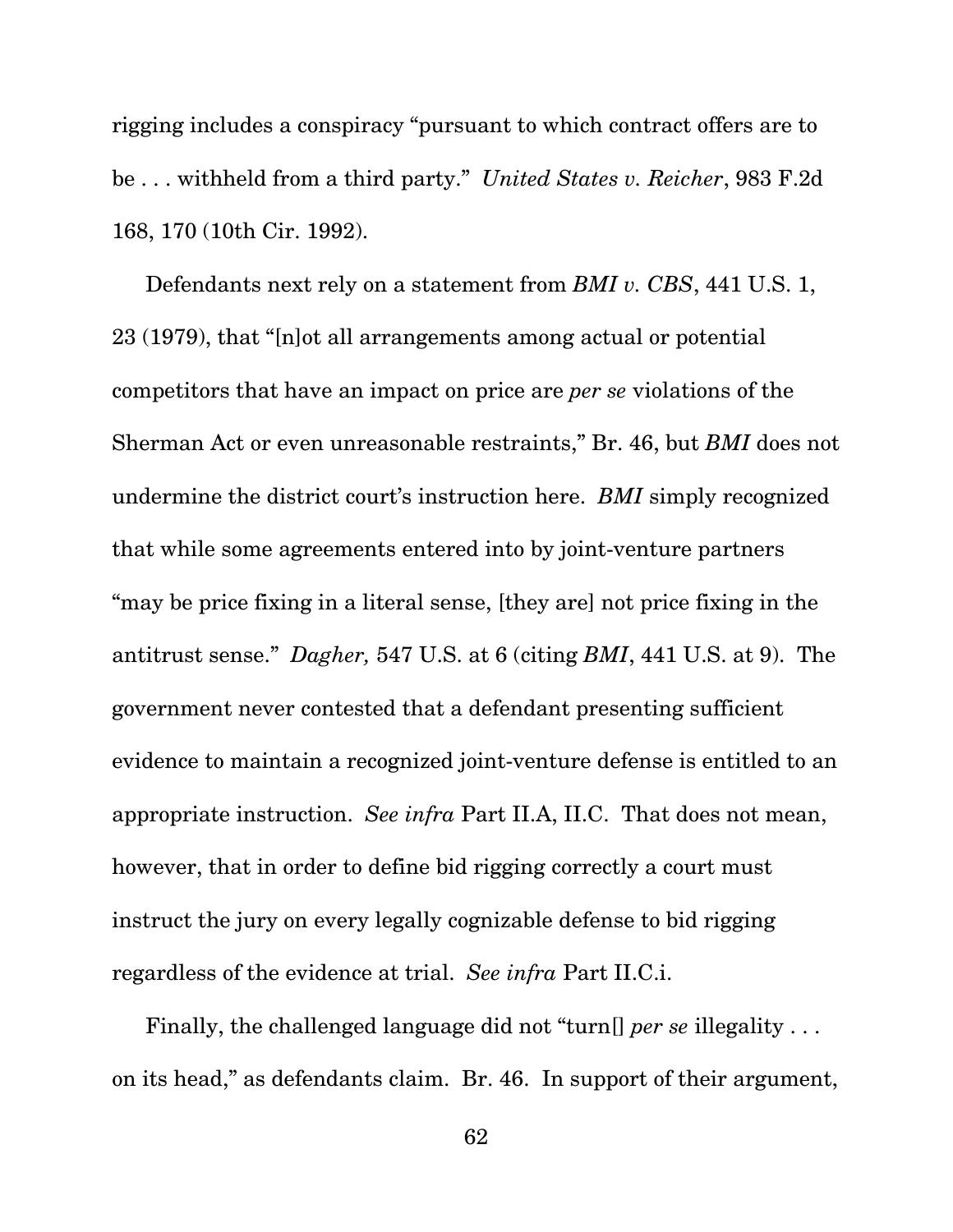rigging includes a conspiracy "pursuant to which contract offers are to be . . . withheld from a third party." *United States v. Reicher*, 983 F.2d 168, 170 (10th Cir. 1992).

Defendants next rely on a statement from *BMI v. CBS*, 441 U.S. 1, 23 (1979), that "[n]ot all arrangements among actual or potential competitors that have an impact on price are *per se* violations of the Sherman Act or even unreasonable restraints," Br. 46, but *BMI* does not undermine the district court's instruction here. *BMI* simply recognized that while some agreements entered into by joint-venture partners "may be price fixing in a literal sense, [they are] not price fixing in the antitrust sense." *Dagher,* 547 U.S. at 6 (citing *BMI*, 441 U.S. at 9). The government never contested that a defendant presenting sufficient evidence to maintain a recognized joint-venture defense is entitled to an appropriate instruction. *See infra* Part II.A, II.C. That does not mean, however, that in order to define bid rigging correctly a court must instruct the jury on every legally cognizable defense to bid rigging regardless of the evidence at trial. *See infra* Part II.C.i.

Finally, the challenged language did not "turn[] *per se* illegality . . . on its head," as defendants claim. Br. 46. In support of their argument,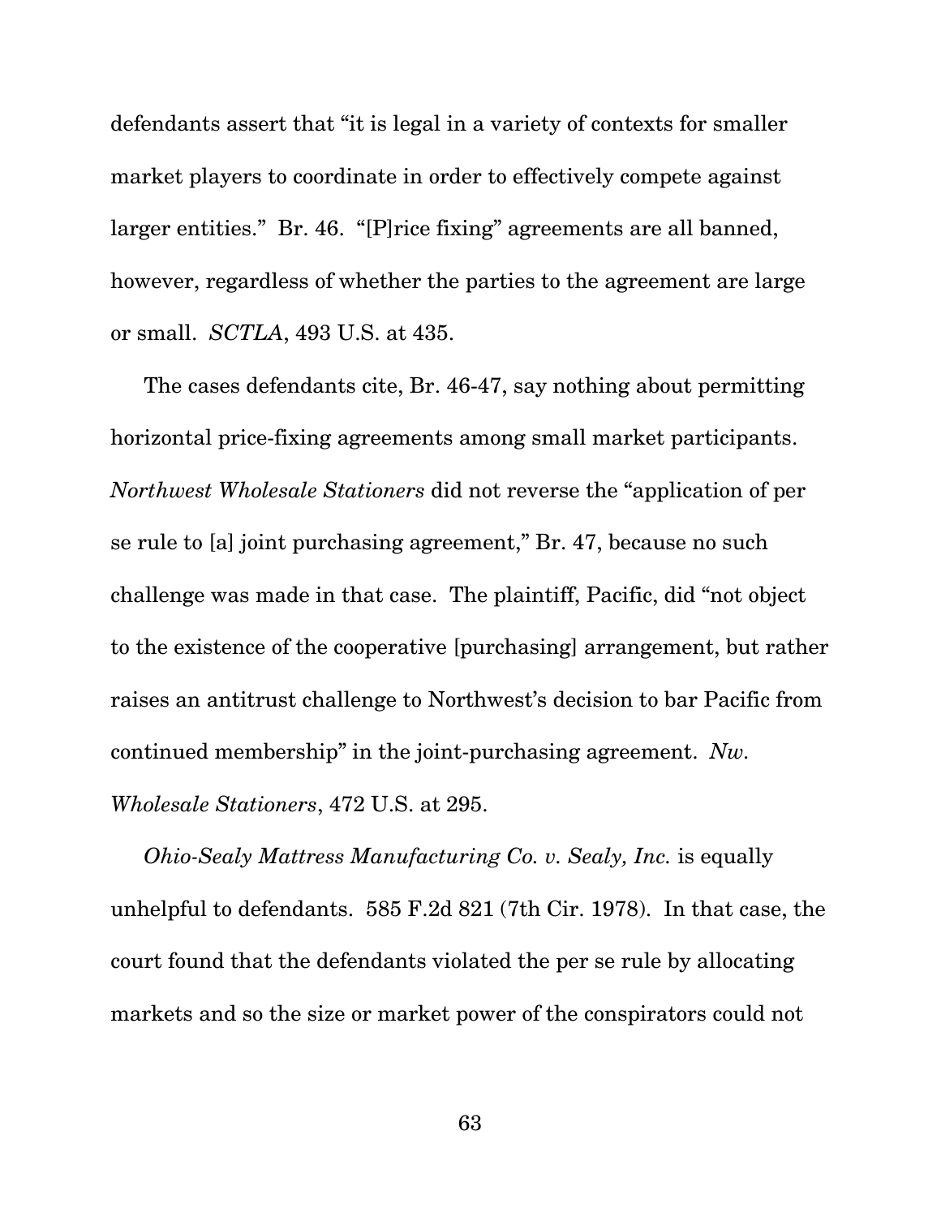defendants assert that “it is legal in a variety of contexts for smaller market players to coordinate in order to effectively compete against larger entities.” Br. 46. “[P]rice fixing” agreements are all banned, however, regardless of whether the parties to the agreement are large or small. *SCTLA*, 493 U.S. at 435.

The cases defendants cite, Br. 46-47, say nothing about permitting horizontal price-fixing agreements among small market participants. *Northwest Wholesale Stationers* did not reverse the “application of per se rule to [a] joint purchasing agreement,” Br. 47, because no such challenge was made in that case. The plaintiff, Pacific, did “not object to the existence of the cooperative [purchasing] arrangement, but rather raises an antitrust challenge to Northwest’s decision to bar Pacific from continued membership” in the joint-purchasing agreement. *Nw. Wholesale Stationers*, 472 U.S. at 295.

*Ohio-Sealy Mattress Manufacturing Co. v. Sealy, Inc.* is equally unhelpful to defendants. 585 F.2d 821 (7th Cir. 1978). In that case, the court found that the defendants violated the per se rule by allocating markets and so the size or market power of the conspirators could not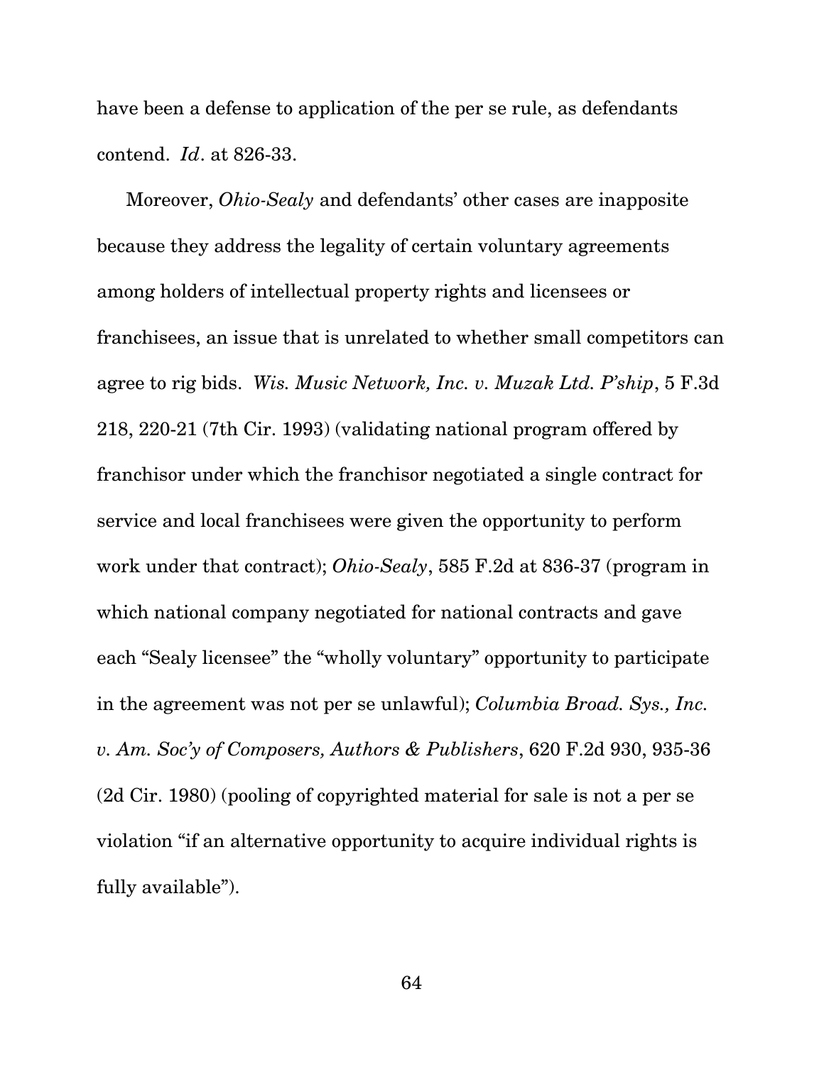have been a defense to application of the per se rule, as defendants contend. *Id*. at 826-33.

Moreover, *Ohio-Sealy* and defendants' other cases are inapposite because they address the legality of certain voluntary agreements among holders of intellectual property rights and licensees or franchisees, an issue that is unrelated to whether small competitors can agree to rig bids. *Wis. Music Network, Inc. v. Muzak Ltd. P'ship*, 5 F.3d 218, 220-21 (7th Cir. 1993) (validating national program offered by franchisor under which the franchisor negotiated a single contract for service and local franchisees were given the opportunity to perform work under that contract); *Ohio-Sealy*, 585 F.2d at 836-37 (program in which national company negotiated for national contracts and gave each "Sealy licensee" the "wholly voluntary" opportunity to participate in the agreement was not per se unlawful); *Columbia Broad. Sys., Inc. v. Am. Soc'y of Composers, Authors & Publishers*, 620 F.2d 930, 935-36 (2d Cir. 1980) (pooling of copyrighted material for sale is not a per se violation "if an alternative opportunity to acquire individual rights is fully available").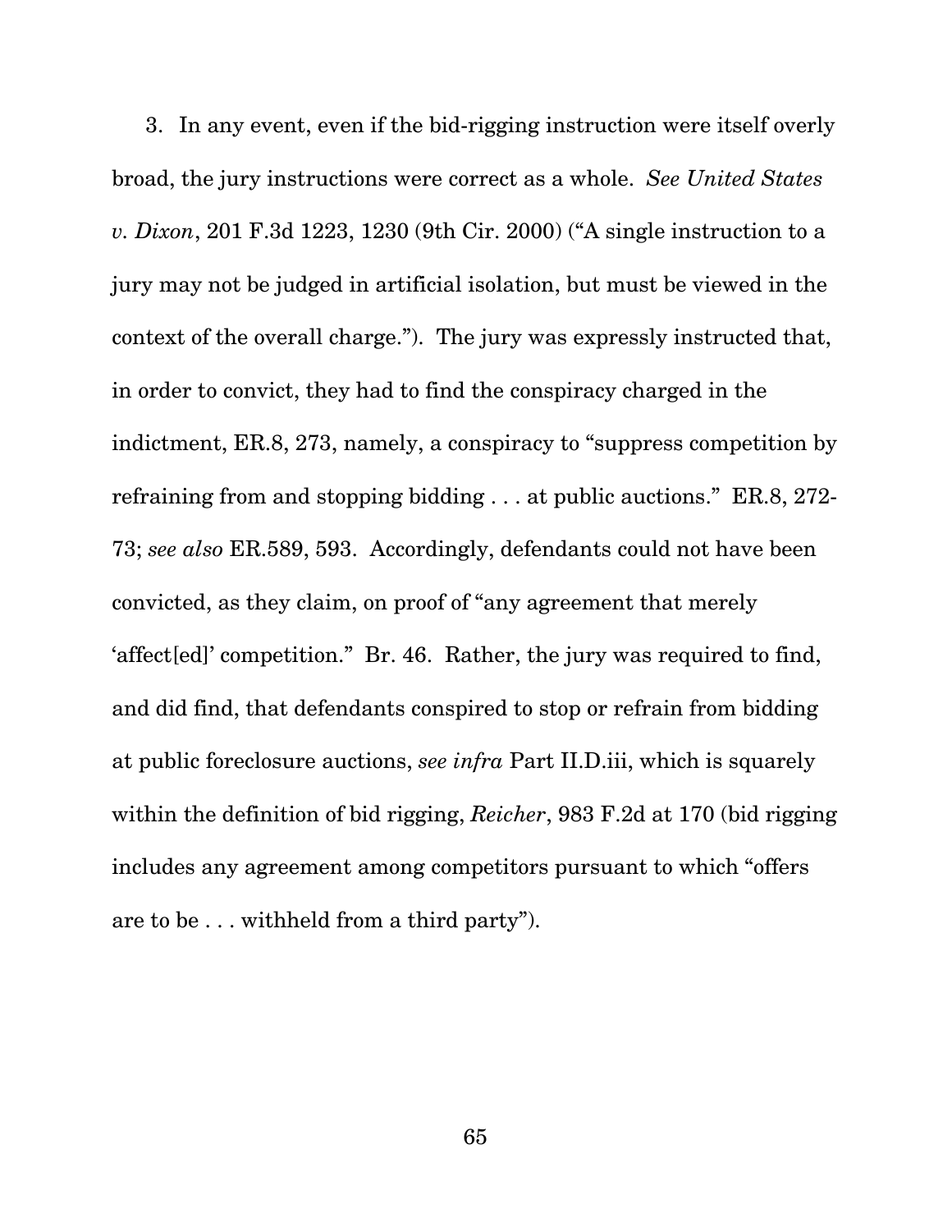3. In any event, even if the bid-rigging instruction were itself overly broad, the jury instructions were correct as a whole. *See United States v. Dixon*, 201 F.3d 1223, 1230 (9th Cir. 2000) ("A single instruction to a jury may not be judged in artificial isolation, but must be viewed in the context of the overall charge."). The jury was expressly instructed that, in order to convict, they had to find the conspiracy charged in the indictment, ER.8, 273, namely, a conspiracy to "suppress competition by refraining from and stopping bidding . . . at public auctions." ER.8, 272-73; *see also* ER.589, 593. Accordingly, defendants could not have been convicted, as they claim, on proof of "any agreement that merely 'affect[ed]' competition." Br. 46. Rather, the jury was required to find, and did find, that defendants conspired to stop or refrain from bidding at public foreclosure auctions, *see infra* Part II.D.iii, which is squarely within the definition of bid rigging, *Reicher*, 983 F.2d at 170 (bid rigging includes any agreement among competitors pursuant to which "offers are to be . . . withheld from a third party").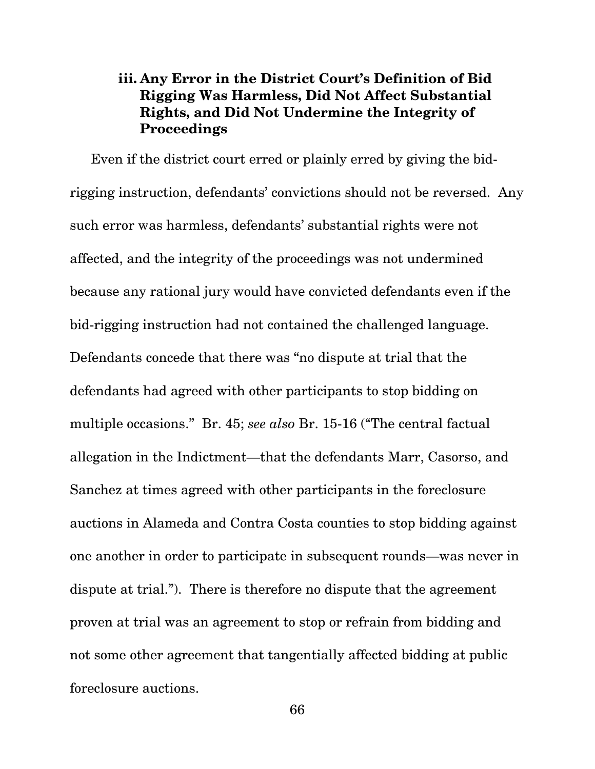### iii. Any Error in the District Court's Definition of Bid Rigging Was Harmless, Did Not Affect Substantial Rights, and Did Not Undermine the Integrity of Proceedings

Even if the district court erred or plainly erred by giving the bid-rigging instruction, defendants' convictions should not be reversed. Any such error was harmless, defendants' substantial rights were not affected, and the integrity of the proceedings was not undermined because any rational jury would have convicted defendants even if the bid-rigging instruction had not contained the challenged language. Defendants concede that there was "no dispute at trial that the defendants had agreed with other participants to stop bidding on multiple occasions." Br. 45; *see also* Br. 15-16 ("The central factual allegation in the Indictment—that the defendants Marr, Casorso, and Sanchez at times agreed with other participants in the foreclosure auctions in Alameda and Contra Costa counties to stop bidding against one another in order to participate in subsequent rounds—was never in dispute at trial."). There is therefore no dispute that the agreement proven at trial was an agreement to stop or refrain from bidding and not some other agreement that tangentially affected bidding at public foreclosure auctions.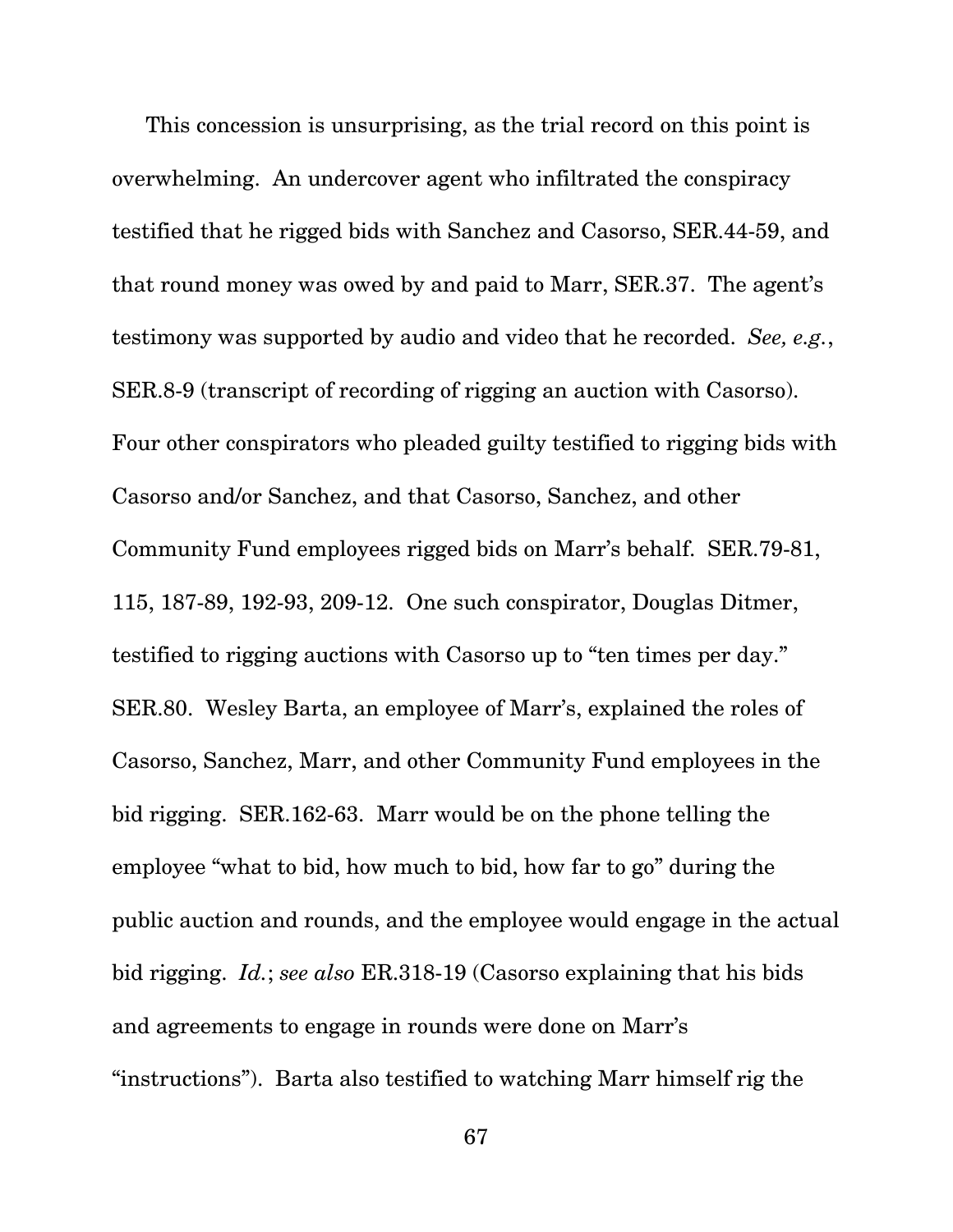This concession is unsurprising, as the trial record on this point is overwhelming. An undercover agent who infiltrated the conspiracy testified that he rigged bids with Sanchez and Casorso, SER.44-59, and that round money was owed by and paid to Marr, SER.37. The agent's testimony was supported by audio and video that he recorded. *See, e.g.*, SER.8-9 (transcript of recording of rigging an auction with Casorso). Four other conspirators who pleaded guilty testified to rigging bids with Casorso and/or Sanchez, and that Casorso, Sanchez, and other Community Fund employees rigged bids on Marr's behalf. SER.79-81, 115, 187-89, 192-93, 209-12. One such conspirator, Douglas Ditmer, testified to rigging auctions with Casorso up to "ten times per day." SER.80. Wesley Barta, an employee of Marr's, explained the roles of Casorso, Sanchez, Marr, and other Community Fund employees in the bid rigging. SER.162-63. Marr would be on the phone telling the employee "what to bid, how much to bid, how far to go" during the public auction and rounds, and the employee would engage in the actual bid rigging. *Id.*; *see also* ER.318-19 (Casorso explaining that his bids and agreements to engage in rounds were done on Marr's "instructions"). Barta also testified to watching Marr himself rig the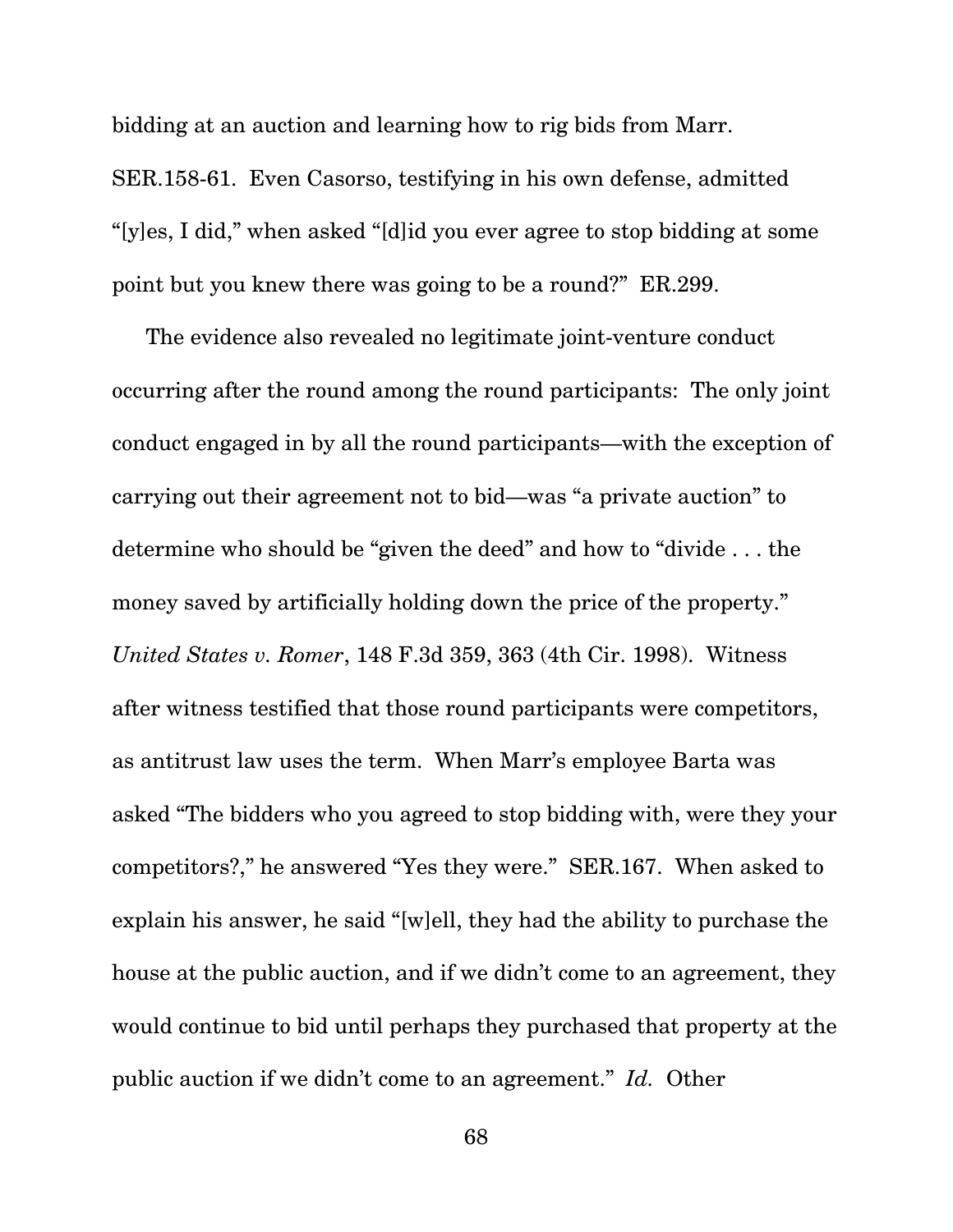bidding at an auction and learning how to rig bids from Marr. SER.158-61. Even Casorso, testifying in his own defense, admitted "[y]es, I did," when asked "[d]id you ever agree to stop bidding at some point but you knew there was going to be a round?" ER.299.

The evidence also revealed no legitimate joint-venture conduct occurring after the round among the round participants: The only joint conduct engaged in by all the round participants—with the exception of carrying out their agreement not to bid—was "a private auction" to determine who should be "given the deed" and how to "divide . . . the money saved by artificially holding down the price of the property." *United States v. Romer*, 148 F.3d 359, 363 (4th Cir. 1998). Witness after witness testified that those round participants were competitors, as antitrust law uses the term. When Marr's employee Barta was asked "The bidders who you agreed to stop bidding with, were they your competitors?," he answered "Yes they were." SER.167. When asked to explain his answer, he said "[w]ell, they had the ability to purchase the house at the public auction, and if we didn't come to an agreement, they would continue to bid until perhaps they purchased that property at the public auction if we didn't come to an agreement." *Id.* Other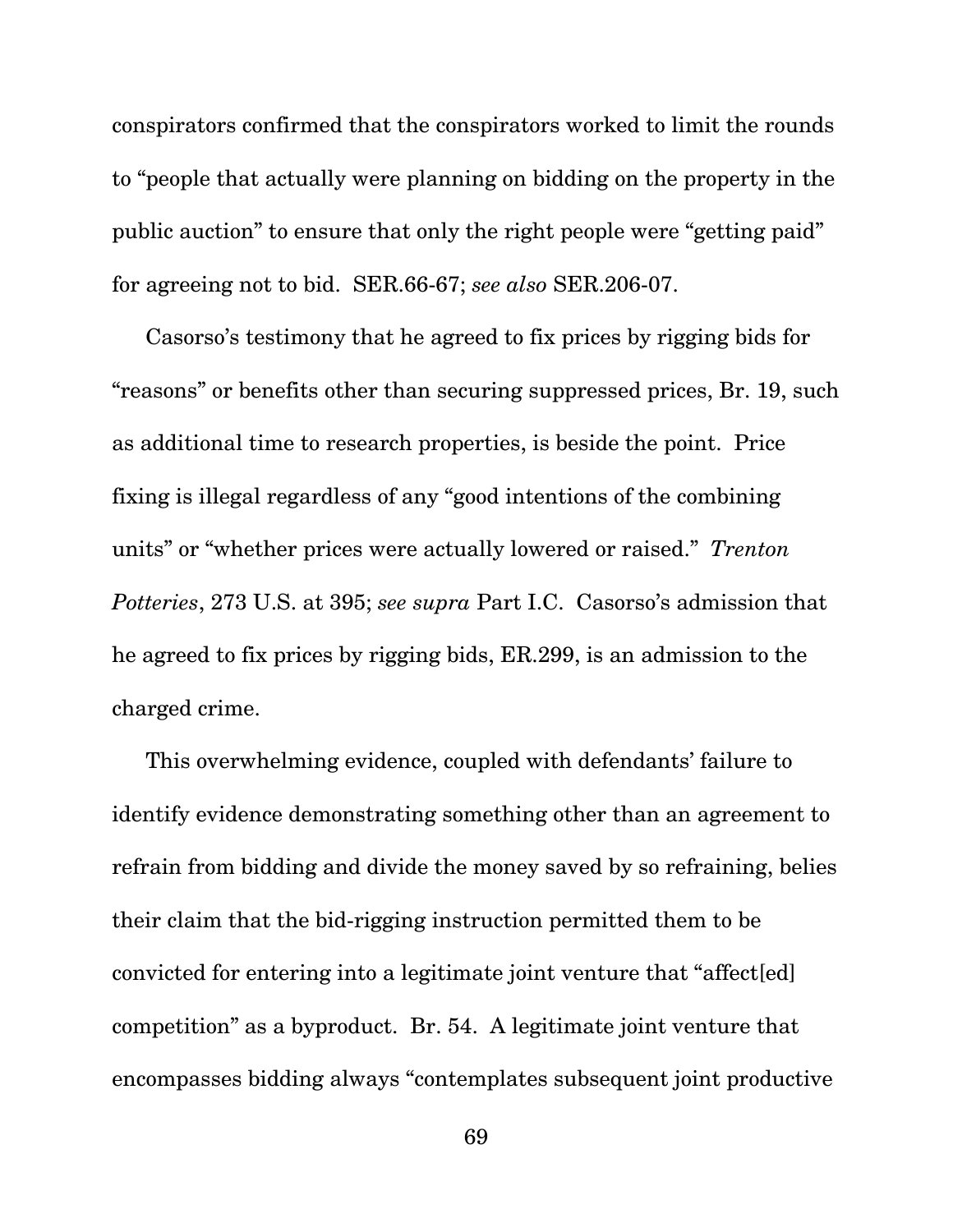conspirators confirmed that the conspirators worked to limit the rounds to "people that actually were planning on bidding on the property in the public auction" to ensure that only the right people were "getting paid" for agreeing not to bid. SER.66-67; *see also* SER.206-07.

Casorso's testimony that he agreed to fix prices by rigging bids for "reasons" or benefits other than securing suppressed prices, Br. 19, such as additional time to research properties, is beside the point. Price fixing is illegal regardless of any "good intentions of the combining units" or "whether prices were actually lowered or raised." *Trenton Potteries*, 273 U.S. at 395; *see supra* Part I.C. Casorso's admission that he agreed to fix prices by rigging bids, ER.299, is an admission to the charged crime.

This overwhelming evidence, coupled with defendants' failure to identify evidence demonstrating something other than an agreement to refrain from bidding and divide the money saved by so refraining, belies their claim that the bid-rigging instruction permitted them to be convicted for entering into a legitimate joint venture that "affect[ed] competition" as a byproduct. Br. 54. A legitimate joint venture that encompasses bidding always "contemplates subsequent joint productive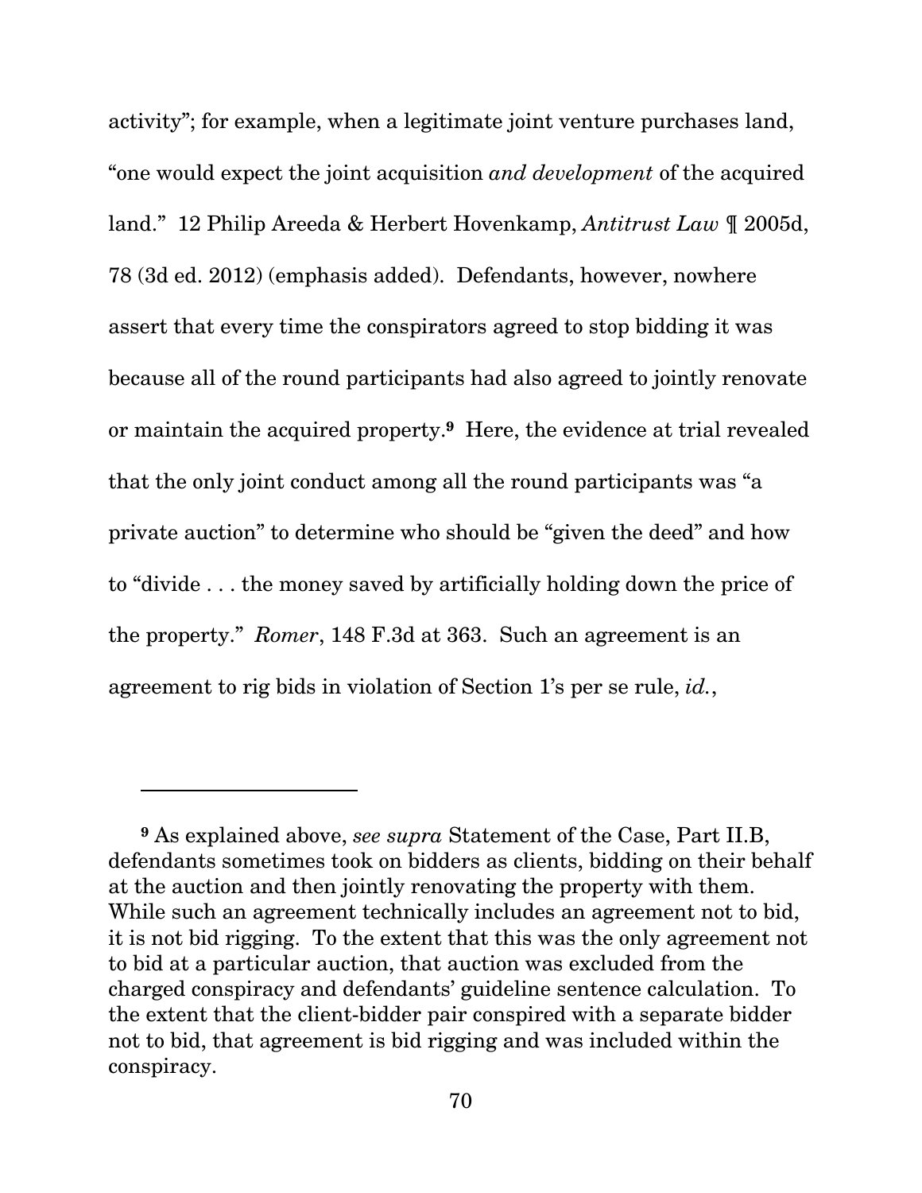activity"; for example, when a legitimate joint venture purchases land, "one would expect the joint acquisition *and development* of the acquired land." 12 Philip Areeda & Herbert Hovenkamp, *Antitrust Law* ¶ 2005d, 78 (3d ed. 2012) (emphasis added). Defendants, however, nowhere assert that every time the conspirators agreed to stop bidding it was because all of the round participants had also agreed to jointly renovate or maintain the acquired property.[9] Here, the evidence at trial revealed that the only joint conduct among all the round participants was "a private auction" to determine who should be "given the deed" and how to "divide . . . the money saved by artificially holding down the price of the property." *Romer*, 148 F.3d at 363. Such an agreement is an agreement to rig bids in violation of Section 1's per se rule, *id.*,

---

[9] As explained above, *see supra* Statement of the Case, Part II.B, defendants sometimes took on bidders as clients, bidding on their behalf at the auction and then jointly renovating the property with them. While such an agreement technically includes an agreement not to bid, it is not bid rigging. To the extent that this was the only agreement not to bid at a particular auction, that auction was excluded from the charged conspiracy and defendants' guideline sentence calculation. To the extent that the client-bidder pair conspired with a separate bidder not to bid, that agreement is bid rigging and was included within the conspiracy.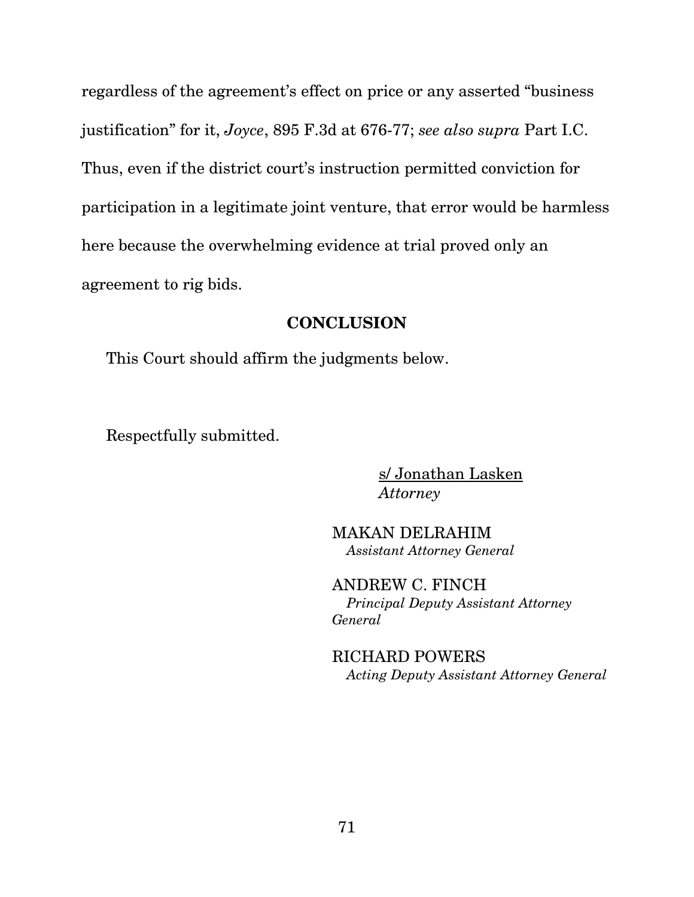regardless of the agreement's effect on price or any asserted "business justification" for it, *Joyce*, 895 F.3d at 676-77; *see also supra* Part I.C. Thus, even if the district court's instruction permitted conviction for participation in a legitimate joint venture, that error would be harmless here because the overwhelming evidence at trial proved only an agreement to rig bids.

## CONCLUSION

This Court should affirm the judgments below.

Respectfully submitted.

s/ Jonathan Lasken
*Attorney*

MAKAN DELRAHIM
*Assistant Attorney General*

ANDREW C. FINCH
*Principal Deputy Assistant Attorney General*

RICHARD POWERS
*Acting Deputy Assistant Attorney General*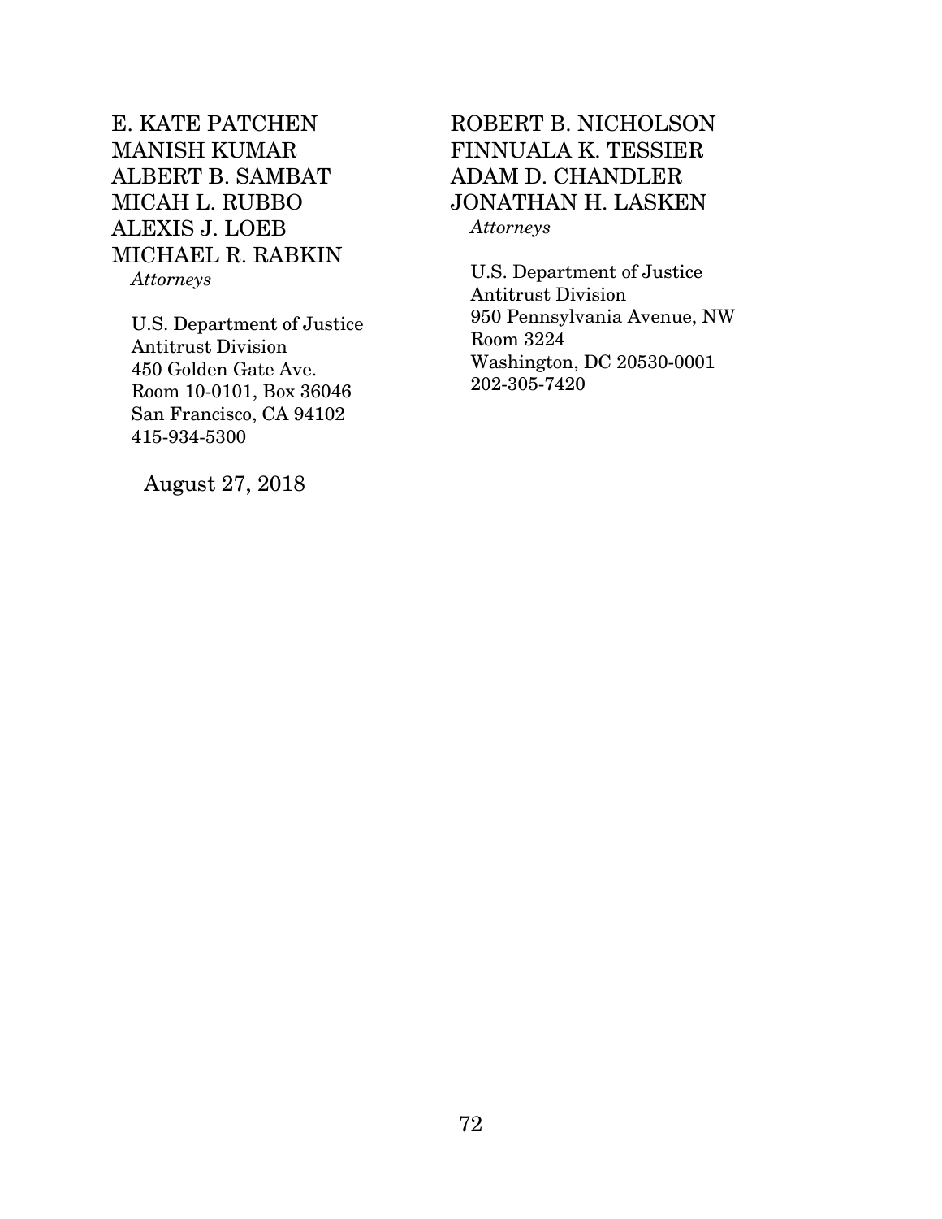E. KATE PATCHEN
MANISH KUMAR
ALBERT B. SAMBAT
MICAH L. RUBBO
ALEXIS J. LOEB
MICHAEL R. RABKIN
*Attorneys*

U.S. Department of Justice
Antitrust Division
450 Golden Gate Ave.
Room 10-0101, Box 36046
San Francisco, CA 94102
415-934-5300

ROBERT B. NICHOLSON
FINNUALA K. TESSIER
ADAM D. CHANDLER
JONATHAN H. LASKEN
*Attorneys*

U.S. Department of Justice
Antitrust Division
950 Pennsylvania Avenue, NW
Room 3224
Washington, DC 20530-0001
202-305-7420

August 27, 2018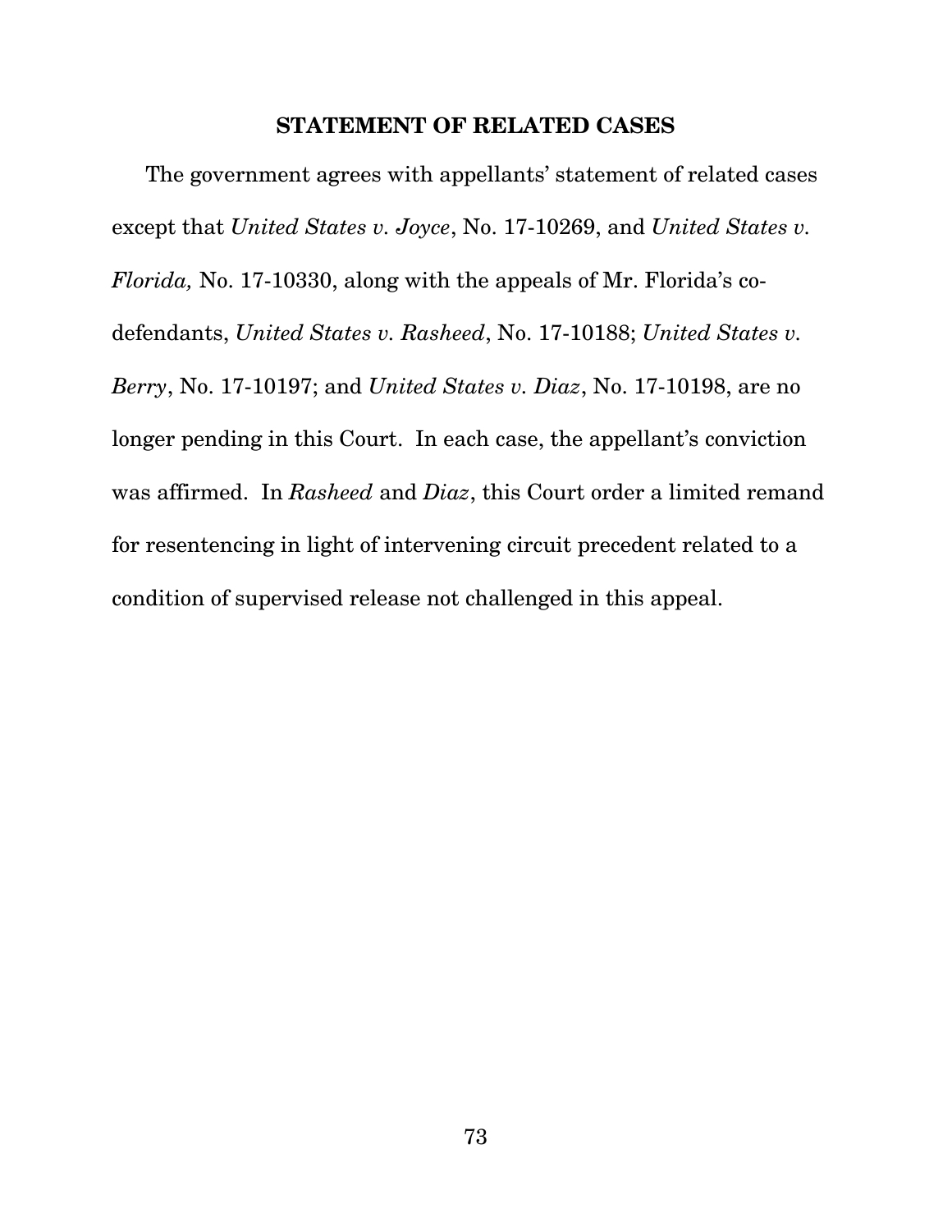## STATEMENT OF RELATED CASES

The government agrees with appellants' statement of related cases except that *United States v. Joyce*, No. 17-10269, and *United States v. Florida,* No. 17-10330, along with the appeals of Mr. Florida's co-defendants, *United States v. Rasheed*, No. 17-10188; *United States v. Berry*, No. 17-10197; and *United States v. Diaz*, No. 17-10198, are no longer pending in this Court. In each case, the appellant's conviction was affirmed. In *Rasheed* and *Diaz*, this Court order a limited remand for resentencing in light of intervening circuit precedent related to a condition of supervised release not challenged in this appeal.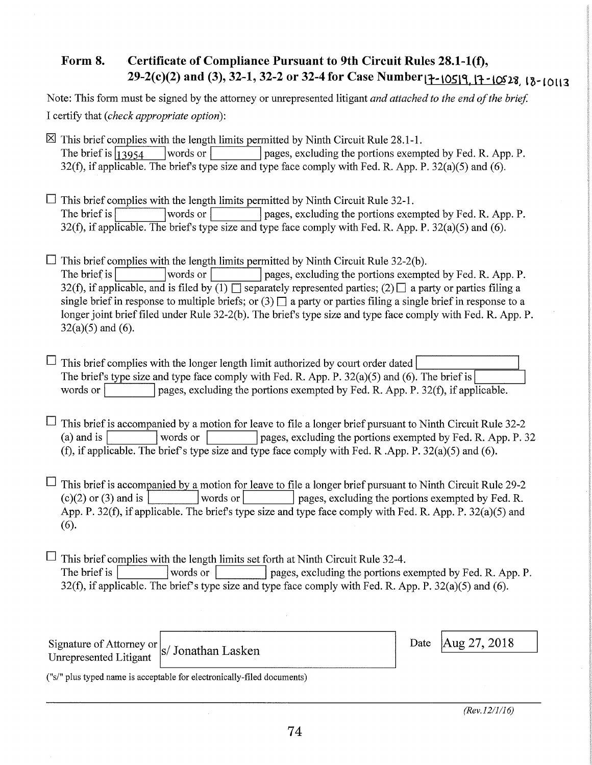# Form 8. Certificate of Compliance Pursuant to 9th Circuit Rules 28.1-1(f), 29-2(c)(2) and (3), 32-1, 32-2 or 32-4 for Case Number 17-10519, 17-10528, 18-10113

Note: This form must be signed by the attorney or unrepresented litigant *and attached to the end of the brief.*

I certify that (*check appropriate option*):

☒ This brief complies with the length limits permitted by Ninth Circuit Rule 28.1-1.
The brief is 13954 words or ______ pages, excluding the portions exempted by Fed. R. App. P. 32(f), if applicable. The brief's type size and type face comply with Fed. R. App. P. 32(a)(5) and (6).

☐ This brief complies with the length limits permitted by Ninth Circuit Rule 32-1.
The brief is ______ words or ______ pages, excluding the portions exempted by Fed. R. App. P. 32(f), if applicable. The brief's type size and type face comply with Fed. R. App. P. 32(a)(5) and (6).

☐ This brief complies with the length limits permitted by Ninth Circuit Rule 32-2(b).
The brief is ______ words or ______ pages, excluding the portions exempted by Fed. R. App. P. 32(f), if applicable, and is filed by (1) ☐ separately represented parties; (2) ☐ a party or parties filing a single brief in response to multiple briefs; or (3) ☐ a party or parties filing a single brief in response to a longer joint brief filed under Rule 32-2(b). The brief's type size and type face comply with Fed. R. App. P. 32(a)(5) and (6).

☐ This brief complies with the longer length limit authorized by court order dated ______. The brief's type size and type face comply with Fed. R. App. P. 32(a)(5) and (6). The brief is ______ words or ______ pages, excluding the portions exempted by Fed. R. App. P. 32(f), if applicable.

☐ This brief is accompanied by a motion for leave to file a longer brief pursuant to Ninth Circuit Rule 32-2 (a) and is ______ words or ______ pages, excluding the portions exempted by Fed. R. App. P. 32 (f), if applicable. The brief's type size and type face comply with Fed. R .App. P. 32(a)(5) and (6).

☐ This brief is accompanied by a motion for leave to file a longer brief pursuant to Ninth Circuit Rule 29-2 (c)(2) or (3) and is ______ words or ______ pages, excluding the portions exempted by Fed. R. App. P. 32(f), if applicable. The brief's type size and type face comply with Fed. R. App. P. 32(a)(5) and (6).

☐ This brief complies with the length limits set forth at Ninth Circuit Rule 32-4.
The brief is ______ words or ______ pages, excluding the portions exempted by Fed. R. App. P. 32(f), if applicable. The brief's type size and type face comply with Fed. R. App. P. 32(a)(5) and (6).

Signature of Attorney or Unrepresented Litigant: s/ Jonathan Lasken

Date: Aug 27, 2018

("s/" plus typed name is acceptable for electronically-filed documents)

*(Rev.12/1/16)*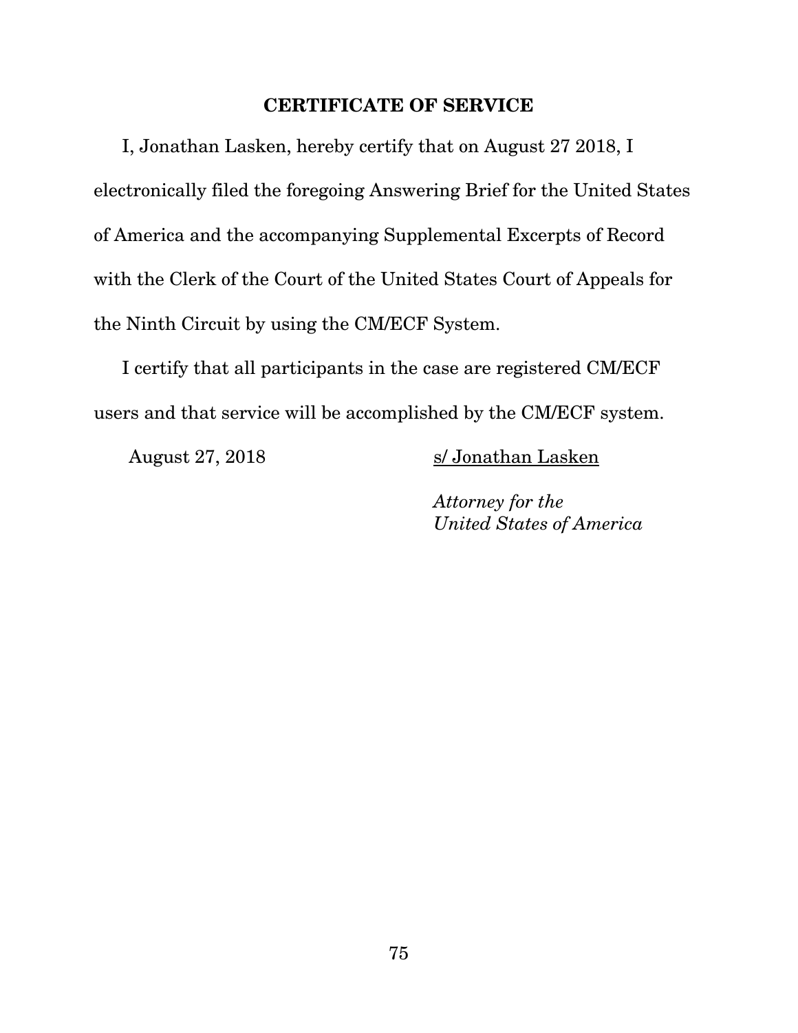## CERTIFICATE OF SERVICE

I, Jonathan Lasken, hereby certify that on August 27 2018, I electronically filed the foregoing Answering Brief for the United States of America and the accompanying Supplemental Excerpts of Record with the Clerk of the Court of the United States Court of Appeals for the Ninth Circuit by using the CM/ECF System.

I certify that all participants in the case are registered CM/ECF users and that service will be accomplished by the CM/ECF system.

August 27, 2018

s/ Jonathan Lasken

*Attorney for the United States of America*